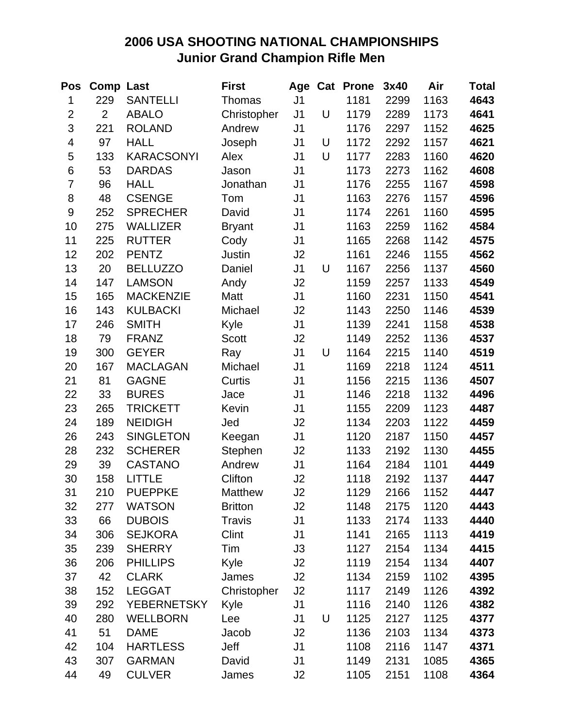# 2006 USA SHOOTING NATIONAL CHAMPIONSHIPS
## Junior Grand Champion Rifle Men

| Pos | Comp | Last | First | Age | Cat | Prone | 3x40 | Air | Total |
|---|---|---|---|---|---|---|---|---|---|
| 1 | 229 | SANTELLI | Thomas | J1 | | 1181 | 2299 | 1163 | **4643** |
| 2 | 2 | ABALO | Christopher | J1 | U | 1179 | 2289 | 1173 | **4641** |
| 3 | 221 | ROLAND | Andrew | J1 | | 1176 | 2297 | 1152 | **4625** |
| 4 | 97 | HALL | Joseph | J1 | U | 1172 | 2292 | 1157 | **4621** |
| 5 | 133 | KARACSONYI | Alex | J1 | U | 1177 | 2283 | 1160 | **4620** |
| 6 | 53 | DARDAS | Jason | J1 | | 1173 | 2273 | 1162 | **4608** |
| 7 | 96 | HALL | Jonathan | J1 | | 1176 | 2255 | 1167 | **4598** |
| 8 | 48 | CSENGE | Tom | J1 | | 1163 | 2276 | 1157 | **4596** |
| 9 | 252 | SPRECHER | David | J1 | | 1174 | 2261 | 1160 | **4595** |
| 10 | 275 | WALLIZER | Bryant | J1 | | 1163 | 2259 | 1162 | **4584** |
| 11 | 225 | RUTTER | Cody | J1 | | 1165 | 2268 | 1142 | **4575** |
| 12 | 202 | PENTZ | Justin | J2 | | 1161 | 2246 | 1155 | **4562** |
| 13 | 20 | BELLUZZO | Daniel | J1 | U | 1167 | 2256 | 1137 | **4560** |
| 14 | 147 | LAMSON | Andy | J2 | | 1159 | 2257 | 1133 | **4549** |
| 15 | 165 | MACKENZIE | Matt | J1 | | 1160 | 2231 | 1150 | **4541** |
| 16 | 143 | KULBACKI | Michael | J2 | | 1143 | 2250 | 1146 | **4539** |
| 17 | 246 | SMITH | Kyle | J1 | | 1139 | 2241 | 1158 | **4538** |
| 18 | 79 | FRANZ | Scott | J2 | | 1149 | 2252 | 1136 | **4537** |
| 19 | 300 | GEYER | Ray | J1 | U | 1164 | 2215 | 1140 | **4519** |
| 20 | 167 | MACLAGAN | Michael | J1 | | 1169 | 2218 | 1124 | **4511** |
| 21 | 81 | GAGNE | Curtis | J1 | | 1156 | 2215 | 1136 | **4507** |
| 22 | 33 | BURES | Jace | J1 | | 1146 | 2218 | 1132 | **4496** |
| 23 | 265 | TRICKETT | Kevin | J1 | | 1155 | 2209 | 1123 | **4487** |
| 24 | 189 | NEIDIGH | Jed | J2 | | 1134 | 2203 | 1122 | **4459** |
| 26 | 243 | SINGLETON | Keegan | J1 | | 1120 | 2187 | 1150 | **4457** |
| 28 | 232 | SCHERER | Stephen | J2 | | 1133 | 2192 | 1130 | **4455** |
| 29 | 39 | CASTANO | Andrew | J1 | | 1164 | 2184 | 1101 | **4449** |
| 30 | 158 | LITTLE | Clifton | J2 | | 1118 | 2192 | 1137 | **4447** |
| 31 | 210 | PUEPPKE | Matthew | J2 | | 1129 | 2166 | 1152 | **4447** |
| 32 | 277 | WATSON | Britton | J2 | | 1148 | 2175 | 1120 | **4443** |
| 33 | 66 | DUBOIS | Travis | J1 | | 1133 | 2174 | 1133 | **4440** |
| 34 | 306 | SEJKORA | Clint | J1 | | 1141 | 2165 | 1113 | **4419** |
| 35 | 239 | SHERRY | Tim | J3 | | 1127 | 2154 | 1134 | **4415** |
| 36 | 206 | PHILLIPS | Kyle | J2 | | 1119 | 2154 | 1134 | **4407** |
| 37 | 42 | CLARK | James | J2 | | 1134 | 2159 | 1102 | **4395** |
| 38 | 152 | LEGGAT | Christopher | J2 | | 1117 | 2149 | 1126 | **4392** |
| 39 | 292 | YEBERNETSKY | Kyle | J1 | | 1116 | 2140 | 1126 | **4382** |
| 40 | 280 | WELLBORN | Lee | J1 | U | 1125 | 2127 | 1125 | **4377** |
| 41 | 51 | DAME | Jacob | J2 | | 1136 | 2103 | 1134 | **4373** |
| 42 | 104 | HARTLESS | Jeff | J1 | | 1108 | 2116 | 1147 | **4371** |
| 43 | 307 | GARMAN | David | J1 | | 1149 | 2131 | 1085 | **4365** |
| 44 | 49 | CULVER | James | J2 | | 1105 | 2151 | 1108 | **4364** |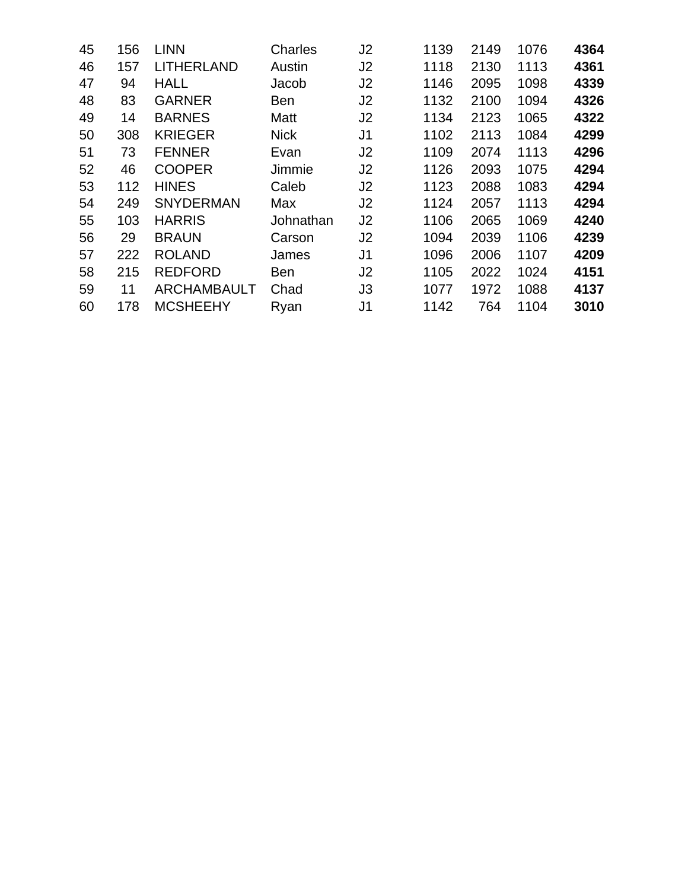| | | | | | | | | |
|---|---|---|---|---|---|---|---|---|
| 45 | 156 | LINN | Charles | J2 | 1139 | 2149 | 1076 | **4364** |
| 46 | 157 | LITHERLAND | Austin | J2 | 1118 | 2130 | 1113 | **4361** |
| 47 | 94 | HALL | Jacob | J2 | 1146 | 2095 | 1098 | **4339** |
| 48 | 83 | GARNER | Ben | J2 | 1132 | 2100 | 1094 | **4326** |
| 49 | 14 | BARNES | Matt | J2 | 1134 | 2123 | 1065 | **4322** |
| 50 | 308 | KRIEGER | Nick | J1 | 1102 | 2113 | 1084 | **4299** |
| 51 | 73 | FENNER | Evan | J2 | 1109 | 2074 | 1113 | **4296** |
| 52 | 46 | COOPER | Jimmie | J2 | 1126 | 2093 | 1075 | **4294** |
| 53 | 112 | HINES | Caleb | J2 | 1123 | 2088 | 1083 | **4294** |
| 54 | 249 | SNYDERMAN | Max | J2 | 1124 | 2057 | 1113 | **4294** |
| 55 | 103 | HARRIS | Johnathan | J2 | 1106 | 2065 | 1069 | **4240** |
| 56 | 29 | BRAUN | Carson | J2 | 1094 | 2039 | 1106 | **4239** |
| 57 | 222 | ROLAND | James | J1 | 1096 | 2006 | 1107 | **4209** |
| 58 | 215 | REDFORD | Ben | J2 | 1105 | 2022 | 1024 | **4151** |
| 59 | 11 | ARCHAMBAULT | Chad | J3 | 1077 | 1972 | 1088 | **4137** |
| 60 | 178 | MCSHEEHY | Ryan | J1 | 1142 | 764 | 1104 | **3010** |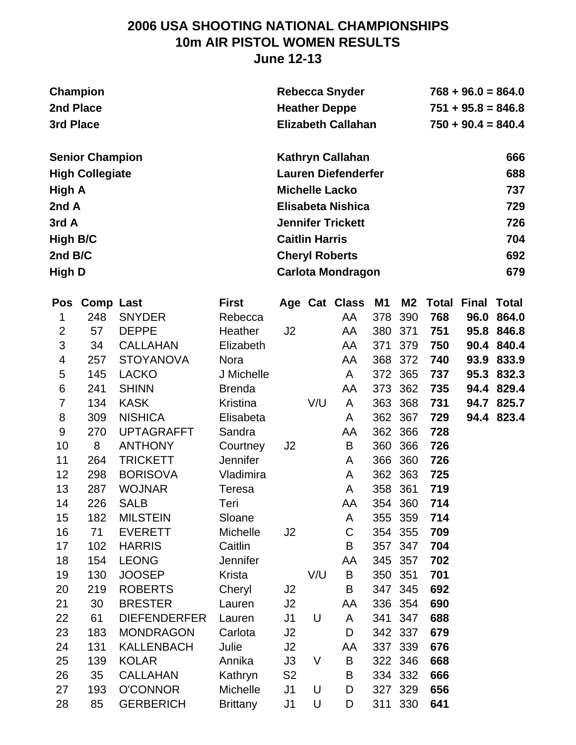# 2006 USA SHOOTING NATIONAL CHAMPIONSHIPS
## 10m AIR PISTOL WOMEN RESULTS
### June 12-13

| | | |
|---|---|---|
| **Champion** | **Rebecca Snyder** | **768 + 96.0 = 864.0** |
| **2nd Place** | **Heather Deppe** | **751 + 95.8 = 846.8** |
| **3rd Place** | **Elizabeth Callahan** | **750 + 90.4 = 840.4** |

| | | |
|---|---|---|
| **Senior Champion** | **Kathryn Callahan** | **666** |
| **High Collegiate** | **Lauren Diefenderfer** | **688** |
| **High A** | **Michelle Lacko** | **737** |
| **2nd A** | **Elisabeta Nishica** | **729** |
| **3rd A** | **Jennifer Trickett** | **726** |
| **High B/C** | **Caitlin Harris** | **704** |
| **2nd B/C** | **Cheryl Roberts** | **692** |
| **High D** | **Carlota Mondragon** | **679** |

| Pos | Comp | Last | First | Age | Cat | Class | M1 | M2 | Total | Final | Total |
|---|---|---|---|---|---|---|---|---|---|---|---|
| 1 | 248 | SNYDER | Rebecca | | | AA | 378 | 390 | **768** | **96.0** | **864.0** |
| 2 | 57 | DEPPE | Heather | J2 | | AA | 380 | 371 | **751** | **95.8** | **846.8** |
| 3 | 34 | CALLAHAN | Elizabeth | | | AA | 371 | 379 | **750** | **90.4** | **840.4** |
| 4 | 257 | STOYANOVA | Nora | | | AA | 368 | 372 | **740** | **93.9** | **833.9** |
| 5 | 145 | LACKO | J Michelle | | | A | 372 | 365 | **737** | **95.3** | **832.3** |
| 6 | 241 | SHINN | Brenda | | | AA | 373 | 362 | **735** | **94.4** | **829.4** |
| 7 | 134 | KASK | Kristina | | V/U | A | 363 | 368 | **731** | **94.7** | **825.7** |
| 8 | 309 | NISHICA | Elisabeta | | | A | 362 | 367 | **729** | **94.4** | **823.4** |
| 9 | 270 | UPTAGRAFFT | Sandra | | | AA | 362 | 366 | **728** | | |
| 10 | 8 | ANTHONY | Courtney | J2 | | B | 360 | 366 | **726** | | |
| 11 | 264 | TRICKETT | Jennifer | | | A | 366 | 360 | **726** | | |
| 12 | 298 | BORISOVA | Vladimira | | | A | 362 | 363 | **725** | | |
| 13 | 287 | WOJNAR | Teresa | | | A | 358 | 361 | **719** | | |
| 14 | 226 | SALB | Teri | | | AA | 354 | 360 | **714** | | |
| 15 | 182 | MILSTEIN | Sloane | | | A | 355 | 359 | **714** | | |
| 16 | 71 | EVERETT | Michelle | J2 | | C | 354 | 355 | **709** | | |
| 17 | 102 | HARRIS | Caitlin | | | B | 357 | 347 | **704** | | |
| 18 | 154 | LEONG | Jennifer | | | AA | 345 | 357 | **702** | | |
| 19 | 130 | JOOSEP | Krista | | V/U | B | 350 | 351 | **701** | | |
| 20 | 219 | ROBERTS | Cheryl | J2 | | B | 347 | 345 | **692** | | |
| 21 | 30 | BRESTER | Lauren | J2 | | AA | 336 | 354 | **690** | | |
| 22 | 61 | DIEFENDERFER | Lauren | J1 | U | A | 341 | 347 | **688** | | |
| 23 | 183 | MONDRAGON | Carlota | J2 | | D | 342 | 337 | **679** | | |
| 24 | 131 | KALLENBACH | Julie | J2 | | AA | 337 | 339 | **676** | | |
| 25 | 139 | KOLAR | Annika | J3 | V | B | 322 | 346 | **668** | | |
| 26 | 35 | CALLAHAN | Kathryn | S2 | | B | 334 | 332 | **666** | | |
| 27 | 193 | O'CONNOR | Michelle | J1 | U | D | 327 | 329 | **656** | | |
| 28 | 85 | GERBERICH | Brittany | J1 | U | D | 311 | 330 | **641** | | |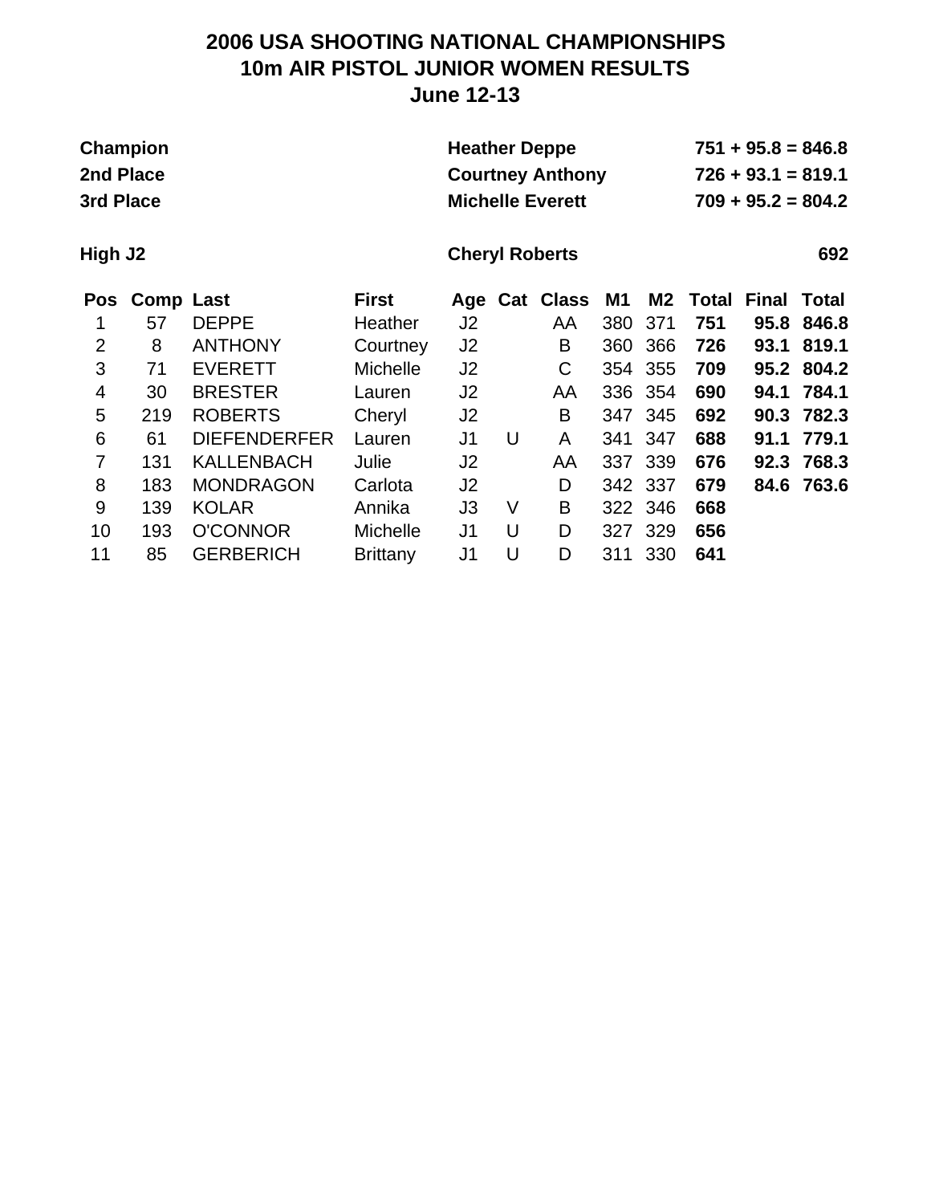# 2006 USA SHOOTING NATIONAL CHAMPIONSHIPS
## 10m AIR PISTOL JUNIOR WOMEN RESULTS
### June 12-13

| | | |
|---|---|---|
| **Champion** | **Heather Deppe** | **751 + 95.8 = 846.8** |
| **2nd Place** | **Courtney Anthony** | **726 + 93.1 = 819.1** |
| **3rd Place** | **Michelle Everett** | **709 + 95.2 = 804.2** |
| | | |
| **High J2** | **Cheryl Roberts** | **692** |

| Pos | Comp | Last | First | Age | Cat | Class | M1 | M2 | Total | Final | Total |
|---|---|---|---|---|---|---|---|---|---|---|---|
| 1 | 57 | DEPPE | Heather | J2 | | AA | 380 | 371 | **751** | **95.8** | **846.8** |
| 2 | 8 | ANTHONY | Courtney | J2 | | B | 360 | 366 | **726** | **93.1** | **819.1** |
| 3 | 71 | EVERETT | Michelle | J2 | | C | 354 | 355 | **709** | **95.2** | **804.2** |
| 4 | 30 | BRESTER | Lauren | J2 | | AA | 336 | 354 | **690** | **94.1** | **784.1** |
| 5 | 219 | ROBERTS | Cheryl | J2 | | B | 347 | 345 | **692** | **90.3** | **782.3** |
| 6 | 61 | DIEFENDERFER | Lauren | J1 | U | A | 341 | 347 | **688** | **91.1** | **779.1** |
| 7 | 131 | KALLENBACH | Julie | J2 | | AA | 337 | 339 | **676** | **92.3** | **768.3** |
| 8 | 183 | MONDRAGON | Carlota | J2 | | D | 342 | 337 | **679** | **84.6** | **763.6** |
| 9 | 139 | KOLAR | Annika | J3 | V | B | 322 | 346 | **668** | | |
| 10 | 193 | O'CONNOR | Michelle | J1 | U | D | 327 | 329 | **656** | | |
| 11 | 85 | GERBERICH | Brittany | J1 | U | D | 311 | 330 | **641** | | |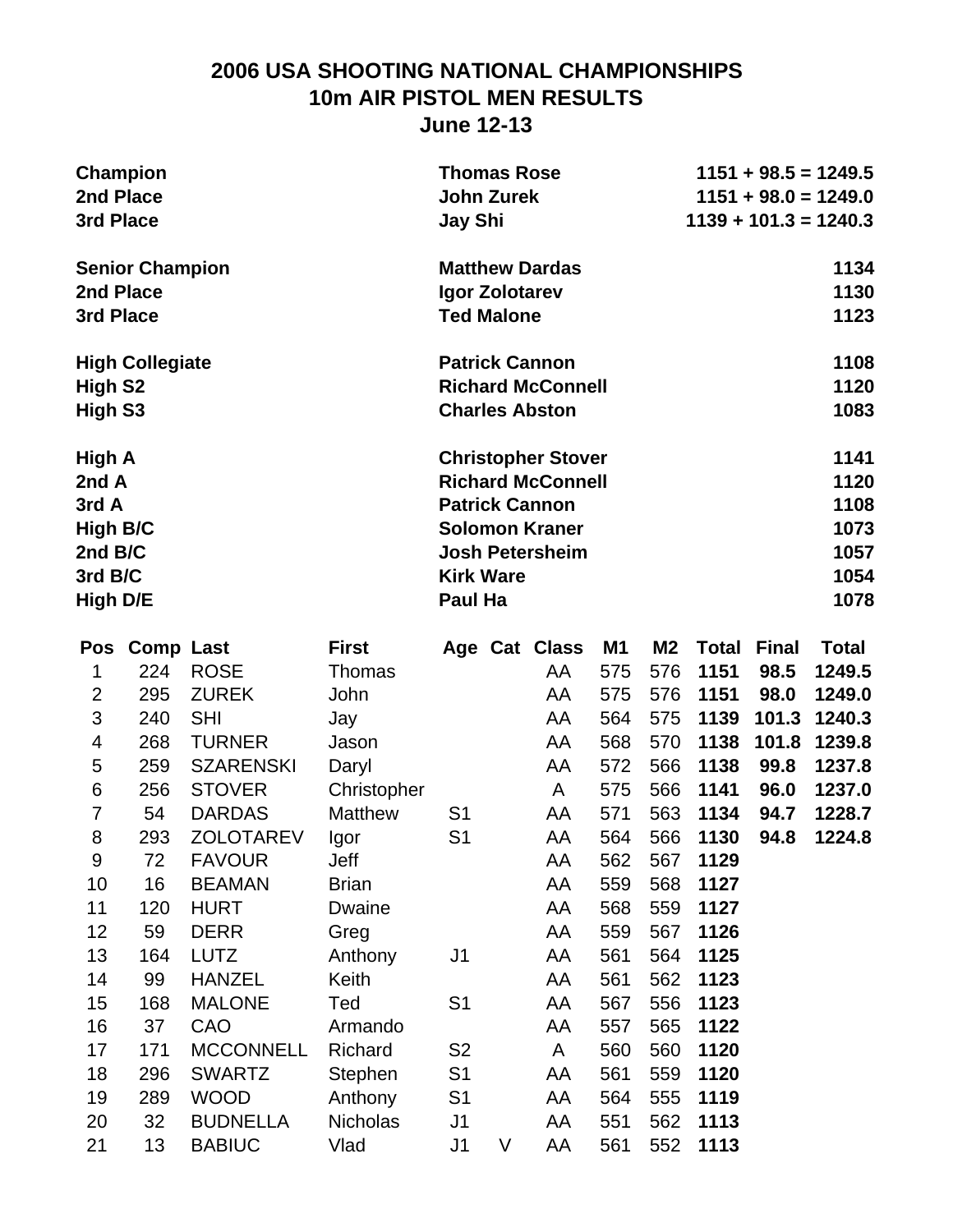# 2006 USA SHOOTING NATIONAL CHAMPIONSHIPS
## 10m AIR PISTOL MEN RESULTS
### June 12-13

| | | |
|---|---|---|
| **Champion** | **Thomas Rose** | **1151 + 98.5 = 1249.5** |
| **2nd Place** | **John Zurek** | **1151 + 98.0 = 1249.0** |
| **3rd Place** | **Jay Shi** | **1139 + 101.3 = 1240.3** |
| | | |
| **Senior Champion** | **Matthew Dardas** | **1134** |
| **2nd Place** | **Igor Zolotarev** | **1130** |
| **3rd Place** | **Ted Malone** | **1123** |
| | | |
| **High Collegiate** | **Patrick Cannon** | **1108** |
| **High S2** | **Richard McConnell** | **1120** |
| **High S3** | **Charles Abston** | **1083** |
| | | |
| **High A** | **Christopher Stover** | **1141** |
| **2nd A** | **Richard McConnell** | **1120** |
| **3rd A** | **Patrick Cannon** | **1108** |
| **High B/C** | **Solomon Kraner** | **1073** |
| **2nd B/C** | **Josh Petersheim** | **1057** |
| **3rd B/C** | **Kirk Ware** | **1054** |
| **High D/E** | **Paul Ha** | **1078** |

| Pos | Comp | Last | First | Age | Cat | Class | M1 | M2 | Total | Final | Total |
|---|---|---|---|---|---|---|---|---|---|---|---|
| 1 | 224 | ROSE | Thomas | | | AA | 575 | 576 | **1151** | **98.5** | **1249.5** |
| 2 | 295 | ZUREK | John | | | AA | 575 | 576 | **1151** | **98.0** | **1249.0** |
| 3 | 240 | SHI | Jay | | | AA | 564 | 575 | **1139** | **101.3** | **1240.3** |
| 4 | 268 | TURNER | Jason | | | AA | 568 | 570 | **1138** | **101.8** | **1239.8** |
| 5 | 259 | SZARENSKI | Daryl | | | AA | 572 | 566 | **1138** | **99.8** | **1237.8** |
| 6 | 256 | STOVER | Christopher | | | A | 575 | 566 | **1141** | **96.0** | **1237.0** |
| 7 | 54 | DARDAS | Matthew | S1 | | AA | 571 | 563 | **1134** | **94.7** | **1228.7** |
| 8 | 293 | ZOLOTAREV | Igor | S1 | | AA | 564 | 566 | **1130** | **94.8** | **1224.8** |
| 9 | 72 | FAVOUR | Jeff | | | AA | 562 | 567 | **1129** | | |
| 10 | 16 | BEAMAN | Brian | | | AA | 559 | 568 | **1127** | | |
| 11 | 120 | HURT | Dwaine | | | AA | 568 | 559 | **1127** | | |
| 12 | 59 | DERR | Greg | | | AA | 559 | 567 | **1126** | | |
| 13 | 164 | LUTZ | Anthony | J1 | | AA | 561 | 564 | **1125** | | |
| 14 | 99 | HANZEL | Keith | | | AA | 561 | 562 | **1123** | | |
| 15 | 168 | MALONE | Ted | S1 | | AA | 567 | 556 | **1123** | | |
| 16 | 37 | CAO | Armando | | | AA | 557 | 565 | **1122** | | |
| 17 | 171 | MCCONNELL | Richard | S2 | | A | 560 | 560 | **1120** | | |
| 18 | 296 | SWARTZ | Stephen | S1 | | AA | 561 | 559 | **1120** | | |
| 19 | 289 | WOOD | Anthony | S1 | | AA | 564 | 555 | **1119** | | |
| 20 | 32 | BUDNELLA | Nicholas | J1 | | AA | 551 | 562 | **1113** | | |
| 21 | 13 | BABIUC | Vlad | J1 | V | AA | 561 | 552 | **1113** | | |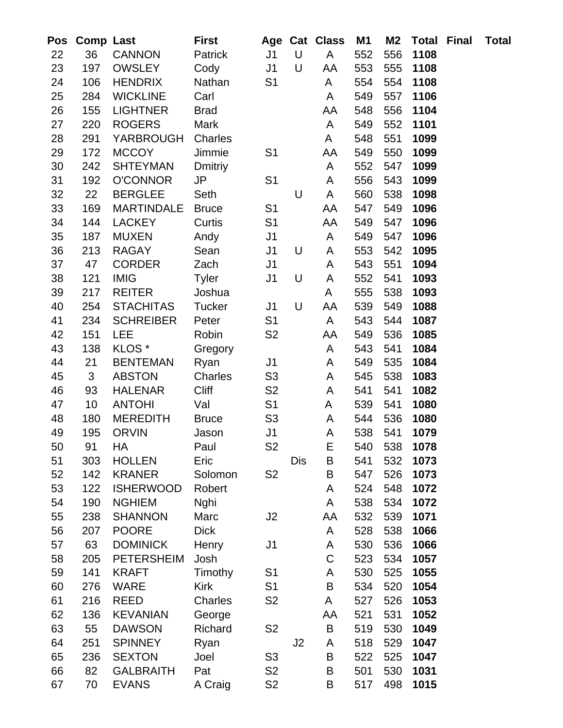| Pos | Comp | Last | First | Age | Cat | Class | M1 | M2 | Total | Final | Total |
|---|---|---|---|---|---|---|---|---|---|---|---|
| 22 | 36 | CANNON | Patrick | J1 | U | A | 552 | 556 | **1108** | | |
| 23 | 197 | OWSLEY | Cody | J1 | U | AA | 553 | 555 | **1108** | | |
| 24 | 106 | HENDRIX | Nathan | S1 | | A | 554 | 554 | **1108** | | |
| 25 | 284 | WICKLINE | Carl | | | A | 549 | 557 | **1106** | | |
| 26 | 155 | LIGHTNER | Brad | | | AA | 548 | 556 | **1104** | | |
| 27 | 220 | ROGERS | Mark | | | A | 549 | 552 | **1101** | | |
| 28 | 291 | YARBROUGH | Charles | | | A | 548 | 551 | **1099** | | |
| 29 | 172 | MCCOY | Jimmie | S1 | | AA | 549 | 550 | **1099** | | |
| 30 | 242 | SHTEYMAN | Dmitriy | | | A | 552 | 547 | **1099** | | |
| 31 | 192 | O'CONNOR | JP | S1 | | A | 556 | 543 | **1099** | | |
| 32 | 22 | BERGLEE | Seth | | U | A | 560 | 538 | **1098** | | |
| 33 | 169 | MARTINDALE | Bruce | S1 | | AA | 547 | 549 | **1096** | | |
| 34 | 144 | LACKEY | Curtis | S1 | | AA | 549 | 547 | **1096** | | |
| 35 | 187 | MUXEN | Andy | J1 | | A | 549 | 547 | **1096** | | |
| 36 | 213 | RAGAY | Sean | J1 | U | A | 553 | 542 | **1095** | | |
| 37 | 47 | CORDER | Zach | J1 | | A | 543 | 551 | **1094** | | |
| 38 | 121 | IMIG | Tyler | J1 | U | A | 552 | 541 | **1093** | | |
| 39 | 217 | REITER | Joshua | | | A | 555 | 538 | **1093** | | |
| 40 | 254 | STACHITAS | Tucker | J1 | U | AA | 539 | 549 | **1088** | | |
| 41 | 234 | SCHREIBER | Peter | S1 | | A | 543 | 544 | **1087** | | |
| 42 | 151 | LEE | Robin | S2 | | AA | 549 | 536 | **1085** | | |
| 43 | 138 | KLOS * | Gregory | | | A | 543 | 541 | **1084** | | |
| 44 | 21 | BENTEMAN | Ryan | J1 | | A | 549 | 535 | **1084** | | |
| 45 | 3 | ABSTON | Charles | S3 | | A | 545 | 538 | **1083** | | |
| 46 | 93 | HALENAR | Cliff | S2 | | A | 541 | 541 | **1082** | | |
| 47 | 10 | ANTOHI | Val | S1 | | A | 539 | 541 | **1080** | | |
| 48 | 180 | MEREDITH | Bruce | S3 | | A | 544 | 536 | **1080** | | |
| 49 | 195 | ORVIN | Jason | J1 | | A | 538 | 541 | **1079** | | |
| 50 | 91 | HA | Paul | S2 | | E | 540 | 538 | **1078** | | |
| 51 | 303 | HOLLEN | Eric | | Dis | B | 541 | 532 | **1073** | | |
| 52 | 142 | KRANER | Solomon | S2 | | B | 547 | 526 | **1073** | | |
| 53 | 122 | ISHERWOOD | Robert | | | A | 524 | 548 | **1072** | | |
| 54 | 190 | NGHIEM | Nghi | | | A | 538 | 534 | **1072** | | |
| 55 | 238 | SHANNON | Marc | J2 | | AA | 532 | 539 | **1071** | | |
| 56 | 207 | POORE | Dick | | | A | 528 | 538 | **1066** | | |
| 57 | 63 | DOMINICK | Henry | J1 | | A | 530 | 536 | **1066** | | |
| 58 | 205 | PETERSHEIM | Josh | | | C | 523 | 534 | **1057** | | |
| 59 | 141 | KRAFT | Timothy | S1 | | A | 530 | 525 | **1055** | | |
| 60 | 276 | WARE | Kirk | S1 | | B | 534 | 520 | **1054** | | |
| 61 | 216 | REED | Charles | S2 | | A | 527 | 526 | **1053** | | |
| 62 | 136 | KEVANIAN | George | | | AA | 521 | 531 | **1052** | | |
| 63 | 55 | DAWSON | Richard | S2 | | B | 519 | 530 | **1049** | | |
| 64 | 251 | SPINNEY | Ryan | | J2 | A | 518 | 529 | **1047** | | |
| 65 | 236 | SEXTON | Joel | S3 | | B | 522 | 525 | **1047** | | |
| 66 | 82 | GALBRAITH | Pat | S2 | | B | 501 | 530 | **1031** | | |
| 67 | 70 | EVANS | A Craig | S2 | | B | 517 | 498 | **1015** | | |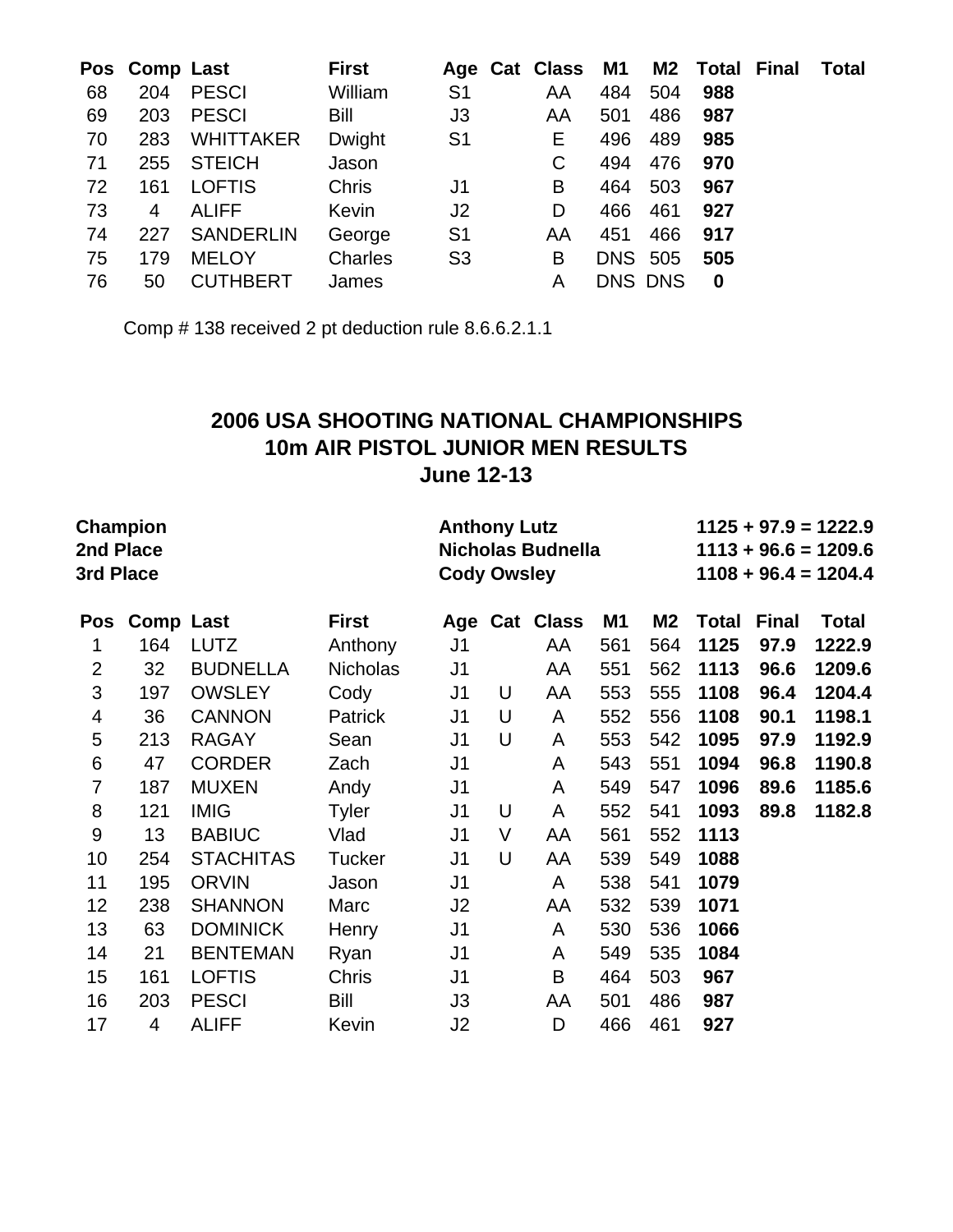| Pos | Comp | Last | First | Age | Cat | Class | M1 | M2 | Total | Final | Total |
|---|---|---|---|---|---|---|---|---|---|---|---|
| 68 | 204 | PESCI | William | S1 | | AA | 484 | 504 | **988** | | |
| 69 | 203 | PESCI | Bill | J3 | | AA | 501 | 486 | **987** | | |
| 70 | 283 | WHITTAKER | Dwight | S1 | | E | 496 | 489 | **985** | | |
| 71 | 255 | STEICH | Jason | | | C | 494 | 476 | **970** | | |
| 72 | 161 | LOFTIS | Chris | J1 | | B | 464 | 503 | **967** | | |
| 73 | 4 | ALIFF | Kevin | J2 | | D | 466 | 461 | **927** | | |
| 74 | 227 | SANDERLIN | George | S1 | | AA | 451 | 466 | **917** | | |
| 75 | 179 | MELOY | Charles | S3 | | B | DNS | 505 | **505** | | |
| 76 | 50 | CUTHBERT | James | | | A | DNS | DNS | **0** | | |

Comp # 138 received 2 pt deduction rule 8.6.6.2.1.1

## 2006 USA SHOOTING NATIONAL CHAMPIONSHIPS
## 10m AIR PISTOL JUNIOR MEN RESULTS
## June 12-13

| | | |
|---|---|---|
| **Champion** | **Anthony Lutz** | **1125 + 97.9 = 1222.9** |
| **2nd Place** | **Nicholas Budnella** | **1113 + 96.6 = 1209.6** |
| **3rd Place** | **Cody Owsley** | **1108 + 96.4 = 1204.4** |

| Pos | Comp | Last | First | Age | Cat | Class | M1 | M2 | Total | Final | Total |
|---|---|---|---|---|---|---|---|---|---|---|---|
| 1 | 164 | LUTZ | Anthony | J1 | | AA | 561 | 564 | **1125** | **97.9** | **1222.9** |
| 2 | 32 | BUDNELLA | Nicholas | J1 | | AA | 551 | 562 | **1113** | **96.6** | **1209.6** |
| 3 | 197 | OWSLEY | Cody | J1 | U | AA | 553 | 555 | **1108** | **96.4** | **1204.4** |
| 4 | 36 | CANNON | Patrick | J1 | U | A | 552 | 556 | **1108** | **90.1** | **1198.1** |
| 5 | 213 | RAGAY | Sean | J1 | U | A | 553 | 542 | **1095** | **97.9** | **1192.9** |
| 6 | 47 | CORDER | Zach | J1 | | A | 543 | 551 | **1094** | **96.8** | **1190.8** |
| 7 | 187 | MUXEN | Andy | J1 | | A | 549 | 547 | **1096** | **89.6** | **1185.6** |
| 8 | 121 | IMIG | Tyler | J1 | U | A | 552 | 541 | **1093** | **89.8** | **1182.8** |
| 9 | 13 | BABIUC | Vlad | J1 | V | AA | 561 | 552 | **1113** | | |
| 10 | 254 | STACHITAS | Tucker | J1 | U | AA | 539 | 549 | **1088** | | |
| 11 | 195 | ORVIN | Jason | J1 | | A | 538 | 541 | **1079** | | |
| 12 | 238 | SHANNON | Marc | J2 | | AA | 532 | 539 | **1071** | | |
| 13 | 63 | DOMINICK | Henry | J1 | | A | 530 | 536 | **1066** | | |
| 14 | 21 | BENTEMAN | Ryan | J1 | | A | 549 | 535 | **1084** | | |
| 15 | 161 | LOFTIS | Chris | J1 | | B | 464 | 503 | **967** | | |
| 16 | 203 | PESCI | Bill | J3 | | AA | 501 | 486 | **987** | | |
| 17 | 4 | ALIFF | Kevin | J2 | | D | 466 | 461 | **927** | | |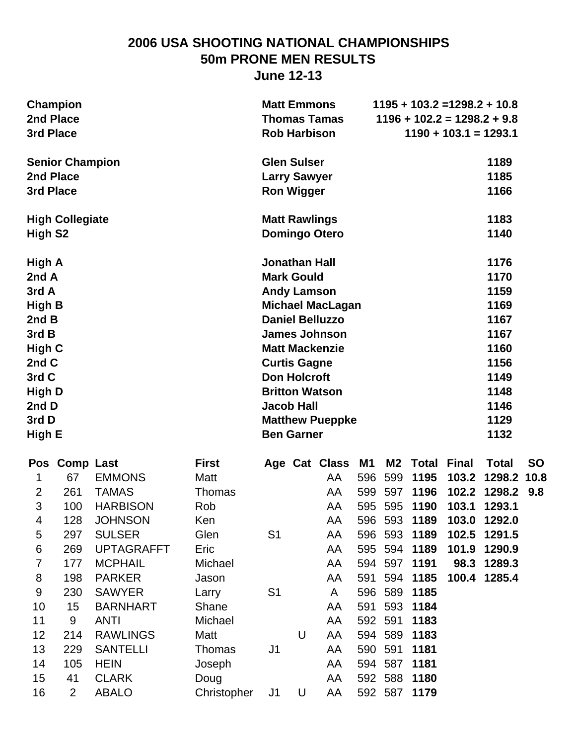# 2006 USA SHOOTING NATIONAL CHAMPIONSHIPS
## 50m PRONE MEN RESULTS
### June 12-13

| | | |
|---|---|---|
| **Champion** | **Matt Emmons** | **1195 + 103.2 =1298.2 + 10.8** |
| **2nd Place** | **Thomas Tamas** | **1196 + 102.2 = 1298.2 + 9.8** |
| **3rd Place** | **Rob Harbison** | **1190 + 103.1 = 1293.1** |
| | | |
| **Senior Champion** | **Glen Sulser** | **1189** |
| **2nd Place** | **Larry Sawyer** | **1185** |
| **3rd Place** | **Ron Wigger** | **1166** |
| | | |
| **High Collegiate** | **Matt Rawlings** | **1183** |
| **High S2** | **Domingo Otero** | **1140** |
| | | |
| **High A** | **Jonathan Hall** | **1176** |
| **2nd A** | **Mark Gould** | **1170** |
| **3rd A** | **Andy Lamson** | **1159** |
| **High B** | **Michael MacLagan** | **1169** |
| **2nd B** | **Daniel Belluzzo** | **1167** |
| **3rd B** | **James Johnson** | **1167** |
| **High C** | **Matt Mackenzie** | **1160** |
| **2nd C** | **Curtis Gagne** | **1156** |
| **3rd C** | **Don Holcroft** | **1149** |
| **High D** | **Britton Watson** | **1148** |
| **2nd D** | **Jacob Hall** | **1146** |
| **3rd D** | **Matthew Pueppke** | **1129** |
| **High E** | **Ben Garner** | **1132** |

| Pos | Comp | Last | First | Age | Cat | Class | M1 | M2 | Total | Final | Total | SO |
|---|---|---|---|---|---|---|---|---|---|---|---|---|
| 1 | 67 | EMMONS | Matt | | | AA | 596 | 599 | **1195** | **103.2** | **1298.2** | **10.8** |
| 2 | 261 | TAMAS | Thomas | | | AA | 599 | 597 | **1196** | **102.2** | **1298.2** | **9.8** |
| 3 | 100 | HARBISON | Rob | | | AA | 595 | 595 | **1190** | **103.1** | **1293.1** | |
| 4 | 128 | JOHNSON | Ken | | | AA | 596 | 593 | **1189** | **103.0** | **1292.0** | |
| 5 | 297 | SULSER | Glen | S1 | | AA | 596 | 593 | **1189** | **102.5** | **1291.5** | |
| 6 | 269 | UPTAGRAFFT | Eric | | | AA | 595 | 594 | **1189** | **101.9** | **1290.9** | |
| 7 | 177 | MCPHAIL | Michael | | | AA | 594 | 597 | **1191** | **98.3** | **1289.3** | |
| 8 | 198 | PARKER | Jason | | | AA | 591 | 594 | **1185** | **100.4** | **1285.4** | |
| 9 | 230 | SAWYER | Larry | S1 | | A | 596 | 589 | **1185** | | | |
| 10 | 15 | BARNHART | Shane | | | AA | 591 | 593 | **1184** | | | |
| 11 | 9 | ANTI | Michael | | | AA | 592 | 591 | **1183** | | | |
| 12 | 214 | RAWLINGS | Matt | | U | AA | 594 | 589 | **1183** | | | |
| 13 | 229 | SANTELLI | Thomas | J1 | | AA | 590 | 591 | **1181** | | | |
| 14 | 105 | HEIN | Joseph | | | AA | 594 | 587 | **1181** | | | |
| 15 | 41 | CLARK | Doug | | | AA | 592 | 588 | **1180** | | | |
| 16 | 2 | ABALO | Christopher | J1 | U | AA | 592 | 587 | **1179** | | | |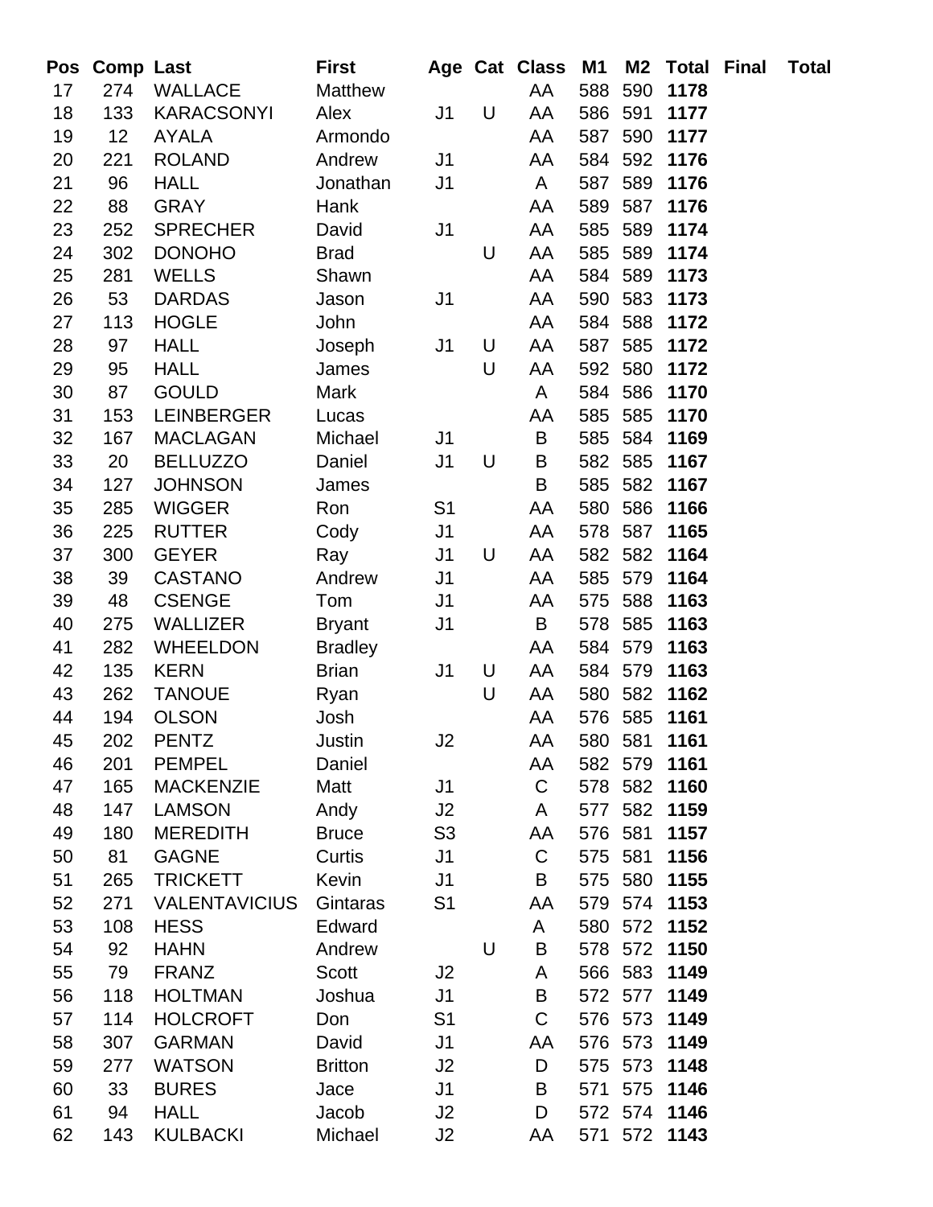| Pos | Comp | Last | First | Age | Cat | Class | M1 | M2 | Total | Final | Total |
|---|---|---|---|---|---|---|---|---|---|---|---|
| 17 | 274 | WALLACE | Matthew | | | AA | 588 | 590 | **1178** | | |
| 18 | 133 | KARACSONYI | Alex | J1 | U | AA | 586 | 591 | **1177** | | |
| 19 | 12 | AYALA | Armondo | | | AA | 587 | 590 | **1177** | | |
| 20 | 221 | ROLAND | Andrew | J1 | | AA | 584 | 592 | **1176** | | |
| 21 | 96 | HALL | Jonathan | J1 | | A | 587 | 589 | **1176** | | |
| 22 | 88 | GRAY | Hank | | | AA | 589 | 587 | **1176** | | |
| 23 | 252 | SPRECHER | David | J1 | | AA | 585 | 589 | **1174** | | |
| 24 | 302 | DONOHO | Brad | | U | AA | 585 | 589 | **1174** | | |
| 25 | 281 | WELLS | Shawn | | | AA | 584 | 589 | **1173** | | |
| 26 | 53 | DARDAS | Jason | J1 | | AA | 590 | 583 | **1173** | | |
| 27 | 113 | HOGLE | John | | | AA | 584 | 588 | **1172** | | |
| 28 | 97 | HALL | Joseph | J1 | U | AA | 587 | 585 | **1172** | | |
| 29 | 95 | HALL | James | | U | AA | 592 | 580 | **1172** | | |
| 30 | 87 | GOULD | Mark | | | A | 584 | 586 | **1170** | | |
| 31 | 153 | LEINBERGER | Lucas | | | AA | 585 | 585 | **1170** | | |
| 32 | 167 | MACLAGAN | Michael | J1 | | B | 585 | 584 | **1169** | | |
| 33 | 20 | BELLUZZO | Daniel | J1 | U | B | 582 | 585 | **1167** | | |
| 34 | 127 | JOHNSON | James | | | B | 585 | 582 | **1167** | | |
| 35 | 285 | WIGGER | Ron | S1 | | AA | 580 | 586 | **1166** | | |
| 36 | 225 | RUTTER | Cody | J1 | | AA | 578 | 587 | **1165** | | |
| 37 | 300 | GEYER | Ray | J1 | U | AA | 582 | 582 | **1164** | | |
| 38 | 39 | CASTANO | Andrew | J1 | | AA | 585 | 579 | **1164** | | |
| 39 | 48 | CSENGE | Tom | J1 | | AA | 575 | 588 | **1163** | | |
| 40 | 275 | WALLIZER | Bryant | J1 | | B | 578 | 585 | **1163** | | |
| 41 | 282 | WHEELDON | Bradley | | | AA | 584 | 579 | **1163** | | |
| 42 | 135 | KERN | Brian | J1 | U | AA | 584 | 579 | **1163** | | |
| 43 | 262 | TANOUE | Ryan | | U | AA | 580 | 582 | **1162** | | |
| 44 | 194 | OLSON | Josh | | | AA | 576 | 585 | **1161** | | |
| 45 | 202 | PENTZ | Justin | J2 | | AA | 580 | 581 | **1161** | | |
| 46 | 201 | PEMPEL | Daniel | | | AA | 582 | 579 | **1161** | | |
| 47 | 165 | MACKENZIE | Matt | J1 | | C | 578 | 582 | **1160** | | |
| 48 | 147 | LAMSON | Andy | J2 | | A | 577 | 582 | **1159** | | |
| 49 | 180 | MEREDITH | Bruce | S3 | | AA | 576 | 581 | **1157** | | |
| 50 | 81 | GAGNE | Curtis | J1 | | C | 575 | 581 | **1156** | | |
| 51 | 265 | TRICKETT | Kevin | J1 | | B | 575 | 580 | **1155** | | |
| 52 | 271 | VALENTAVICIUS | Gintaras | S1 | | AA | 579 | 574 | **1153** | | |
| 53 | 108 | HESS | Edward | | | A | 580 | 572 | **1152** | | |
| 54 | 92 | HAHN | Andrew | | U | B | 578 | 572 | **1150** | | |
| 55 | 79 | FRANZ | Scott | J2 | | A | 566 | 583 | **1149** | | |
| 56 | 118 | HOLTMAN | Joshua | J1 | | B | 572 | 577 | **1149** | | |
| 57 | 114 | HOLCROFT | Don | S1 | | C | 576 | 573 | **1149** | | |
| 58 | 307 | GARMAN | David | J1 | | AA | 576 | 573 | **1149** | | |
| 59 | 277 | WATSON | Britton | J2 | | D | 575 | 573 | **1148** | | |
| 60 | 33 | BURES | Jace | J1 | | B | 571 | 575 | **1146** | | |
| 61 | 94 | HALL | Jacob | J2 | | D | 572 | 574 | **1146** | | |
| 62 | 143 | KULBACKI | Michael | J2 | | AA | 571 | 572 | **1143** | | |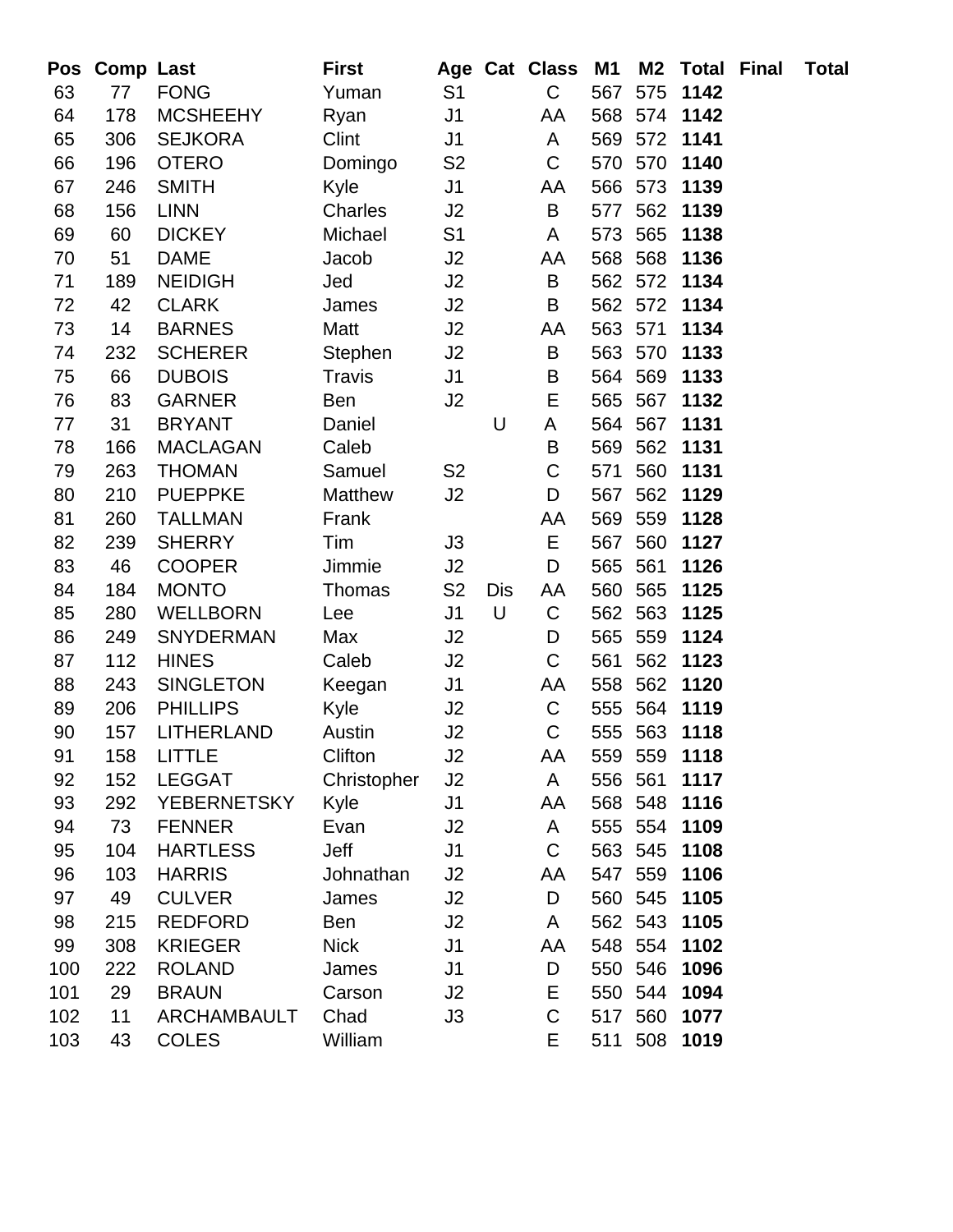| Pos | Comp | Last | First | Age | Cat | Class | M1 | M2 | Total | Final | Total |
|---|---|---|---|---|---|---|---|---|---|---|---|
| 63 | 77 | FONG | Yuman | S1 | | C | 567 | 575 | **1142** | | |
| 64 | 178 | MCSHEEHY | Ryan | J1 | | AA | 568 | 574 | **1142** | | |
| 65 | 306 | SEJKORA | Clint | J1 | | A | 569 | 572 | **1141** | | |
| 66 | 196 | OTERO | Domingo | S2 | | C | 570 | 570 | **1140** | | |
| 67 | 246 | SMITH | Kyle | J1 | | AA | 566 | 573 | **1139** | | |
| 68 | 156 | LINN | Charles | J2 | | B | 577 | 562 | **1139** | | |
| 69 | 60 | DICKEY | Michael | S1 | | A | 573 | 565 | **1138** | | |
| 70 | 51 | DAME | Jacob | J2 | | AA | 568 | 568 | **1136** | | |
| 71 | 189 | NEIDIGH | Jed | J2 | | B | 562 | 572 | **1134** | | |
| 72 | 42 | CLARK | James | J2 | | B | 562 | 572 | **1134** | | |
| 73 | 14 | BARNES | Matt | J2 | | AA | 563 | 571 | **1134** | | |
| 74 | 232 | SCHERER | Stephen | J2 | | B | 563 | 570 | **1133** | | |
| 75 | 66 | DUBOIS | Travis | J1 | | B | 564 | 569 | **1133** | | |
| 76 | 83 | GARNER | Ben | J2 | | E | 565 | 567 | **1132** | | |
| 77 | 31 | BRYANT | Daniel | | U | A | 564 | 567 | **1131** | | |
| 78 | 166 | MACLAGAN | Caleb | | | B | 569 | 562 | **1131** | | |
| 79 | 263 | THOMAN | Samuel | S2 | | C | 571 | 560 | **1131** | | |
| 80 | 210 | PUEPPKE | Matthew | J2 | | D | 567 | 562 | **1129** | | |
| 81 | 260 | TALLMAN | Frank | | | AA | 569 | 559 | **1128** | | |
| 82 | 239 | SHERRY | Tim | J3 | | E | 567 | 560 | **1127** | | |
| 83 | 46 | COOPER | Jimmie | J2 | | D | 565 | 561 | **1126** | | |
| 84 | 184 | MONTO | Thomas | S2 | Dis | AA | 560 | 565 | **1125** | | |
| 85 | 280 | WELLBORN | Lee | J1 | U | C | 562 | 563 | **1125** | | |
| 86 | 249 | SNYDERMAN | Max | J2 | | D | 565 | 559 | **1124** | | |
| 87 | 112 | HINES | Caleb | J2 | | C | 561 | 562 | **1123** | | |
| 88 | 243 | SINGLETON | Keegan | J1 | | AA | 558 | 562 | **1120** | | |
| 89 | 206 | PHILLIPS | Kyle | J2 | | C | 555 | 564 | **1119** | | |
| 90 | 157 | LITHERLAND | Austin | J2 | | C | 555 | 563 | **1118** | | |
| 91 | 158 | LITTLE | Clifton | J2 | | AA | 559 | 559 | **1118** | | |
| 92 | 152 | LEGGAT | Christopher | J2 | | A | 556 | 561 | **1117** | | |
| 93 | 292 | YEBERNETSKY | Kyle | J1 | | AA | 568 | 548 | **1116** | | |
| 94 | 73 | FENNER | Evan | J2 | | A | 555 | 554 | **1109** | | |
| 95 | 104 | HARTLESS | Jeff | J1 | | C | 563 | 545 | **1108** | | |
| 96 | 103 | HARRIS | Johnathan | J2 | | AA | 547 | 559 | **1106** | | |
| 97 | 49 | CULVER | James | J2 | | D | 560 | 545 | **1105** | | |
| 98 | 215 | REDFORD | Ben | J2 | | A | 562 | 543 | **1105** | | |
| 99 | 308 | KRIEGER | Nick | J1 | | AA | 548 | 554 | **1102** | | |
| 100 | 222 | ROLAND | James | J1 | | D | 550 | 546 | **1096** | | |
| 101 | 29 | BRAUN | Carson | J2 | | E | 550 | 544 | **1094** | | |
| 102 | 11 | ARCHAMBAULT | Chad | J3 | | C | 517 | 560 | **1077** | | |
| 103 | 43 | COLES | William | | | E | 511 | 508 | **1019** | | |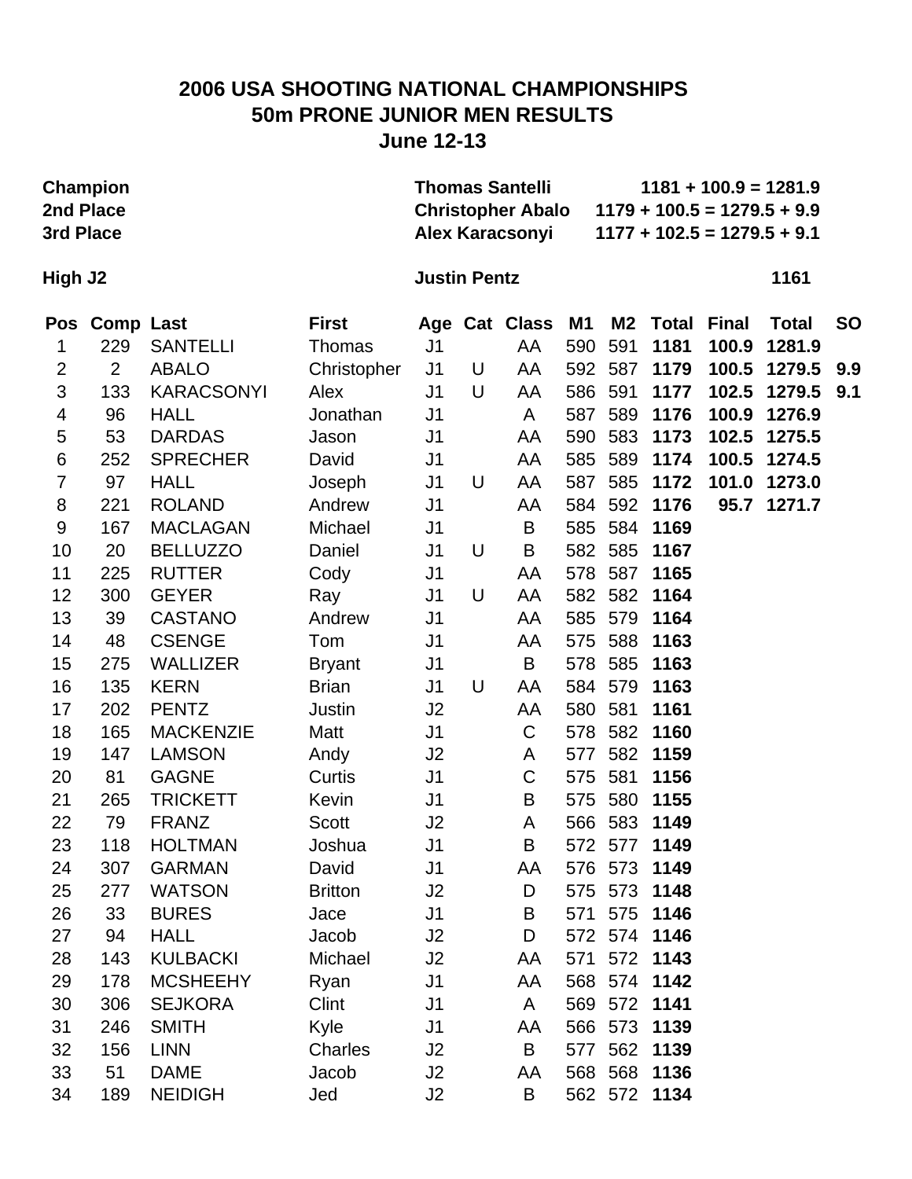# 2006 USA SHOOTING NATIONAL CHAMPIONSHIPS
## 50m PRONE JUNIOR MEN RESULTS
### June 12-13

| | | |
|---|---|---|
| **Champion** | **Thomas Santelli** | **1181 + 100.9 = 1281.9** |
| **2nd Place** | **Christopher Abalo** | **1179 + 100.5 = 1279.5 + 9.9** |
| **3rd Place** | **Alex Karacsonyi** | **1177 + 102.5 = 1279.5 + 9.1** |
| **High J2** | **Justin Pentz** | **1161** |

| Pos | Comp | Last | First | Age | Cat | Class | M1 | M2 | Total | Final | Total | SO |
|---|---|---|---|---|---|---|---|---|---|---|---|---|
| 1 | 229 | SANTELLI | Thomas | J1 | | AA | 590 | 591 | **1181** | **100.9** | **1281.9** | |
| 2 | 2 | ABALO | Christopher | J1 | U | AA | 592 | 587 | **1179** | **100.5** | **1279.5** | **9.9** |
| 3 | 133 | KARACSONYI | Alex | J1 | U | AA | 586 | 591 | **1177** | **102.5** | **1279.5** | **9.1** |
| 4 | 96 | HALL | Jonathan | J1 | | A | 587 | 589 | **1176** | **100.9** | **1276.9** | |
| 5 | 53 | DARDAS | Jason | J1 | | AA | 590 | 583 | **1173** | **102.5** | **1275.5** | |
| 6 | 252 | SPRECHER | David | J1 | | AA | 585 | 589 | **1174** | **100.5** | **1274.5** | |
| 7 | 97 | HALL | Joseph | J1 | U | AA | 587 | 585 | **1172** | **101.0** | **1273.0** | |
| 8 | 221 | ROLAND | Andrew | J1 | | AA | 584 | 592 | **1176** | **95.7** | **1271.7** | |
| 9 | 167 | MACLAGAN | Michael | J1 | | B | 585 | 584 | **1169** | | | |
| 10 | 20 | BELLUZZO | Daniel | J1 | U | B | 582 | 585 | **1167** | | | |
| 11 | 225 | RUTTER | Cody | J1 | | AA | 578 | 587 | **1165** | | | |
| 12 | 300 | GEYER | Ray | J1 | U | AA | 582 | 582 | **1164** | | | |
| 13 | 39 | CASTANO | Andrew | J1 | | AA | 585 | 579 | **1164** | | | |
| 14 | 48 | CSENGE | Tom | J1 | | AA | 575 | 588 | **1163** | | | |
| 15 | 275 | WALLIZER | Bryant | J1 | | B | 578 | 585 | **1163** | | | |
| 16 | 135 | KERN | Brian | J1 | U | AA | 584 | 579 | **1163** | | | |
| 17 | 202 | PENTZ | Justin | J2 | | AA | 580 | 581 | **1161** | | | |
| 18 | 165 | MACKENZIE | Matt | J1 | | C | 578 | 582 | **1160** | | | |
| 19 | 147 | LAMSON | Andy | J2 | | A | 577 | 582 | **1159** | | | |
| 20 | 81 | GAGNE | Curtis | J1 | | C | 575 | 581 | **1156** | | | |
| 21 | 265 | TRICKETT | Kevin | J1 | | B | 575 | 580 | **1155** | | | |
| 22 | 79 | FRANZ | Scott | J2 | | A | 566 | 583 | **1149** | | | |
| 23 | 118 | HOLTMAN | Joshua | J1 | | B | 572 | 577 | **1149** | | | |
| 24 | 307 | GARMAN | David | J1 | | AA | 576 | 573 | **1149** | | | |
| 25 | 277 | WATSON | Britton | J2 | | D | 575 | 573 | **1148** | | | |
| 26 | 33 | BURES | Jace | J1 | | B | 571 | 575 | **1146** | | | |
| 27 | 94 | HALL | Jacob | J2 | | D | 572 | 574 | **1146** | | | |
| 28 | 143 | KULBACKI | Michael | J2 | | AA | 571 | 572 | **1143** | | | |
| 29 | 178 | MCSHEEHY | Ryan | J1 | | AA | 568 | 574 | **1142** | | | |
| 30 | 306 | SEJKORA | Clint | J1 | | A | 569 | 572 | **1141** | | | |
| 31 | 246 | SMITH | Kyle | J1 | | AA | 566 | 573 | **1139** | | | |
| 32 | 156 | LINN | Charles | J2 | | B | 577 | 562 | **1139** | | | |
| 33 | 51 | DAME | Jacob | J2 | | AA | 568 | 568 | **1136** | | | |
| 34 | 189 | NEIDIGH | Jed | J2 | | B | 562 | 572 | **1134** | | | |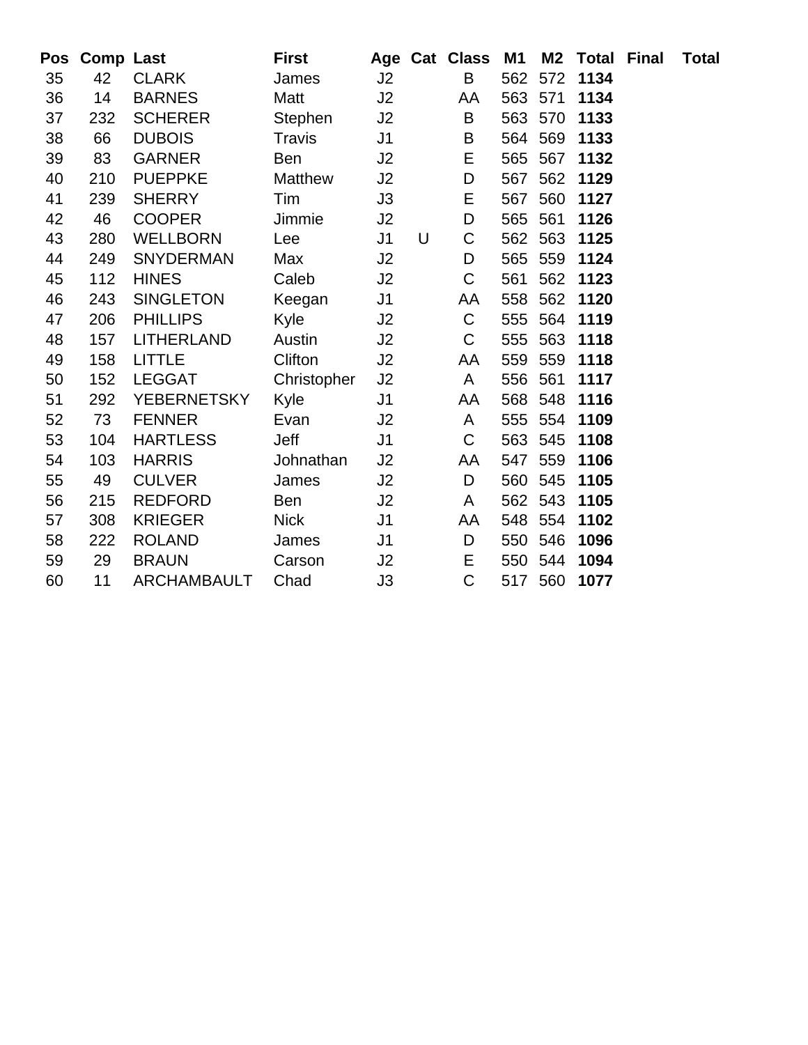| Pos | Comp | Last | First | Age | Cat | Class | M1 | M2 | Total | Final | Total |
|---|---|---|---|---|---|---|---|---|---|---|---|
| 35 | 42 | CLARK | James | J2 | | B | 562 | 572 | **1134** | | |
| 36 | 14 | BARNES | Matt | J2 | | AA | 563 | 571 | **1134** | | |
| 37 | 232 | SCHERER | Stephen | J2 | | B | 563 | 570 | **1133** | | |
| 38 | 66 | DUBOIS | Travis | J1 | | B | 564 | 569 | **1133** | | |
| 39 | 83 | GARNER | Ben | J2 | | E | 565 | 567 | **1132** | | |
| 40 | 210 | PUEPPKE | Matthew | J2 | | D | 567 | 562 | **1129** | | |
| 41 | 239 | SHERRY | Tim | J3 | | E | 567 | 560 | **1127** | | |
| 42 | 46 | COOPER | Jimmie | J2 | | D | 565 | 561 | **1126** | | |
| 43 | 280 | WELLBORN | Lee | J1 | U | C | 562 | 563 | **1125** | | |
| 44 | 249 | SNYDERMAN | Max | J2 | | D | 565 | 559 | **1124** | | |
| 45 | 112 | HINES | Caleb | J2 | | C | 561 | 562 | **1123** | | |
| 46 | 243 | SINGLETON | Keegan | J1 | | AA | 558 | 562 | **1120** | | |
| 47 | 206 | PHILLIPS | Kyle | J2 | | C | 555 | 564 | **1119** | | |
| 48 | 157 | LITHERLAND | Austin | J2 | | C | 555 | 563 | **1118** | | |
| 49 | 158 | LITTLE | Clifton | J2 | | AA | 559 | 559 | **1118** | | |
| 50 | 152 | LEGGAT | Christopher | J2 | | A | 556 | 561 | **1117** | | |
| 51 | 292 | YEBERNETSKY | Kyle | J1 | | AA | 568 | 548 | **1116** | | |
| 52 | 73 | FENNER | Evan | J2 | | A | 555 | 554 | **1109** | | |
| 53 | 104 | HARTLESS | Jeff | J1 | | C | 563 | 545 | **1108** | | |
| 54 | 103 | HARRIS | Johnathan | J2 | | AA | 547 | 559 | **1106** | | |
| 55 | 49 | CULVER | James | J2 | | D | 560 | 545 | **1105** | | |
| 56 | 215 | REDFORD | Ben | J2 | | A | 562 | 543 | **1105** | | |
| 57 | 308 | KRIEGER | Nick | J1 | | AA | 548 | 554 | **1102** | | |
| 58 | 222 | ROLAND | James | J1 | | D | 550 | 546 | **1096** | | |
| 59 | 29 | BRAUN | Carson | J2 | | E | 550 | 544 | **1094** | | |
| 60 | 11 | ARCHAMBAULT | Chad | J3 | | C | 517 | 560 | **1077** | | |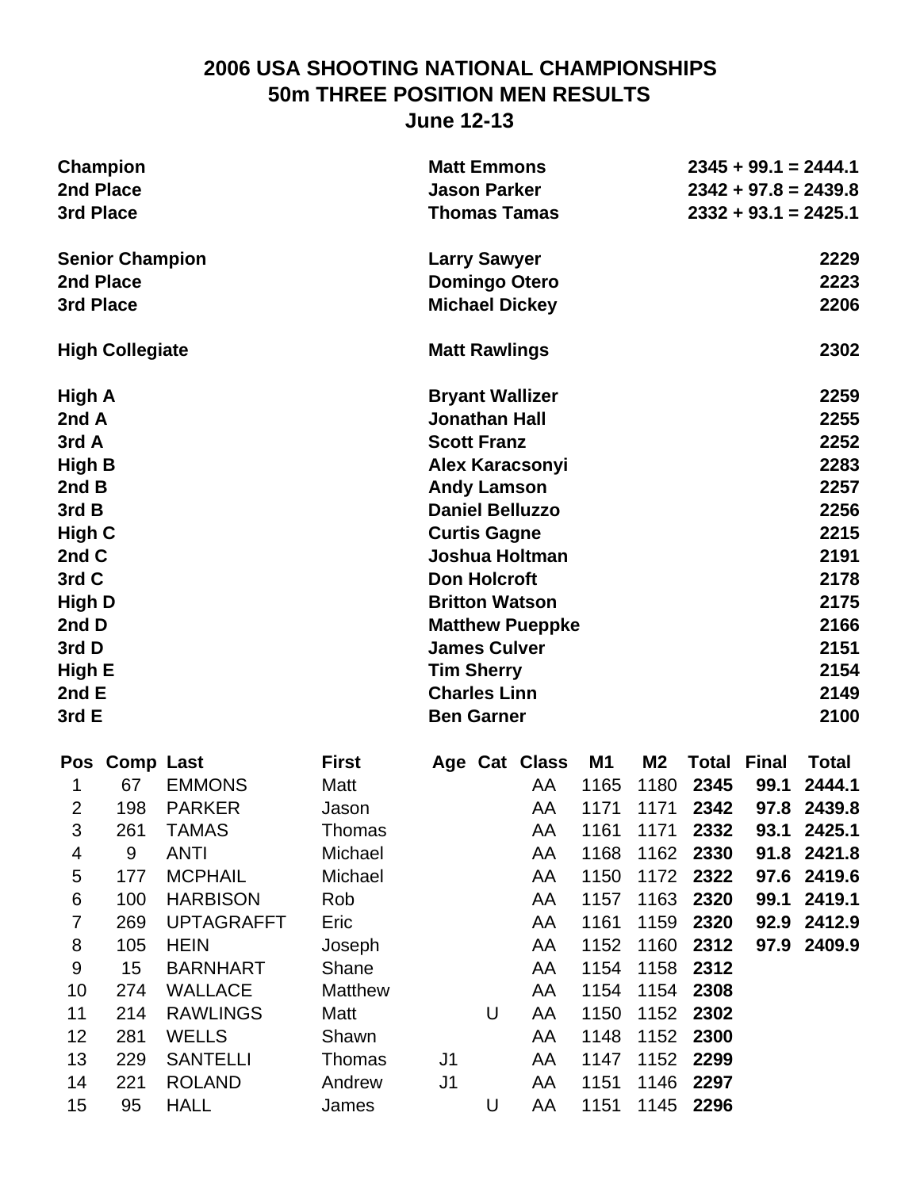# 2006 USA SHOOTING NATIONAL CHAMPIONSHIPS
## 50m THREE POSITION MEN RESULTS
### June 12-13

| | | |
|---|---|---|
| **Champion** | **Matt Emmons** | **2345 + 99.1 = 2444.1** |
| **2nd Place** | **Jason Parker** | **2342 + 97.8 = 2439.8** |
| **3rd Place** | **Thomas Tamas** | **2332 + 93.1 = 2425.1** |
| | | |
| **Senior Champion** | **Larry Sawyer** | **2229** |
| **2nd Place** | **Domingo Otero** | **2223** |
| **3rd Place** | **Michael Dickey** | **2206** |
| | | |
| **High Collegiate** | **Matt Rawlings** | **2302** |
| | | |
| **High A** | **Bryant Wallizer** | **2259** |
| **2nd A** | **Jonathan Hall** | **2255** |
| **3rd A** | **Scott Franz** | **2252** |
| **High B** | **Alex Karacsonyi** | **2283** |
| **2nd B** | **Andy Lamson** | **2257** |
| **3rd B** | **Daniel Belluzzo** | **2256** |
| **High C** | **Curtis Gagne** | **2215** |
| **2nd C** | **Joshua Holtman** | **2191** |
| **3rd C** | **Don Holcroft** | **2178** |
| **High D** | **Britton Watson** | **2175** |
| **2nd D** | **Matthew Pueppke** | **2166** |
| **3rd D** | **James Culver** | **2151** |
| **High E** | **Tim Sherry** | **2154** |
| **2nd E** | **Charles Linn** | **2149** |
| **3rd E** | **Ben Garner** | **2100** |

| Pos | Comp | Last | First | Age | Cat | Class | M1 | M2 | Total | Final | Total |
|---|---|---|---|---|---|---|---|---|---|---|---|
| 1 | 67 | EMMONS | Matt | | | AA | 1165 | 1180 | **2345** | **99.1** | **2444.1** |
| 2 | 198 | PARKER | Jason | | | AA | 1171 | 1171 | **2342** | **97.8** | **2439.8** |
| 3 | 261 | TAMAS | Thomas | | | AA | 1161 | 1171 | **2332** | **93.1** | **2425.1** |
| 4 | 9 | ANTI | Michael | | | AA | 1168 | 1162 | **2330** | **91.8** | **2421.8** |
| 5 | 177 | MCPHAIL | Michael | | | AA | 1150 | 1172 | **2322** | **97.6** | **2419.6** |
| 6 | 100 | HARBISON | Rob | | | AA | 1157 | 1163 | **2320** | **99.1** | **2419.1** |
| 7 | 269 | UPTAGRAFFT | Eric | | | AA | 1161 | 1159 | **2320** | **92.9** | **2412.9** |
| 8 | 105 | HEIN | Joseph | | | AA | 1152 | 1160 | **2312** | **97.9** | **2409.9** |
| 9 | 15 | BARNHART | Shane | | | AA | 1154 | 1158 | **2312** | | |
| 10 | 274 | WALLACE | Matthew | | | AA | 1154 | 1154 | **2308** | | |
| 11 | 214 | RAWLINGS | Matt | | U | AA | 1150 | 1152 | **2302** | | |
| 12 | 281 | WELLS | Shawn | | | AA | 1148 | 1152 | **2300** | | |
| 13 | 229 | SANTELLI | Thomas | J1 | | AA | 1147 | 1152 | **2299** | | |
| 14 | 221 | ROLAND | Andrew | J1 | | AA | 1151 | 1146 | **2297** | | |
| 15 | 95 | HALL | James | | U | AA | 1151 | 1145 | **2296** | | |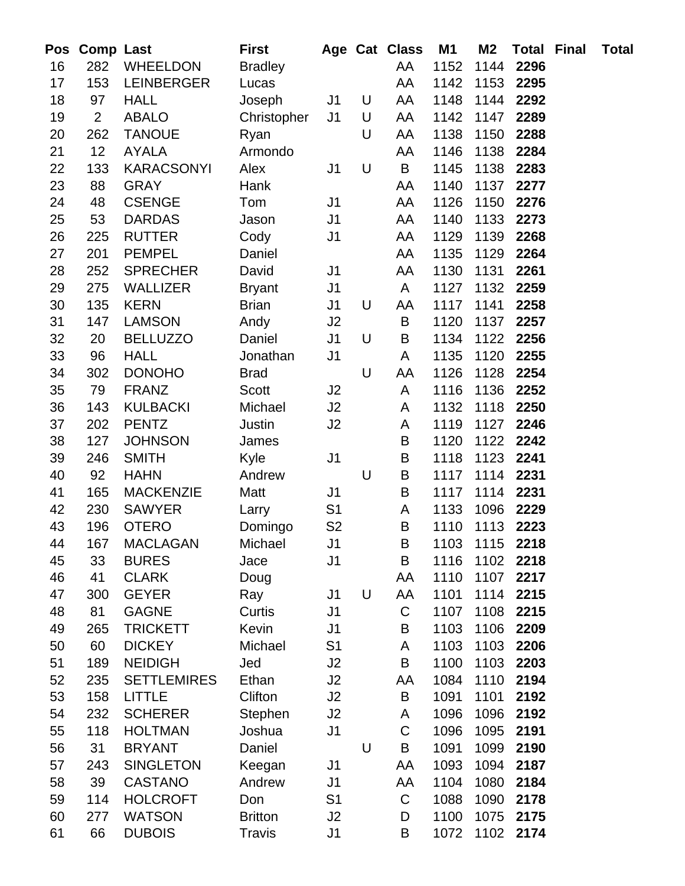| Pos | Comp | Last | First | Age | Cat | Class | M1 | M2 | Total | Final | Total |
|---|---|---|---|---|---|---|---|---|---|---|---|
| 16 | 282 | WHEELDON | Bradley | | | AA | 1152 | 1144 | **2296** | | |
| 17 | 153 | LEINBERGER | Lucas | | | AA | 1142 | 1153 | **2295** | | |
| 18 | 97 | HALL | Joseph | J1 | U | AA | 1148 | 1144 | **2292** | | |
| 19 | 2 | ABALO | Christopher | J1 | U | AA | 1142 | 1147 | **2289** | | |
| 20 | 262 | TANOUE | Ryan | | U | AA | 1138 | 1150 | **2288** | | |
| 21 | 12 | AYALA | Armondo | | | AA | 1146 | 1138 | **2284** | | |
| 22 | 133 | KARACSONYI | Alex | J1 | U | B | 1145 | 1138 | **2283** | | |
| 23 | 88 | GRAY | Hank | | | AA | 1140 | 1137 | **2277** | | |
| 24 | 48 | CSENGE | Tom | J1 | | AA | 1126 | 1150 | **2276** | | |
| 25 | 53 | DARDAS | Jason | J1 | | AA | 1140 | 1133 | **2273** | | |
| 26 | 225 | RUTTER | Cody | J1 | | AA | 1129 | 1139 | **2268** | | |
| 27 | 201 | PEMPEL | Daniel | | | AA | 1135 | 1129 | **2264** | | |
| 28 | 252 | SPRECHER | David | J1 | | AA | 1130 | 1131 | **2261** | | |
| 29 | 275 | WALLIZER | Bryant | J1 | | A | 1127 | 1132 | **2259** | | |
| 30 | 135 | KERN | Brian | J1 | U | AA | 1117 | 1141 | **2258** | | |
| 31 | 147 | LAMSON | Andy | J2 | | B | 1120 | 1137 | **2257** | | |
| 32 | 20 | BELLUZZO | Daniel | J1 | U | B | 1134 | 1122 | **2256** | | |
| 33 | 96 | HALL | Jonathan | J1 | | A | 1135 | 1120 | **2255** | | |
| 34 | 302 | DONOHO | Brad | | U | AA | 1126 | 1128 | **2254** | | |
| 35 | 79 | FRANZ | Scott | J2 | | A | 1116 | 1136 | **2252** | | |
| 36 | 143 | KULBACKI | Michael | J2 | | A | 1132 | 1118 | **2250** | | |
| 37 | 202 | PENTZ | Justin | J2 | | A | 1119 | 1127 | **2246** | | |
| 38 | 127 | JOHNSON | James | | | B | 1120 | 1122 | **2242** | | |
| 39 | 246 | SMITH | Kyle | J1 | | B | 1118 | 1123 | **2241** | | |
| 40 | 92 | HAHN | Andrew | | U | B | 1117 | 1114 | **2231** | | |
| 41 | 165 | MACKENZIE | Matt | J1 | | B | 1117 | 1114 | **2231** | | |
| 42 | 230 | SAWYER | Larry | S1 | | A | 1133 | 1096 | **2229** | | |
| 43 | 196 | OTERO | Domingo | S2 | | B | 1110 | 1113 | **2223** | | |
| 44 | 167 | MACLAGAN | Michael | J1 | | B | 1103 | 1115 | **2218** | | |
| 45 | 33 | BURES | Jace | J1 | | B | 1116 | 1102 | **2218** | | |
| 46 | 41 | CLARK | Doug | | | AA | 1110 | 1107 | **2217** | | |
| 47 | 300 | GEYER | Ray | J1 | U | AA | 1101 | 1114 | **2215** | | |
| 48 | 81 | GAGNE | Curtis | J1 | | C | 1107 | 1108 | **2215** | | |
| 49 | 265 | TRICKETT | Kevin | J1 | | B | 1103 | 1106 | **2209** | | |
| 50 | 60 | DICKEY | Michael | S1 | | A | 1103 | 1103 | **2206** | | |
| 51 | 189 | NEIDIGH | Jed | J2 | | B | 1100 | 1103 | **2203** | | |
| 52 | 235 | SETTLEMIRES | Ethan | J2 | | AA | 1084 | 1110 | **2194** | | |
| 53 | 158 | LITTLE | Clifton | J2 | | B | 1091 | 1101 | **2192** | | |
| 54 | 232 | SCHERER | Stephen | J2 | | A | 1096 | 1096 | **2192** | | |
| 55 | 118 | HOLTMAN | Joshua | J1 | | C | 1096 | 1095 | **2191** | | |
| 56 | 31 | BRYANT | Daniel | | U | B | 1091 | 1099 | **2190** | | |
| 57 | 243 | SINGLETON | Keegan | J1 | | AA | 1093 | 1094 | **2187** | | |
| 58 | 39 | CASTANO | Andrew | J1 | | AA | 1104 | 1080 | **2184** | | |
| 59 | 114 | HOLCROFT | Don | S1 | | C | 1088 | 1090 | **2178** | | |
| 60 | 277 | WATSON | Britton | J2 | | D | 1100 | 1075 | **2175** | | |
| 61 | 66 | DUBOIS | Travis | J1 | | B | 1072 | 1102 | **2174** | | |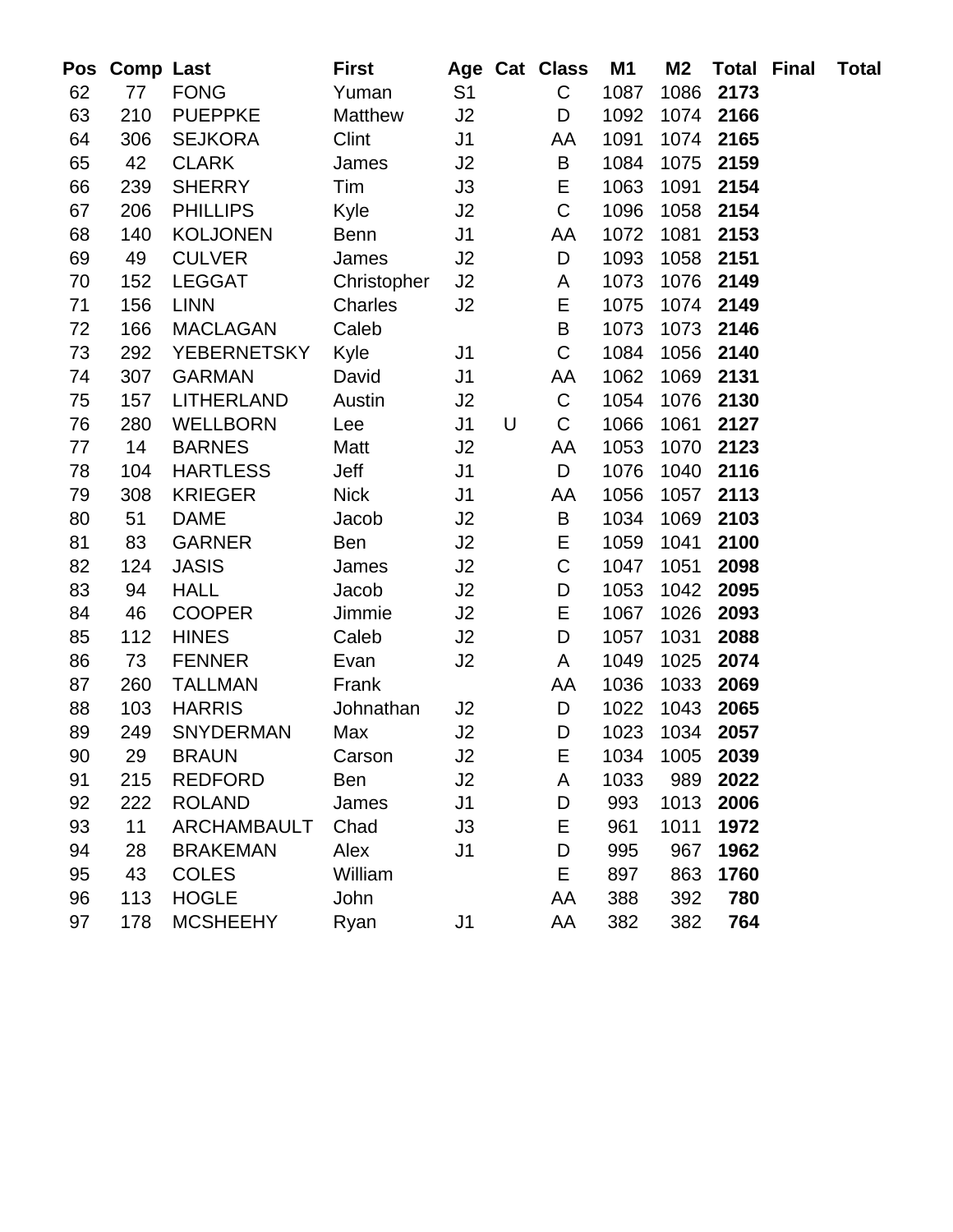| Pos | Comp | Last | First | Age | Cat | Class | M1 | M2 | Total | Final | Total |
|---|---|---|---|---|---|---|---|---|---|---|---|
| 62 | 77 | FONG | Yuman | S1 | | C | 1087 | 1086 | **2173** | | |
| 63 | 210 | PUEPPKE | Matthew | J2 | | D | 1092 | 1074 | **2166** | | |
| 64 | 306 | SEJKORA | Clint | J1 | | AA | 1091 | 1074 | **2165** | | |
| 65 | 42 | CLARK | James | J2 | | B | 1084 | 1075 | **2159** | | |
| 66 | 239 | SHERRY | Tim | J3 | | E | 1063 | 1091 | **2154** | | |
| 67 | 206 | PHILLIPS | Kyle | J2 | | C | 1096 | 1058 | **2154** | | |
| 68 | 140 | KOLJONEN | Benn | J1 | | AA | 1072 | 1081 | **2153** | | |
| 69 | 49 | CULVER | James | J2 | | D | 1093 | 1058 | **2151** | | |
| 70 | 152 | LEGGAT | Christopher | J2 | | A | 1073 | 1076 | **2149** | | |
| 71 | 156 | LINN | Charles | J2 | | E | 1075 | 1074 | **2149** | | |
| 72 | 166 | MACLAGAN | Caleb | | | B | 1073 | 1073 | **2146** | | |
| 73 | 292 | YEBERNETSKY | Kyle | J1 | | C | 1084 | 1056 | **2140** | | |
| 74 | 307 | GARMAN | David | J1 | | AA | 1062 | 1069 | **2131** | | |
| 75 | 157 | LITHERLAND | Austin | J2 | | C | 1054 | 1076 | **2130** | | |
| 76 | 280 | WELLBORN | Lee | J1 | U | C | 1066 | 1061 | **2127** | | |
| 77 | 14 | BARNES | Matt | J2 | | AA | 1053 | 1070 | **2123** | | |
| 78 | 104 | HARTLESS | Jeff | J1 | | D | 1076 | 1040 | **2116** | | |
| 79 | 308 | KRIEGER | Nick | J1 | | AA | 1056 | 1057 | **2113** | | |
| 80 | 51 | DAME | Jacob | J2 | | B | 1034 | 1069 | **2103** | | |
| 81 | 83 | GARNER | Ben | J2 | | E | 1059 | 1041 | **2100** | | |
| 82 | 124 | JASIS | James | J2 | | C | 1047 | 1051 | **2098** | | |
| 83 | 94 | HALL | Jacob | J2 | | D | 1053 | 1042 | **2095** | | |
| 84 | 46 | COOPER | Jimmie | J2 | | E | 1067 | 1026 | **2093** | | |
| 85 | 112 | HINES | Caleb | J2 | | D | 1057 | 1031 | **2088** | | |
| 86 | 73 | FENNER | Evan | J2 | | A | 1049 | 1025 | **2074** | | |
| 87 | 260 | TALLMAN | Frank | | | AA | 1036 | 1033 | **2069** | | |
| 88 | 103 | HARRIS | Johnathan | J2 | | D | 1022 | 1043 | **2065** | | |
| 89 | 249 | SNYDERMAN | Max | J2 | | D | 1023 | 1034 | **2057** | | |
| 90 | 29 | BRAUN | Carson | J2 | | E | 1034 | 1005 | **2039** | | |
| 91 | 215 | REDFORD | Ben | J2 | | A | 1033 | 989 | **2022** | | |
| 92 | 222 | ROLAND | James | J1 | | D | 993 | 1013 | **2006** | | |
| 93 | 11 | ARCHAMBAULT | Chad | J3 | | E | 961 | 1011 | **1972** | | |
| 94 | 28 | BRAKEMAN | Alex | J1 | | D | 995 | 967 | **1962** | | |
| 95 | 43 | COLES | William | | | E | 897 | 863 | **1760** | | |
| 96 | 113 | HOGLE | John | | | AA | 388 | 392 | **780** | | |
| 97 | 178 | MCSHEEHY | Ryan | J1 | | AA | 382 | 382 | **764** | | |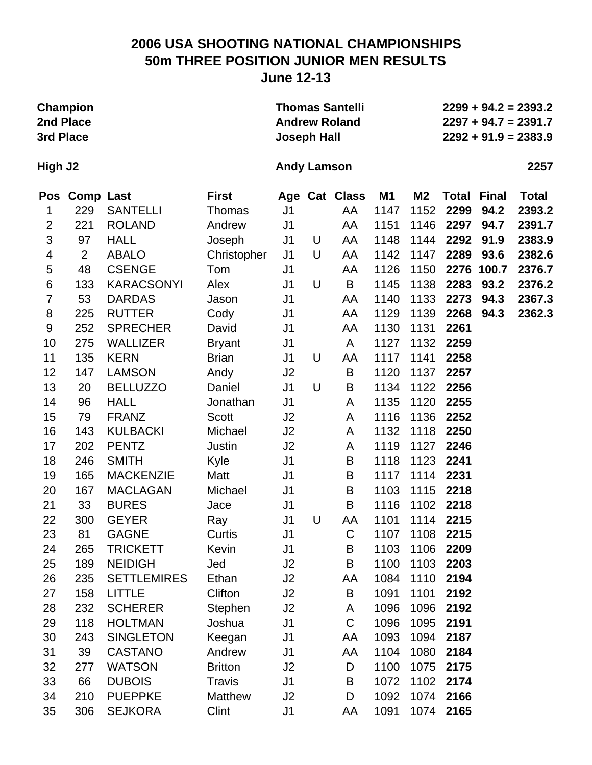# 2006 USA SHOOTING NATIONAL CHAMPIONSHIPS
## 50m THREE POSITION JUNIOR MEN RESULTS
### June 12-13

| | | |
|---|---|---|
| **Champion** | **Thomas Santelli** | **2299 + 94.2 = 2393.2** |
| **2nd Place** | **Andrew Roland** | **2297 + 94.7 = 2391.7** |
| **3rd Place** | **Joseph Hall** | **2292 + 91.9 = 2383.9** |
| **High J2** | **Andy Lamson** | **2257** |

| Pos | Comp | Last | First | Age | Cat | Class | M1 | M2 | Total | Final | Total |
|---|---|---|---|---|---|---|---|---|---|---|---|
| 1 | 229 | SANTELLI | Thomas | J1 | | AA | 1147 | 1152 | **2299** | **94.2** | **2393.2** |
| 2 | 221 | ROLAND | Andrew | J1 | | AA | 1151 | 1146 | **2297** | **94.7** | **2391.7** |
| 3 | 97 | HALL | Joseph | J1 | U | AA | 1148 | 1144 | **2292** | **91.9** | **2383.9** |
| 4 | 2 | ABALO | Christopher | J1 | U | AA | 1142 | 1147 | **2289** | **93.6** | **2382.6** |
| 5 | 48 | CSENGE | Tom | J1 | | AA | 1126 | 1150 | **2276** | **100.7** | **2376.7** |
| 6 | 133 | KARACSONYI | Alex | J1 | U | B | 1145 | 1138 | **2283** | **93.2** | **2376.2** |
| 7 | 53 | DARDAS | Jason | J1 | | AA | 1140 | 1133 | **2273** | **94.3** | **2367.3** |
| 8 | 225 | RUTTER | Cody | J1 | | AA | 1129 | 1139 | **2268** | **94.3** | **2362.3** |
| 9 | 252 | SPRECHER | David | J1 | | AA | 1130 | 1131 | **2261** | | |
| 10 | 275 | WALLIZER | Bryant | J1 | | A | 1127 | 1132 | **2259** | | |
| 11 | 135 | KERN | Brian | J1 | U | AA | 1117 | 1141 | **2258** | | |
| 12 | 147 | LAMSON | Andy | J2 | | B | 1120 | 1137 | **2257** | | |
| 13 | 20 | BELLUZZO | Daniel | J1 | U | B | 1134 | 1122 | **2256** | | |
| 14 | 96 | HALL | Jonathan | J1 | | A | 1135 | 1120 | **2255** | | |
| 15 | 79 | FRANZ | Scott | J2 | | A | 1116 | 1136 | **2252** | | |
| 16 | 143 | KULBACKI | Michael | J2 | | A | 1132 | 1118 | **2250** | | |
| 17 | 202 | PENTZ | Justin | J2 | | A | 1119 | 1127 | **2246** | | |
| 18 | 246 | SMITH | Kyle | J1 | | B | 1118 | 1123 | **2241** | | |
| 19 | 165 | MACKENZIE | Matt | J1 | | B | 1117 | 1114 | **2231** | | |
| 20 | 167 | MACLAGAN | Michael | J1 | | B | 1103 | 1115 | **2218** | | |
| 21 | 33 | BURES | Jace | J1 | | B | 1116 | 1102 | **2218** | | |
| 22 | 300 | GEYER | Ray | J1 | U | AA | 1101 | 1114 | **2215** | | |
| 23 | 81 | GAGNE | Curtis | J1 | | C | 1107 | 1108 | **2215** | | |
| 24 | 265 | TRICKETT | Kevin | J1 | | B | 1103 | 1106 | **2209** | | |
| 25 | 189 | NEIDIGH | Jed | J2 | | B | 1100 | 1103 | **2203** | | |
| 26 | 235 | SETTLEMIRES | Ethan | J2 | | AA | 1084 | 1110 | **2194** | | |
| 27 | 158 | LITTLE | Clifton | J2 | | B | 1091 | 1101 | **2192** | | |
| 28 | 232 | SCHERER | Stephen | J2 | | A | 1096 | 1096 | **2192** | | |
| 29 | 118 | HOLTMAN | Joshua | J1 | | C | 1096 | 1095 | **2191** | | |
| 30 | 243 | SINGLETON | Keegan | J1 | | AA | 1093 | 1094 | **2187** | | |
| 31 | 39 | CASTANO | Andrew | J1 | | AA | 1104 | 1080 | **2184** | | |
| 32 | 277 | WATSON | Britton | J2 | | D | 1100 | 1075 | **2175** | | |
| 33 | 66 | DUBOIS | Travis | J1 | | B | 1072 | 1102 | **2174** | | |
| 34 | 210 | PUEPPKE | Matthew | J2 | | D | 1092 | 1074 | **2166** | | |
| 35 | 306 | SEJKORA | Clint | J1 | | AA | 1091 | 1074 | **2165** | | |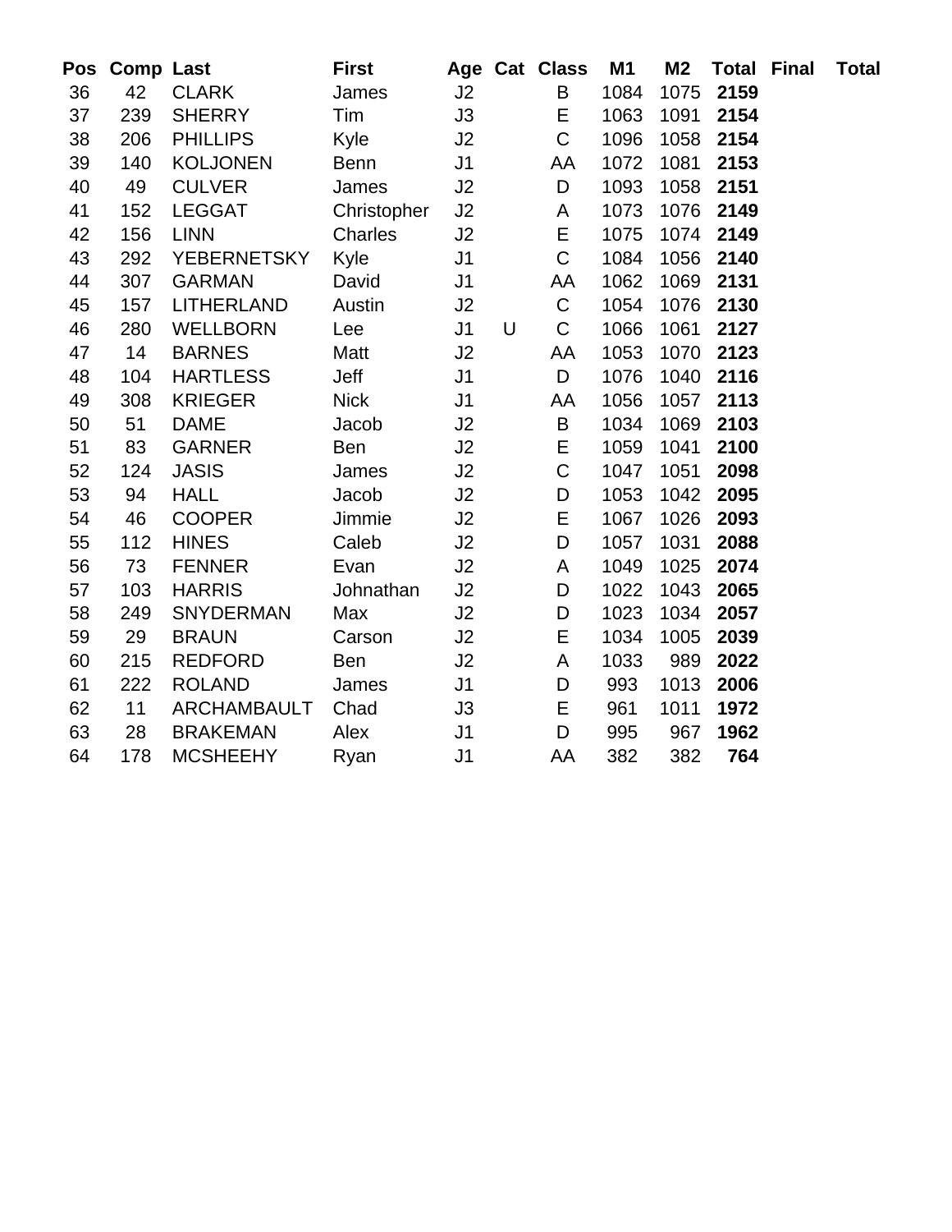| Pos | Comp | Last | First | Age | Cat | Class | M1 | M2 | Total | Final | Total |
|---|---|---|---|---|---|---|---|---|---|---|---|
| 36 | 42 | CLARK | James | J2 | | B | 1084 | 1075 | **2159** | | |
| 37 | 239 | SHERRY | Tim | J3 | | E | 1063 | 1091 | **2154** | | |
| 38 | 206 | PHILLIPS | Kyle | J2 | | C | 1096 | 1058 | **2154** | | |
| 39 | 140 | KOLJONEN | Benn | J1 | | AA | 1072 | 1081 | **2153** | | |
| 40 | 49 | CULVER | James | J2 | | D | 1093 | 1058 | **2151** | | |
| 41 | 152 | LEGGAT | Christopher | J2 | | A | 1073 | 1076 | **2149** | | |
| 42 | 156 | LINN | Charles | J2 | | E | 1075 | 1074 | **2149** | | |
| 43 | 292 | YEBERNETSKY | Kyle | J1 | | C | 1084 | 1056 | **2140** | | |
| 44 | 307 | GARMAN | David | J1 | | AA | 1062 | 1069 | **2131** | | |
| 45 | 157 | LITHERLAND | Austin | J2 | | C | 1054 | 1076 | **2130** | | |
| 46 | 280 | WELLBORN | Lee | J1 | U | C | 1066 | 1061 | **2127** | | |
| 47 | 14 | BARNES | Matt | J2 | | AA | 1053 | 1070 | **2123** | | |
| 48 | 104 | HARTLESS | Jeff | J1 | | D | 1076 | 1040 | **2116** | | |
| 49 | 308 | KRIEGER | Nick | J1 | | AA | 1056 | 1057 | **2113** | | |
| 50 | 51 | DAME | Jacob | J2 | | B | 1034 | 1069 | **2103** | | |
| 51 | 83 | GARNER | Ben | J2 | | E | 1059 | 1041 | **2100** | | |
| 52 | 124 | JASIS | James | J2 | | C | 1047 | 1051 | **2098** | | |
| 53 | 94 | HALL | Jacob | J2 | | D | 1053 | 1042 | **2095** | | |
| 54 | 46 | COOPER | Jimmie | J2 | | E | 1067 | 1026 | **2093** | | |
| 55 | 112 | HINES | Caleb | J2 | | D | 1057 | 1031 | **2088** | | |
| 56 | 73 | FENNER | Evan | J2 | | A | 1049 | 1025 | **2074** | | |
| 57 | 103 | HARRIS | Johnathan | J2 | | D | 1022 | 1043 | **2065** | | |
| 58 | 249 | SNYDERMAN | Max | J2 | | D | 1023 | 1034 | **2057** | | |
| 59 | 29 | BRAUN | Carson | J2 | | E | 1034 | 1005 | **2039** | | |
| 60 | 215 | REDFORD | Ben | J2 | | A | 1033 | 989 | **2022** | | |
| 61 | 222 | ROLAND | James | J1 | | D | 993 | 1013 | **2006** | | |
| 62 | 11 | ARCHAMBAULT | Chad | J3 | | E | 961 | 1011 | **1972** | | |
| 63 | 28 | BRAKEMAN | Alex | J1 | | D | 995 | 967 | **1962** | | |
| 64 | 178 | MCSHEEHY | Ryan | J1 | | AA | 382 | 382 | **764** | | |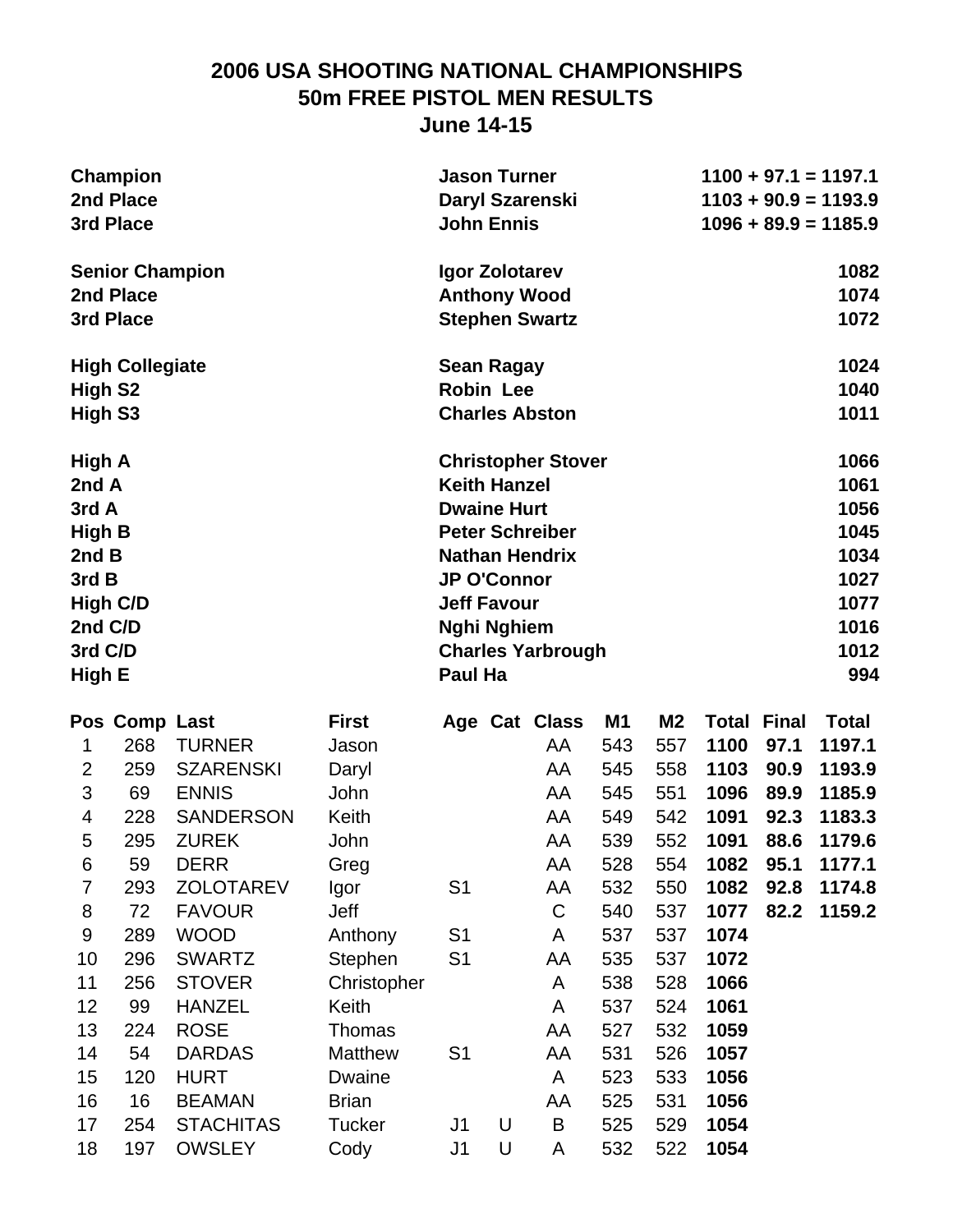# 2006 USA SHOOTING NATIONAL CHAMPIONSHIPS
## 50m FREE PISTOL MEN RESULTS
### June 14-15

| | | |
|---|---|---|
| **Champion** | **Jason Turner** | **1100 + 97.1 = 1197.1** |
| **2nd Place** | **Daryl Szarenski** | **1103 + 90.9 = 1193.9** |
| **3rd Place** | **John Ennis** | **1096 + 89.9 = 1185.9** |
| | | |
| **Senior Champion** | **Igor Zolotarev** | **1082** |
| **2nd Place** | **Anthony Wood** | **1074** |
| **3rd Place** | **Stephen Swartz** | **1072** |
| | | |
| **High Collegiate** | **Sean Ragay** | **1024** |
| **High S2** | **Robin Lee** | **1040** |
| **High S3** | **Charles Abston** | **1011** |
| | | |
| **High A** | **Christopher Stover** | **1066** |
| **2nd A** | **Keith Hanzel** | **1061** |
| **3rd A** | **Dwaine Hurt** | **1056** |
| **High B** | **Peter Schreiber** | **1045** |
| **2nd B** | **Nathan Hendrix** | **1034** |
| **3rd B** | **JP O'Connor** | **1027** |
| **High C/D** | **Jeff Favour** | **1077** |
| **2nd C/D** | **Nghi Nghiem** | **1016** |
| **3rd C/D** | **Charles Yarbrough** | **1012** |
| **High E** | **Paul Ha** | **994** |

| Pos | Comp | Last | First | Age | Cat | Class | M1 | M2 | Total | Final | Total |
|---|---|---|---|---|---|---|---|---|---|---|---|
| 1 | 268 | TURNER | Jason | | | AA | 543 | 557 | **1100** | **97.1** | **1197.1** |
| 2 | 259 | SZARENSKI | Daryl | | | AA | 545 | 558 | **1103** | **90.9** | **1193.9** |
| 3 | 69 | ENNIS | John | | | AA | 545 | 551 | **1096** | **89.9** | **1185.9** |
| 4 | 228 | SANDERSON | Keith | | | AA | 549 | 542 | **1091** | **92.3** | **1183.3** |
| 5 | 295 | ZUREK | John | | | AA | 539 | 552 | **1091** | **88.6** | **1179.6** |
| 6 | 59 | DERR | Greg | | | AA | 528 | 554 | **1082** | **95.1** | **1177.1** |
| 7 | 293 | ZOLOTAREV | Igor | S1 | | AA | 532 | 550 | **1082** | **92.8** | **1174.8** |
| 8 | 72 | FAVOUR | Jeff | | | C | 540 | 537 | **1077** | **82.2** | **1159.2** |
| 9 | 289 | WOOD | Anthony | S1 | | A | 537 | 537 | **1074** | | |
| 10 | 296 | SWARTZ | Stephen | S1 | | AA | 535 | 537 | **1072** | | |
| 11 | 256 | STOVER | Christopher | | | A | 538 | 528 | **1066** | | |
| 12 | 99 | HANZEL | Keith | | | A | 537 | 524 | **1061** | | |
| 13 | 224 | ROSE | Thomas | | | AA | 527 | 532 | **1059** | | |
| 14 | 54 | DARDAS | Matthew | S1 | | AA | 531 | 526 | **1057** | | |
| 15 | 120 | HURT | Dwaine | | | A | 523 | 533 | **1056** | | |
| 16 | 16 | BEAMAN | Brian | | | AA | 525 | 531 | **1056** | | |
| 17 | 254 | STACHITAS | Tucker | J1 | U | B | 525 | 529 | **1054** | | |
| 18 | 197 | OWSLEY | Cody | J1 | U | A | 532 | 522 | **1054** | | |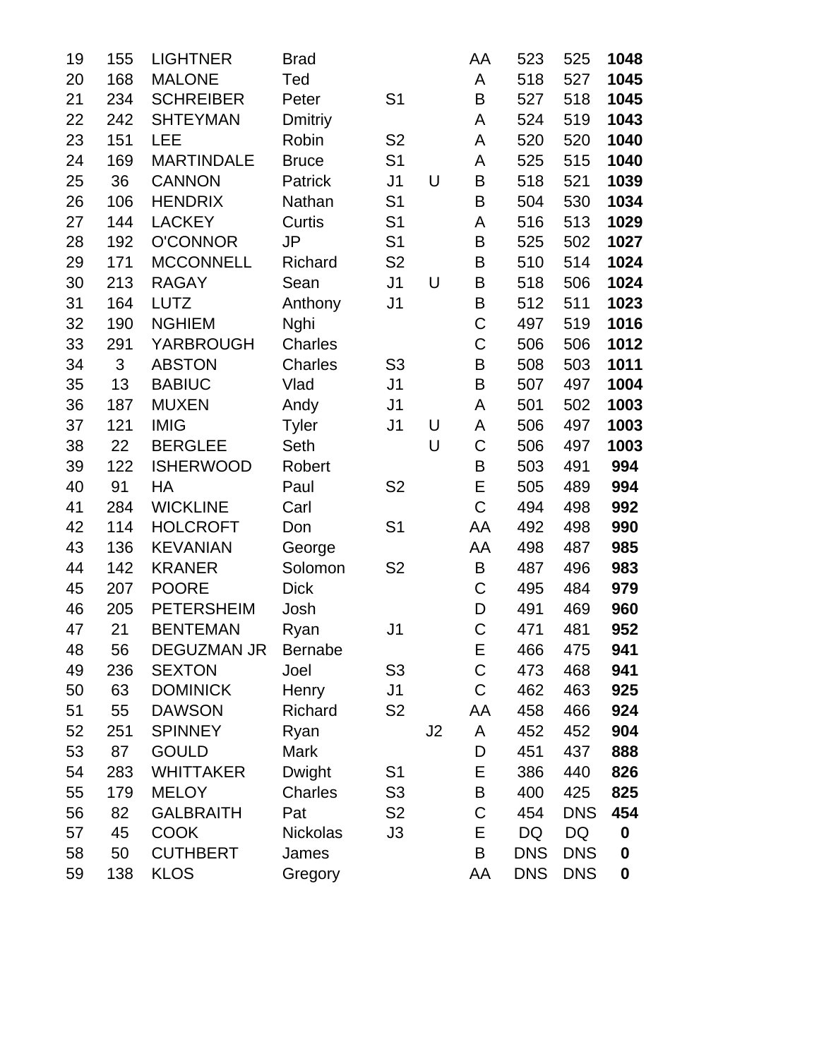| | | | | | | | | | |
|---|---|---|---|---|---|---|---|---|---|
| 19 | 155 | LIGHTNER | Brad | | | AA | 523 | 525 | **1048** |
| 20 | 168 | MALONE | Ted | | | A | 518 | 527 | **1045** |
| 21 | 234 | SCHREIBER | Peter | S1 | | B | 527 | 518 | **1045** |
| 22 | 242 | SHTEYMAN | Dmitriy | | | A | 524 | 519 | **1043** |
| 23 | 151 | LEE | Robin | S2 | | A | 520 | 520 | **1040** |
| 24 | 169 | MARTINDALE | Bruce | S1 | | A | 525 | 515 | **1040** |
| 25 | 36 | CANNON | Patrick | J1 | U | B | 518 | 521 | **1039** |
| 26 | 106 | HENDRIX | Nathan | S1 | | B | 504 | 530 | **1034** |
| 27 | 144 | LACKEY | Curtis | S1 | | A | 516 | 513 | **1029** |
| 28 | 192 | O'CONNOR | JP | S1 | | B | 525 | 502 | **1027** |
| 29 | 171 | MCCONNELL | Richard | S2 | | B | 510 | 514 | **1024** |
| 30 | 213 | RAGAY | Sean | J1 | U | B | 518 | 506 | **1024** |
| 31 | 164 | LUTZ | Anthony | J1 | | B | 512 | 511 | **1023** |
| 32 | 190 | NGHIEM | Nghi | | | C | 497 | 519 | **1016** |
| 33 | 291 | YARBROUGH | Charles | | | C | 506 | 506 | **1012** |
| 34 | 3 | ABSTON | Charles | S3 | | B | 508 | 503 | **1011** |
| 35 | 13 | BABIUC | Vlad | J1 | | B | 507 | 497 | **1004** |
| 36 | 187 | MUXEN | Andy | J1 | | A | 501 | 502 | **1003** |
| 37 | 121 | IMIG | Tyler | J1 | U | A | 506 | 497 | **1003** |
| 38 | 22 | BERGLEE | Seth | | U | C | 506 | 497 | **1003** |
| 39 | 122 | ISHERWOOD | Robert | | | B | 503 | 491 | **994** |
| 40 | 91 | HA | Paul | S2 | | E | 505 | 489 | **994** |
| 41 | 284 | WICKLINE | Carl | | | C | 494 | 498 | **992** |
| 42 | 114 | HOLCROFT | Don | S1 | | AA | 492 | 498 | **990** |
| 43 | 136 | KEVANIAN | George | | | AA | 498 | 487 | **985** |
| 44 | 142 | KRANER | Solomon | S2 | | B | 487 | 496 | **983** |
| 45 | 207 | POORE | Dick | | | C | 495 | 484 | **979** |
| 46 | 205 | PETERSHEIM | Josh | | | D | 491 | 469 | **960** |
| 47 | 21 | BENTEMAN | Ryan | J1 | | C | 471 | 481 | **952** |
| 48 | 56 | DEGUZMAN JR | Bernabe | | | E | 466 | 475 | **941** |
| 49 | 236 | SEXTON | Joel | S3 | | C | 473 | 468 | **941** |
| 50 | 63 | DOMINICK | Henry | J1 | | C | 462 | 463 | **925** |
| 51 | 55 | DAWSON | Richard | S2 | | AA | 458 | 466 | **924** |
| 52 | 251 | SPINNEY | Ryan | | J2 | A | 452 | 452 | **904** |
| 53 | 87 | GOULD | Mark | | | D | 451 | 437 | **888** |
| 54 | 283 | WHITTAKER | Dwight | S1 | | E | 386 | 440 | **826** |
| 55 | 179 | MELOY | Charles | S3 | | B | 400 | 425 | **825** |
| 56 | 82 | GALBRAITH | Pat | S2 | | C | 454 | DNS | **454** |
| 57 | 45 | COOK | Nickolas | J3 | | E | DQ | DQ | **0** |
| 58 | 50 | CUTHBERT | James | | | B | DNS | DNS | **0** |
| 59 | 138 | KLOS | Gregory | | | AA | DNS | DNS | **0** |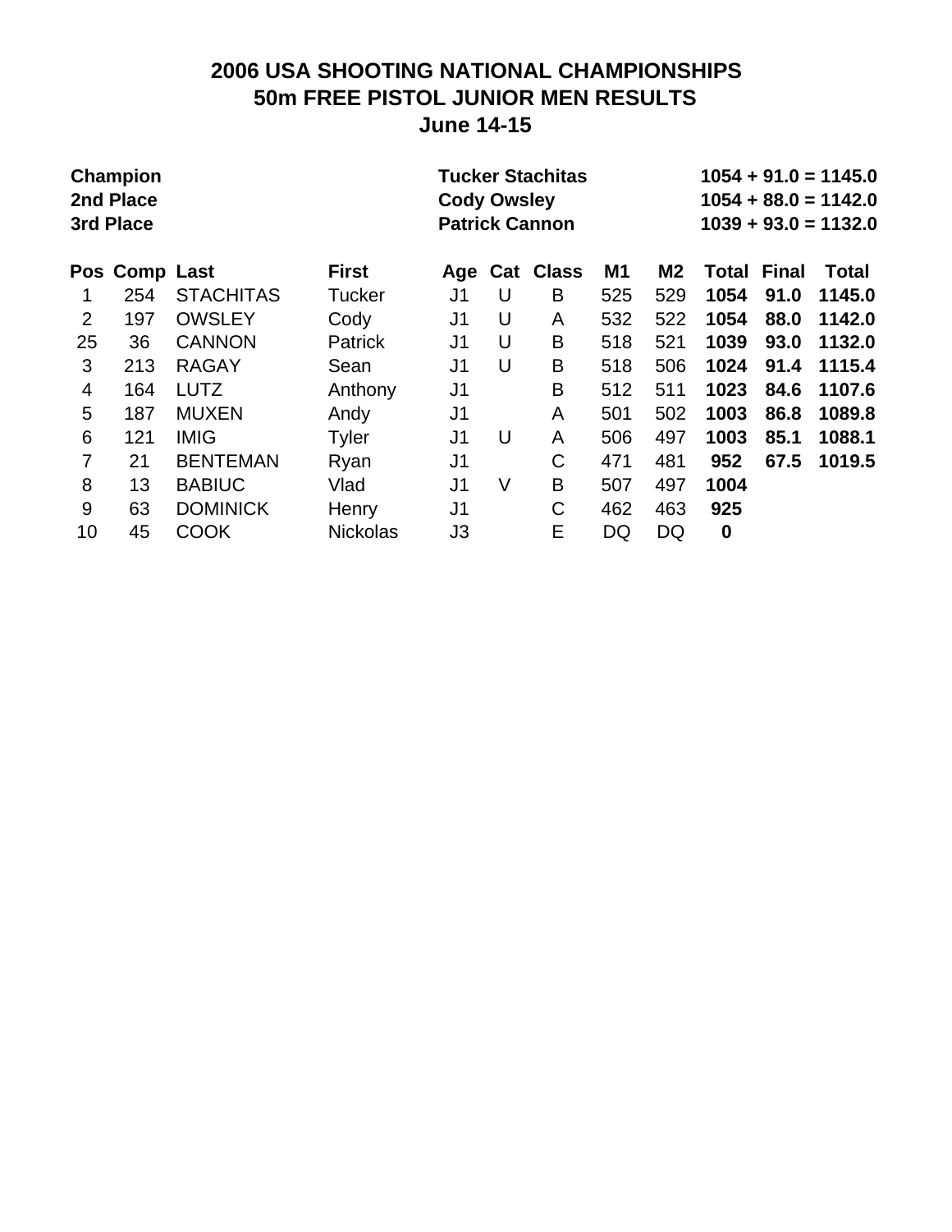## 2006 USA SHOOTING NATIONAL CHAMPIONSHIPS
## 50m FREE PISTOL JUNIOR MEN RESULTS
## June 14-15

| | | |
|---|---|---|
| **Champion** | **Tucker Stachitas** | **1054 + 91.0 = 1145.0** |
| **2nd Place** | **Cody Owsley** | **1054 + 88.0 = 1142.0** |
| **3rd Place** | **Patrick Cannon** | **1039 + 93.0 = 1132.0** |

| Pos | Comp | Last | First | Age | Cat | Class | M1 | M2 | Total | Final | Total |
|---|---|---|---|---|---|---|---|---|---|---|---|
| 1 | 254 | STACHITAS | Tucker | J1 | U | B | 525 | 529 | **1054** | **91.0** | **1145.0** |
| 2 | 197 | OWSLEY | Cody | J1 | U | A | 532 | 522 | **1054** | **88.0** | **1142.0** |
| 25 | 36 | CANNON | Patrick | J1 | U | B | 518 | 521 | **1039** | **93.0** | **1132.0** |
| 3 | 213 | RAGAY | Sean | J1 | U | B | 518 | 506 | **1024** | **91.4** | **1115.4** |
| 4 | 164 | LUTZ | Anthony | J1 | | B | 512 | 511 | **1023** | **84.6** | **1107.6** |
| 5 | 187 | MUXEN | Andy | J1 | | A | 501 | 502 | **1003** | **86.8** | **1089.8** |
| 6 | 121 | IMIG | Tyler | J1 | U | A | 506 | 497 | **1003** | **85.1** | **1088.1** |
| 7 | 21 | BENTEMAN | Ryan | J1 | | C | 471 | 481 | **952** | **67.5** | **1019.5** |
| 8 | 13 | BABIUC | Vlad | J1 | V | B | 507 | 497 | **1004** | | |
| 9 | 63 | DOMINICK | Henry | J1 | | C | 462 | 463 | **925** | | |
| 10 | 45 | COOK | Nickolas | J3 | | E | DQ | DQ | **0** | | |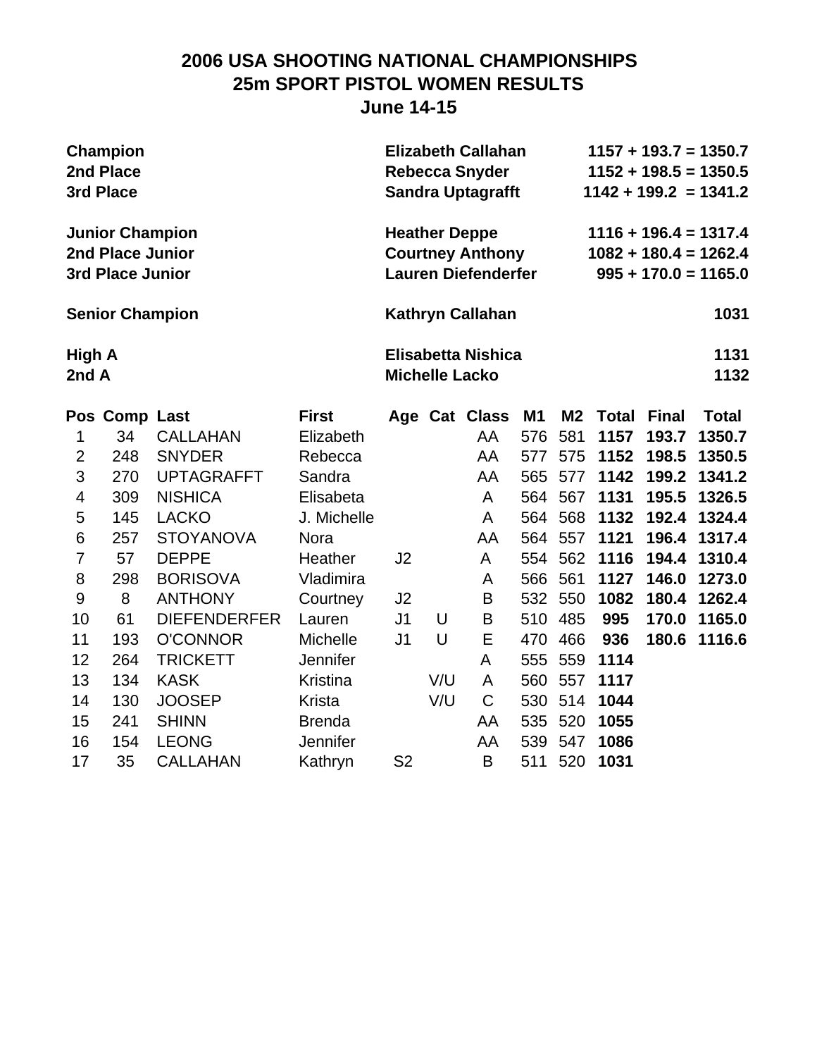# 2006 USA SHOOTING NATIONAL CHAMPIONSHIPS
## 25m SPORT PISTOL WOMEN RESULTS
### June 14-15

| | | |
|---|---|---|
| **Champion** | **Elizabeth Callahan** | **1157 + 193.7 = 1350.7** |
| **2nd Place** | **Rebecca Snyder** | **1152 + 198.5 = 1350.5** |
| **3rd Place** | **Sandra Uptagrafft** | **1142 + 199.2 = 1341.2** |
| **Junior Champion** | **Heather Deppe** | **1116 + 196.4 = 1317.4** |
| **2nd Place Junior** | **Courtney Anthony** | **1082 + 180.4 = 1262.4** |
| **3rd Place Junior** | **Lauren Diefenderfer** | **995 + 170.0 = 1165.0** |
| **Senior Champion** | **Kathryn Callahan** | **1031** |
| **High A** | **Elisabetta Nishica** | **1131** |
| **2nd A** | **Michelle Lacko** | **1132** |

| Pos | Comp | Last | First | Age | Cat | Class | M1 | M2 | Total | Final | Total |
|---|---|---|---|---|---|---|---|---|---|---|---|
| 1 | 34 | CALLAHAN | Elizabeth | | | AA | 576 | 581 | **1157** | **193.7** | **1350.7** |
| 2 | 248 | SNYDER | Rebecca | | | AA | 577 | 575 | **1152** | **198.5** | **1350.5** |
| 3 | 270 | UPTAGRAFFT | Sandra | | | AA | 565 | 577 | **1142** | **199.2** | **1341.2** |
| 4 | 309 | NISHICA | Elisabeta | | | A | 564 | 567 | **1131** | **195.5** | **1326.5** |
| 5 | 145 | LACKO | J. Michelle | | | A | 564 | 568 | **1132** | **192.4** | **1324.4** |
| 6 | 257 | STOYANOVA | Nora | | | AA | 564 | 557 | **1121** | **196.4** | **1317.4** |
| 7 | 57 | DEPPE | Heather | J2 | | A | 554 | 562 | **1116** | **194.4** | **1310.4** |
| 8 | 298 | BORISOVA | Vladimira | | | A | 566 | 561 | **1127** | **146.0** | **1273.0** |
| 9 | 8 | ANTHONY | Courtney | J2 | | B | 532 | 550 | **1082** | **180.4** | **1262.4** |
| 10 | 61 | DIEFENDERFER | Lauren | J1 | U | B | 510 | 485 | **995** | **170.0** | **1165.0** |
| 11 | 193 | O'CONNOR | Michelle | J1 | U | E | 470 | 466 | **936** | **180.6** | **1116.6** |
| 12 | 264 | TRICKETT | Jennifer | | | A | 555 | 559 | **1114** | | |
| 13 | 134 | KASK | Kristina | | V/U | A | 560 | 557 | **1117** | | |
| 14 | 130 | JOOSEP | Krista | | V/U | C | 530 | 514 | **1044** | | |
| 15 | 241 | SHINN | Brenda | | | AA | 535 | 520 | **1055** | | |
| 16 | 154 | LEONG | Jennifer | | | AA | 539 | 547 | **1086** | | |
| 17 | 35 | CALLAHAN | Kathryn | S2 | | B | 511 | 520 | **1031** | | |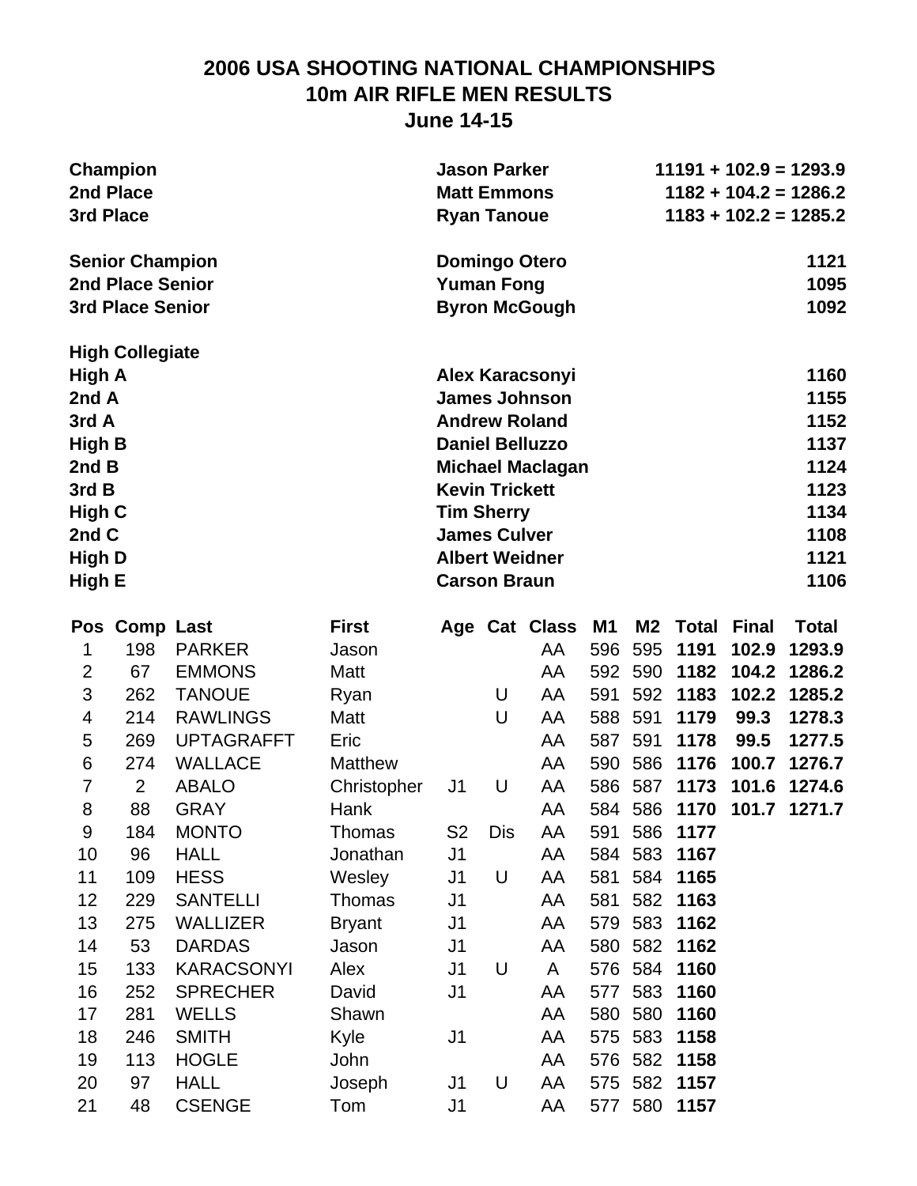# 2006 USA SHOOTING NATIONAL CHAMPIONSHIPS
## 10m AIR RIFLE MEN RESULTS
### June 14-15

| | | |
|---|---|---|
| **Champion** | **Jason Parker** | **11191 + 102.9 = 1293.9** |
| **2nd Place** | **Matt Emmons** | **1182 + 104.2 = 1286.2** |
| **3rd Place** | **Ryan Tanoue** | **1183 + 102.2 = 1285.2** |
| | | |
| **Senior Champion** | **Domingo Otero** | **1121** |
| **2nd Place Senior** | **Yuman Fong** | **1095** |
| **3rd Place Senior** | **Byron McGough** | **1092** |
| | | |
| **High Collegiate** | | |
| **High A** | **Alex Karacsonyi** | **1160** |
| **2nd A** | **James Johnson** | **1155** |
| **3rd A** | **Andrew Roland** | **1152** |
| **High B** | **Daniel Belluzzo** | **1137** |
| **2nd B** | **Michael Maclagan** | **1124** |
| **3rd B** | **Kevin Trickett** | **1123** |
| **High C** | **Tim Sherry** | **1134** |
| **2nd C** | **James Culver** | **1108** |
| **High D** | **Albert Weidner** | **1121** |
| **High E** | **Carson Braun** | **1106** |

| Pos | Comp | Last | First | Age | Cat | Class | M1 | M2 | Total | Final | Total |
|---|---|---|---|---|---|---|---|---|---|---|---|
| 1 | 198 | PARKER | Jason | | | AA | 596 | 595 | **1191** | **102.9** | **1293.9** |
| 2 | 67 | EMMONS | Matt | | | AA | 592 | 590 | **1182** | **104.2** | **1286.2** |
| 3 | 262 | TANOUE | Ryan | | U | AA | 591 | 592 | **1183** | **102.2** | **1285.2** |
| 4 | 214 | RAWLINGS | Matt | | U | AA | 588 | 591 | **1179** | **99.3** | **1278.3** |
| 5 | 269 | UPTAGRAFFT | Eric | | | AA | 587 | 591 | **1178** | **99.5** | **1277.5** |
| 6 | 274 | WALLACE | Matthew | | | AA | 590 | 586 | **1176** | **100.7** | **1276.7** |
| 7 | 2 | ABALO | Christopher | J1 | U | AA | 586 | 587 | **1173** | **101.6** | **1274.6** |
| 8 | 88 | GRAY | Hank | | | AA | 584 | 586 | **1170** | **101.7** | **1271.7** |
| 9 | 184 | MONTO | Thomas | S2 | Dis | AA | 591 | 586 | **1177** | | |
| 10 | 96 | HALL | Jonathan | J1 | | AA | 584 | 583 | **1167** | | |
| 11 | 109 | HESS | Wesley | J1 | U | AA | 581 | 584 | **1165** | | |
| 12 | 229 | SANTELLI | Thomas | J1 | | AA | 581 | 582 | **1163** | | |
| 13 | 275 | WALLIZER | Bryant | J1 | | AA | 579 | 583 | **1162** | | |
| 14 | 53 | DARDAS | Jason | J1 | | AA | 580 | 582 | **1162** | | |
| 15 | 133 | KARACSONYI | Alex | J1 | U | A | 576 | 584 | **1160** | | |
| 16 | 252 | SPRECHER | David | J1 | | AA | 577 | 583 | **1160** | | |
| 17 | 281 | WELLS | Shawn | | | AA | 580 | 580 | **1160** | | |
| 18 | 246 | SMITH | Kyle | J1 | | AA | 575 | 583 | **1158** | | |
| 19 | 113 | HOGLE | John | | | AA | 576 | 582 | **1158** | | |
| 20 | 97 | HALL | Joseph | J1 | U | AA | 575 | 582 | **1157** | | |
| 21 | 48 | CSENGE | Tom | J1 | | AA | 577 | 580 | **1157** | | |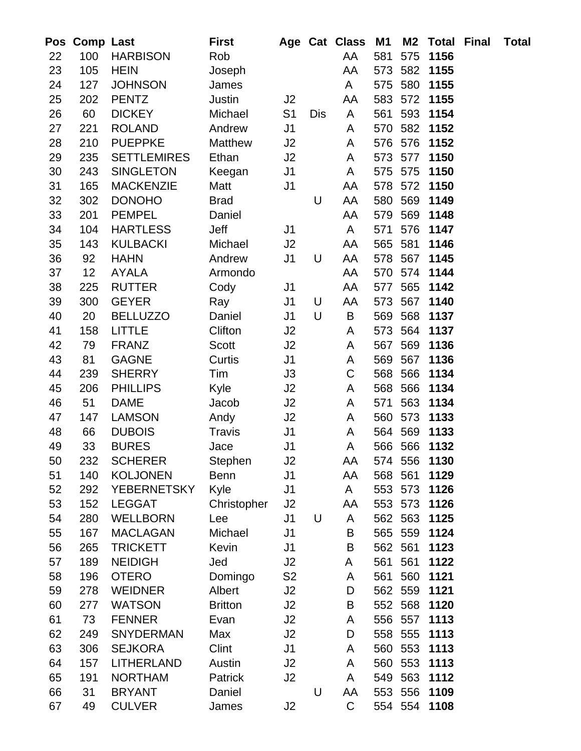| Pos | Comp | Last | First | Age | Cat | Class | M1 | M2 | Total | Final | Total |
|---|---|---|---|---|---|---|---|---|---|---|---|
| 22 | 100 | HARBISON | Rob | | | AA | 581 | 575 | **1156** | | |
| 23 | 105 | HEIN | Joseph | | | AA | 573 | 582 | **1155** | | |
| 24 | 127 | JOHNSON | James | | | A | 575 | 580 | **1155** | | |
| 25 | 202 | PENTZ | Justin | J2 | | AA | 583 | 572 | **1155** | | |
| 26 | 60 | DICKEY | Michael | S1 | Dis | A | 561 | 593 | **1154** | | |
| 27 | 221 | ROLAND | Andrew | J1 | | A | 570 | 582 | **1152** | | |
| 28 | 210 | PUEPPKE | Matthew | J2 | | A | 576 | 576 | **1152** | | |
| 29 | 235 | SETTLEMIRES | Ethan | J2 | | A | 573 | 577 | **1150** | | |
| 30 | 243 | SINGLETON | Keegan | J1 | | A | 575 | 575 | **1150** | | |
| 31 | 165 | MACKENZIE | Matt | J1 | | AA | 578 | 572 | **1150** | | |
| 32 | 302 | DONOHO | Brad | | U | AA | 580 | 569 | **1149** | | |
| 33 | 201 | PEMPEL | Daniel | | | AA | 579 | 569 | **1148** | | |
| 34 | 104 | HARTLESS | Jeff | J1 | | A | 571 | 576 | **1147** | | |
| 35 | 143 | KULBACKI | Michael | J2 | | AA | 565 | 581 | **1146** | | |
| 36 | 92 | HAHN | Andrew | J1 | U | AA | 578 | 567 | **1145** | | |
| 37 | 12 | AYALA | Armondo | | | AA | 570 | 574 | **1144** | | |
| 38 | 225 | RUTTER | Cody | J1 | | AA | 577 | 565 | **1142** | | |
| 39 | 300 | GEYER | Ray | J1 | U | AA | 573 | 567 | **1140** | | |
| 40 | 20 | BELLUZZO | Daniel | J1 | U | B | 569 | 568 | **1137** | | |
| 41 | 158 | LITTLE | Clifton | J2 | | A | 573 | 564 | **1137** | | |
| 42 | 79 | FRANZ | Scott | J2 | | A | 567 | 569 | **1136** | | |
| 43 | 81 | GAGNE | Curtis | J1 | | A | 569 | 567 | **1136** | | |
| 44 | 239 | SHERRY | Tim | J3 | | C | 568 | 566 | **1134** | | |
| 45 | 206 | PHILLIPS | Kyle | J2 | | A | 568 | 566 | **1134** | | |
| 46 | 51 | DAME | Jacob | J2 | | A | 571 | 563 | **1134** | | |
| 47 | 147 | LAMSON | Andy | J2 | | A | 560 | 573 | **1133** | | |
| 48 | 66 | DUBOIS | Travis | J1 | | A | 564 | 569 | **1133** | | |
| 49 | 33 | BURES | Jace | J1 | | A | 566 | 566 | **1132** | | |
| 50 | 232 | SCHERER | Stephen | J2 | | AA | 574 | 556 | **1130** | | |
| 51 | 140 | KOLJONEN | Benn | J1 | | AA | 568 | 561 | **1129** | | |
| 52 | 292 | YEBERNETSKY | Kyle | J1 | | A | 553 | 573 | **1126** | | |
| 53 | 152 | LEGGAT | Christopher | J2 | | AA | 553 | 573 | **1126** | | |
| 54 | 280 | WELLBORN | Lee | J1 | U | A | 562 | 563 | **1125** | | |
| 55 | 167 | MACLAGAN | Michael | J1 | | B | 565 | 559 | **1124** | | |
| 56 | 265 | TRICKETT | Kevin | J1 | | B | 562 | 561 | **1123** | | |
| 57 | 189 | NEIDIGH | Jed | J2 | | A | 561 | 561 | **1122** | | |
| 58 | 196 | OTERO | Domingo | S2 | | A | 561 | 560 | **1121** | | |
| 59 | 278 | WEIDNER | Albert | J2 | | D | 562 | 559 | **1121** | | |
| 60 | 277 | WATSON | Britton | J2 | | B | 552 | 568 | **1120** | | |
| 61 | 73 | FENNER | Evan | J2 | | A | 556 | 557 | **1113** | | |
| 62 | 249 | SNYDERMAN | Max | J2 | | D | 558 | 555 | **1113** | | |
| 63 | 306 | SEJKORA | Clint | J1 | | A | 560 | 553 | **1113** | | |
| 64 | 157 | LITHERLAND | Austin | J2 | | A | 560 | 553 | **1113** | | |
| 65 | 191 | NORTHAM | Patrick | J2 | | A | 549 | 563 | **1112** | | |
| 66 | 31 | BRYANT | Daniel | | U | AA | 553 | 556 | **1109** | | |
| 67 | 49 | CULVER | James | J2 | | C | 554 | 554 | **1108** | | |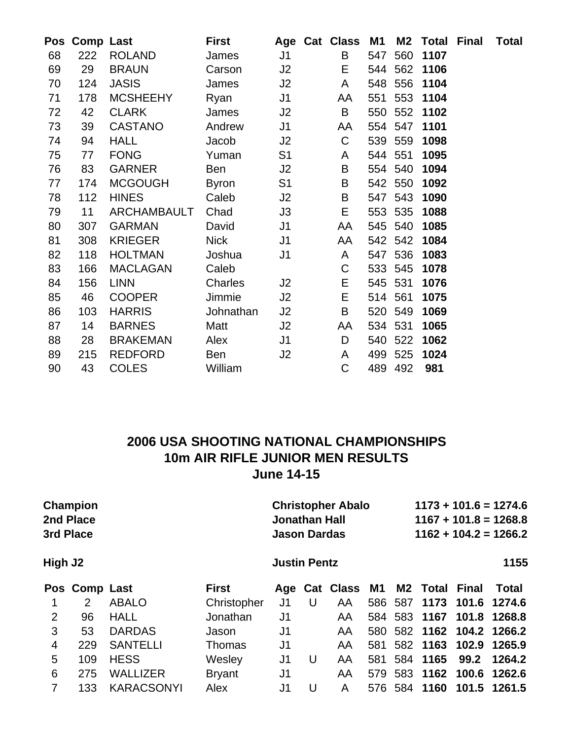| Pos | Comp | Last | First | Age | Cat | Class | M1 | M2 | Total | Final | Total |
|---|---|---|---|---|---|---|---|---|---|---|---|
| 68 | 222 | ROLAND | James | J1 | | B | 547 | 560 | **1107** | | |
| 69 | 29 | BRAUN | Carson | J2 | | E | 544 | 562 | **1106** | | |
| 70 | 124 | JASIS | James | J2 | | A | 548 | 556 | **1104** | | |
| 71 | 178 | MCSHEEHY | Ryan | J1 | | AA | 551 | 553 | **1104** | | |
| 72 | 42 | CLARK | James | J2 | | B | 550 | 552 | **1102** | | |
| 73 | 39 | CASTANO | Andrew | J1 | | AA | 554 | 547 | **1101** | | |
| 74 | 94 | HALL | Jacob | J2 | | C | 539 | 559 | **1098** | | |
| 75 | 77 | FONG | Yuman | S1 | | A | 544 | 551 | **1095** | | |
| 76 | 83 | GARNER | Ben | J2 | | B | 554 | 540 | **1094** | | |
| 77 | 174 | MCGOUGH | Byron | S1 | | B | 542 | 550 | **1092** | | |
| 78 | 112 | HINES | Caleb | J2 | | B | 547 | 543 | **1090** | | |
| 79 | 11 | ARCHAMBAULT | Chad | J3 | | E | 553 | 535 | **1088** | | |
| 80 | 307 | GARMAN | David | J1 | | AA | 545 | 540 | **1085** | | |
| 81 | 308 | KRIEGER | Nick | J1 | | AA | 542 | 542 | **1084** | | |
| 82 | 118 | HOLTMAN | Joshua | J1 | | A | 547 | 536 | **1083** | | |
| 83 | 166 | MACLAGAN | Caleb | | | C | 533 | 545 | **1078** | | |
| 84 | 156 | LINN | Charles | J2 | | E | 545 | 531 | **1076** | | |
| 85 | 46 | COOPER | Jimmie | J2 | | E | 514 | 561 | **1075** | | |
| 86 | 103 | HARRIS | Johnathan | J2 | | B | 520 | 549 | **1069** | | |
| 87 | 14 | BARNES | Matt | J2 | | AA | 534 | 531 | **1065** | | |
| 88 | 28 | BRAKEMAN | Alex | J1 | | D | 540 | 522 | **1062** | | |
| 89 | 215 | REDFORD | Ben | J2 | | A | 499 | 525 | **1024** | | |
| 90 | 43 | COLES | William | | | C | 489 | 492 | **981** | | |

## 2006 USA SHOOTING NATIONAL CHAMPIONSHIPS
## 10m AIR RIFLE JUNIOR MEN RESULTS
## June 14-15

**Champion** — **Christopher Abalo** — **1173 + 101.6 = 1274.6**
**2nd Place** — **Jonathan Hall** — **1167 + 101.8 = 1268.8**
**3rd Place** — **Jason Dardas** — **1162 + 104.2 = 1266.2**

**High J2** — **Justin Pentz** — **1155**

| Pos | Comp | Last | First | Age | Cat | Class | M1 | M2 | Total | Final | Total |
|---|---|---|---|---|---|---|---|---|---|---|---|
| 1 | 2 | ABALO | Christopher | J1 | U | AA | 586 | 587 | **1173** | **101.6** | **1274.6** |
| 2 | 96 | HALL | Jonathan | J1 | | AA | 584 | 583 | **1167** | **101.8** | **1268.8** |
| 3 | 53 | DARDAS | Jason | J1 | | AA | 580 | 582 | **1162** | **104.2** | **1266.2** |
| 4 | 229 | SANTELLI | Thomas | J1 | | AA | 581 | 582 | **1163** | **102.9** | **1265.9** |
| 5 | 109 | HESS | Wesley | J1 | U | AA | 581 | 584 | **1165** | **99.2** | **1264.2** |
| 6 | 275 | WALLIZER | Bryant | J1 | | AA | 579 | 583 | **1162** | **100.6** | **1262.6** |
| 7 | 133 | KARACSONYI | Alex | J1 | U | A | 576 | 584 | **1160** | **101.5** | **1261.5** |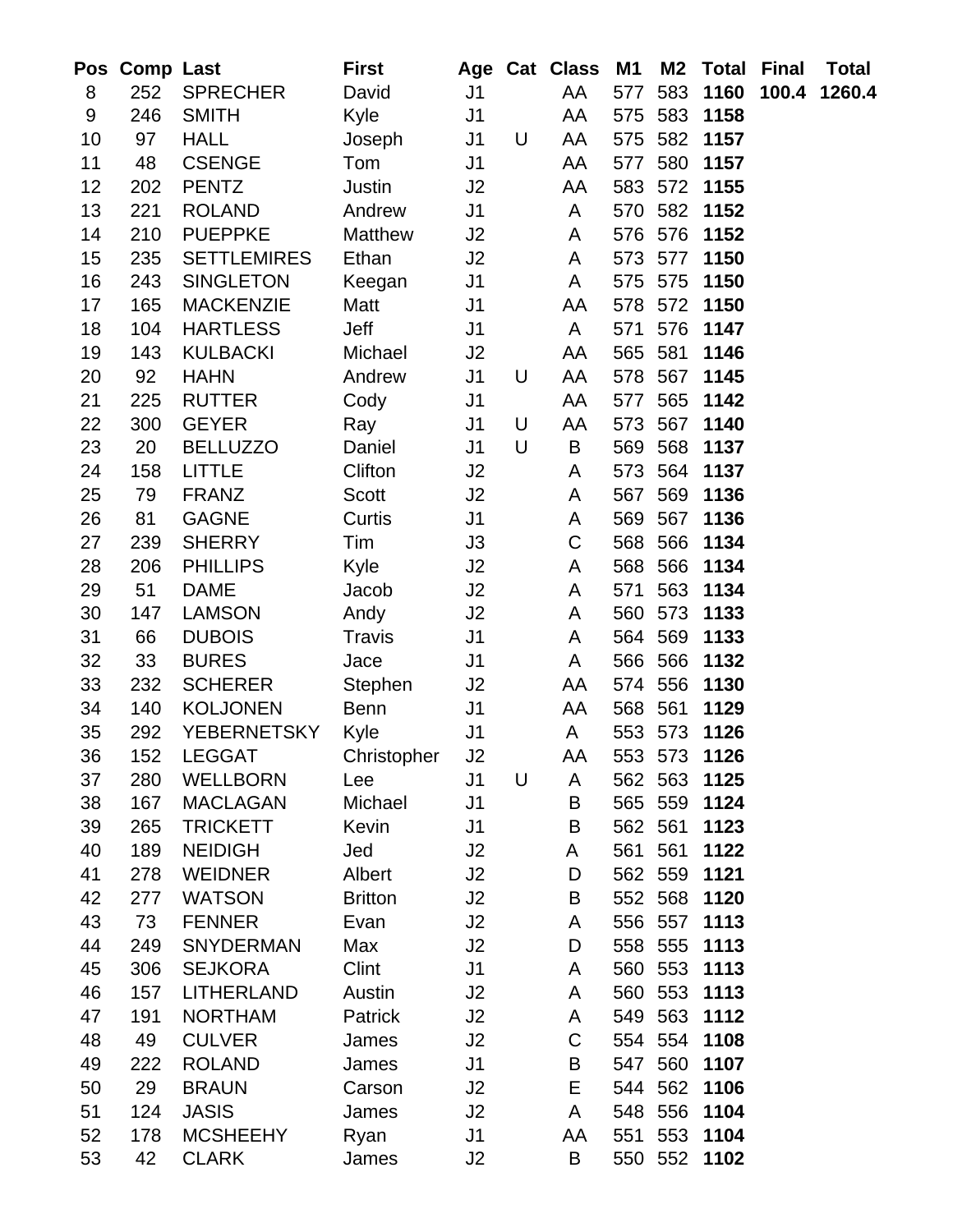| Pos | Comp | Last | First | Age | Cat | Class | M1 | M2 | Total | Final | Total |
|---|---|---|---|---|---|---|---|---|---|---|---|
| 8 | 252 | SPRECHER | David | J1 | | AA | 577 | 583 | **1160** | **100.4** | **1260.4** |
| 9 | 246 | SMITH | Kyle | J1 | | AA | 575 | 583 | **1158** | | |
| 10 | 97 | HALL | Joseph | J1 | U | AA | 575 | 582 | **1157** | | |
| 11 | 48 | CSENGE | Tom | J1 | | AA | 577 | 580 | **1157** | | |
| 12 | 202 | PENTZ | Justin | J2 | | AA | 583 | 572 | **1155** | | |
| 13 | 221 | ROLAND | Andrew | J1 | | A | 570 | 582 | **1152** | | |
| 14 | 210 | PUEPPKE | Matthew | J2 | | A | 576 | 576 | **1152** | | |
| 15 | 235 | SETTLEMIRES | Ethan | J2 | | A | 573 | 577 | **1150** | | |
| 16 | 243 | SINGLETON | Keegan | J1 | | A | 575 | 575 | **1150** | | |
| 17 | 165 | MACKENZIE | Matt | J1 | | AA | 578 | 572 | **1150** | | |
| 18 | 104 | HARTLESS | Jeff | J1 | | A | 571 | 576 | **1147** | | |
| 19 | 143 | KULBACKI | Michael | J2 | | AA | 565 | 581 | **1146** | | |
| 20 | 92 | HAHN | Andrew | J1 | U | AA | 578 | 567 | **1145** | | |
| 21 | 225 | RUTTER | Cody | J1 | | AA | 577 | 565 | **1142** | | |
| 22 | 300 | GEYER | Ray | J1 | U | AA | 573 | 567 | **1140** | | |
| 23 | 20 | BELLUZZO | Daniel | J1 | U | B | 569 | 568 | **1137** | | |
| 24 | 158 | LITTLE | Clifton | J2 | | A | 573 | 564 | **1137** | | |
| 25 | 79 | FRANZ | Scott | J2 | | A | 567 | 569 | **1136** | | |
| 26 | 81 | GAGNE | Curtis | J1 | | A | 569 | 567 | **1136** | | |
| 27 | 239 | SHERRY | Tim | J3 | | C | 568 | 566 | **1134** | | |
| 28 | 206 | PHILLIPS | Kyle | J2 | | A | 568 | 566 | **1134** | | |
| 29 | 51 | DAME | Jacob | J2 | | A | 571 | 563 | **1134** | | |
| 30 | 147 | LAMSON | Andy | J2 | | A | 560 | 573 | **1133** | | |
| 31 | 66 | DUBOIS | Travis | J1 | | A | 564 | 569 | **1133** | | |
| 32 | 33 | BURES | Jace | J1 | | A | 566 | 566 | **1132** | | |
| 33 | 232 | SCHERER | Stephen | J2 | | AA | 574 | 556 | **1130** | | |
| 34 | 140 | KOLJONEN | Benn | J1 | | AA | 568 | 561 | **1129** | | |
| 35 | 292 | YEBERNETSKY | Kyle | J1 | | A | 553 | 573 | **1126** | | |
| 36 | 152 | LEGGAT | Christopher | J2 | | AA | 553 | 573 | **1126** | | |
| 37 | 280 | WELLBORN | Lee | J1 | U | A | 562 | 563 | **1125** | | |
| 38 | 167 | MACLAGAN | Michael | J1 | | B | 565 | 559 | **1124** | | |
| 39 | 265 | TRICKETT | Kevin | J1 | | B | 562 | 561 | **1123** | | |
| 40 | 189 | NEIDIGH | Jed | J2 | | A | 561 | 561 | **1122** | | |
| 41 | 278 | WEIDNER | Albert | J2 | | D | 562 | 559 | **1121** | | |
| 42 | 277 | WATSON | Britton | J2 | | B | 552 | 568 | **1120** | | |
| 43 | 73 | FENNER | Evan | J2 | | A | 556 | 557 | **1113** | | |
| 44 | 249 | SNYDERMAN | Max | J2 | | D | 558 | 555 | **1113** | | |
| 45 | 306 | SEJKORA | Clint | J1 | | A | 560 | 553 | **1113** | | |
| 46 | 157 | LITHERLAND | Austin | J2 | | A | 560 | 553 | **1113** | | |
| 47 | 191 | NORTHAM | Patrick | J2 | | A | 549 | 563 | **1112** | | |
| 48 | 49 | CULVER | James | J2 | | C | 554 | 554 | **1108** | | |
| 49 | 222 | ROLAND | James | J1 | | B | 547 | 560 | **1107** | | |
| 50 | 29 | BRAUN | Carson | J2 | | E | 544 | 562 | **1106** | | |
| 51 | 124 | JASIS | James | J2 | | A | 548 | 556 | **1104** | | |
| 52 | 178 | MCSHEEHY | Ryan | J1 | | AA | 551 | 553 | **1104** | | |
| 53 | 42 | CLARK | James | J2 | | B | 550 | 552 | **1102** | | |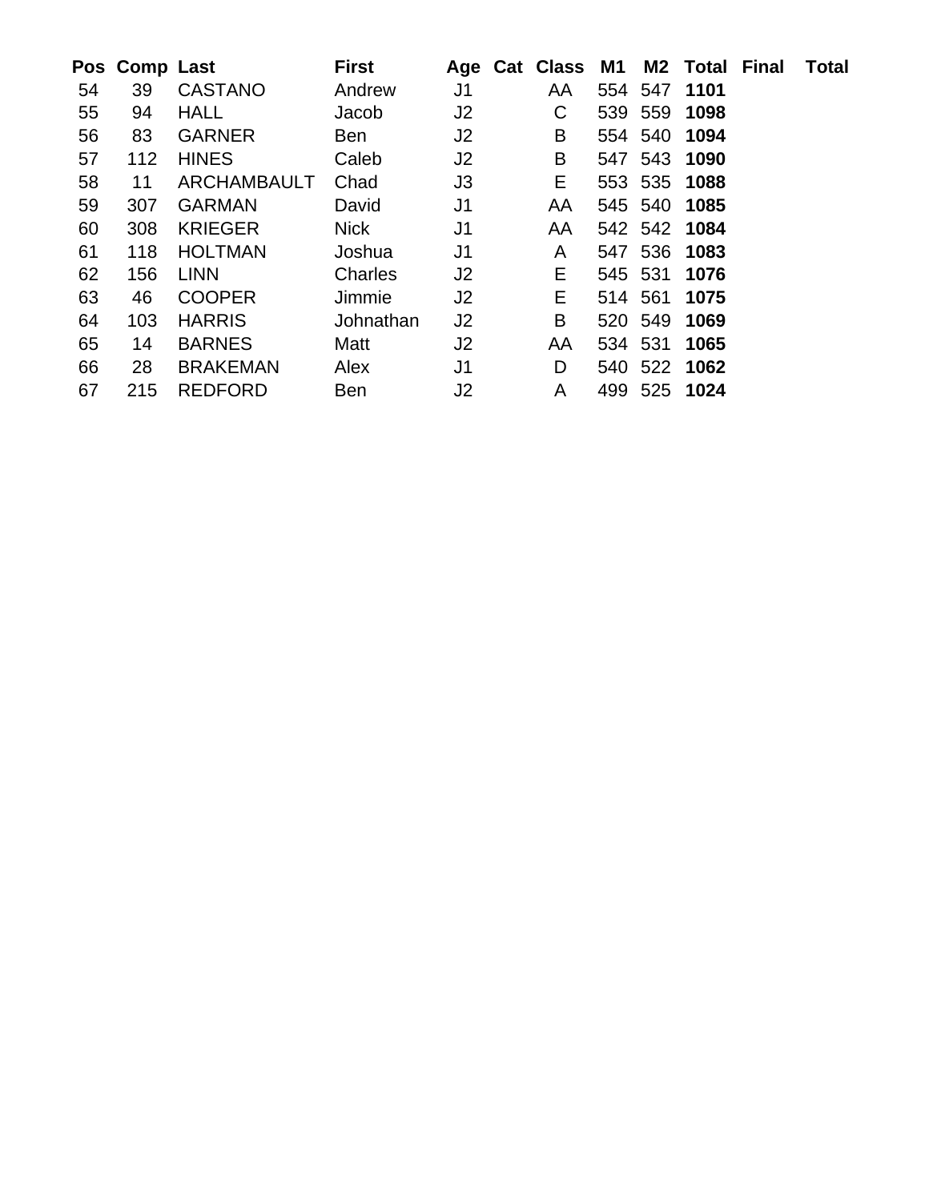| Pos | Comp | Last | First | Age | Cat | Class | M1 | M2 | Total | Final | Total |
|---|---|---|---|---|---|---|---|---|---|---|---|
| 54 | 39 | CASTANO | Andrew | J1 | | AA | 554 | 547 | **1101** | | |
| 55 | 94 | HALL | Jacob | J2 | | C | 539 | 559 | **1098** | | |
| 56 | 83 | GARNER | Ben | J2 | | B | 554 | 540 | **1094** | | |
| 57 | 112 | HINES | Caleb | J2 | | B | 547 | 543 | **1090** | | |
| 58 | 11 | ARCHAMBAULT | Chad | J3 | | E | 553 | 535 | **1088** | | |
| 59 | 307 | GARMAN | David | J1 | | AA | 545 | 540 | **1085** | | |
| 60 | 308 | KRIEGER | Nick | J1 | | AA | 542 | 542 | **1084** | | |
| 61 | 118 | HOLTMAN | Joshua | J1 | | A | 547 | 536 | **1083** | | |
| 62 | 156 | LINN | Charles | J2 | | E | 545 | 531 | **1076** | | |
| 63 | 46 | COOPER | Jimmie | J2 | | E | 514 | 561 | **1075** | | |
| 64 | 103 | HARRIS | Johnathan | J2 | | B | 520 | 549 | **1069** | | |
| 65 | 14 | BARNES | Matt | J2 | | AA | 534 | 531 | **1065** | | |
| 66 | 28 | BRAKEMAN | Alex | J1 | | D | 540 | 522 | **1062** | | |
| 67 | 215 | REDFORD | Ben | J2 | | A | 499 | 525 | **1024** | | |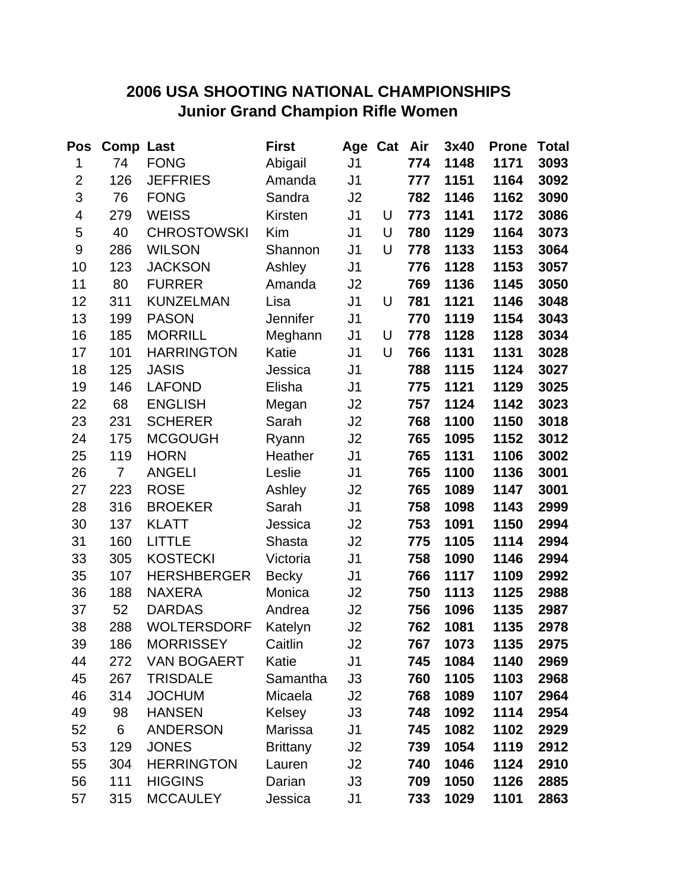# 2006 USA SHOOTING NATIONAL CHAMPIONSHIPS

## Junior Grand Champion Rifle Women

| Pos | Comp | Last | First | Age | Cat | Air | 3x40 | Prone | Total |
|---|---|---|---|---|---|---|---|---|---|
| 1 | 74 | FONG | Abigail | J1 | | **774** | **1148** | **1171** | **3093** |
| 2 | 126 | JEFFRIES | Amanda | J1 | | **777** | **1151** | **1164** | **3092** |
| 3 | 76 | FONG | Sandra | J2 | | **782** | **1146** | **1162** | **3090** |
| 4 | 279 | WEISS | Kirsten | J1 | U | **773** | **1141** | **1172** | **3086** |
| 5 | 40 | CHROSTOWSKI | Kim | J1 | U | **780** | **1129** | **1164** | **3073** |
| 9 | 286 | WILSON | Shannon | J1 | U | **778** | **1133** | **1153** | **3064** |
| 10 | 123 | JACKSON | Ashley | J1 | | **776** | **1128** | **1153** | **3057** |
| 11 | 80 | FURRER | Amanda | J2 | | **769** | **1136** | **1145** | **3050** |
| 12 | 311 | KUNZELMAN | Lisa | J1 | U | **781** | **1121** | **1146** | **3048** |
| 13 | 199 | PASON | Jennifer | J1 | | **770** | **1119** | **1154** | **3043** |
| 16 | 185 | MORRILL | Meghann | J1 | U | **778** | **1128** | **1128** | **3034** |
| 17 | 101 | HARRINGTON | Katie | J1 | U | **766** | **1131** | **1131** | **3028** |
| 18 | 125 | JASIS | Jessica | J1 | | **788** | **1115** | **1124** | **3027** |
| 19 | 146 | LAFOND | Elisha | J1 | | **775** | **1121** | **1129** | **3025** |
| 22 | 68 | ENGLISH | Megan | J2 | | **757** | **1124** | **1142** | **3023** |
| 23 | 231 | SCHERER | Sarah | J2 | | **768** | **1100** | **1150** | **3018** |
| 24 | 175 | MCGOUGH | Ryann | J2 | | **765** | **1095** | **1152** | **3012** |
| 25 | 119 | HORN | Heather | J1 | | **765** | **1131** | **1106** | **3002** |
| 26 | 7 | ANGELI | Leslie | J1 | | **765** | **1100** | **1136** | **3001** |
| 27 | 223 | ROSE | Ashley | J2 | | **765** | **1089** | **1147** | **3001** |
| 28 | 316 | BROEKER | Sarah | J1 | | **758** | **1098** | **1143** | **2999** |
| 30 | 137 | KLATT | Jessica | J2 | | **753** | **1091** | **1150** | **2994** |
| 31 | 160 | LITTLE | Shasta | J2 | | **775** | **1105** | **1114** | **2994** |
| 33 | 305 | KOSTECKI | Victoria | J1 | | **758** | **1090** | **1146** | **2994** |
| 35 | 107 | HERSHBERGER | Becky | J1 | | **766** | **1117** | **1109** | **2992** |
| 36 | 188 | NAXERA | Monica | J2 | | **750** | **1113** | **1125** | **2988** |
| 37 | 52 | DARDAS | Andrea | J2 | | **756** | **1096** | **1135** | **2987** |
| 38 | 288 | WOLTERSDORF | Katelyn | J2 | | **762** | **1081** | **1135** | **2978** |
| 39 | 186 | MORRISSEY | Caitlin | J2 | | **767** | **1073** | **1135** | **2975** |
| 44 | 272 | VAN BOGAERT | Katie | J1 | | **745** | **1084** | **1140** | **2969** |
| 45 | 267 | TRISDALE | Samantha | J3 | | **760** | **1105** | **1103** | **2968** |
| 46 | 314 | JOCHUM | Micaela | J2 | | **768** | **1089** | **1107** | **2964** |
| 49 | 98 | HANSEN | Kelsey | J3 | | **748** | **1092** | **1114** | **2954** |
| 52 | 6 | ANDERSON | Marissa | J1 | | **745** | **1082** | **1102** | **2929** |
| 53 | 129 | JONES | Brittany | J2 | | **739** | **1054** | **1119** | **2912** |
| 55 | 304 | HERRINGTON | Lauren | J2 | | **740** | **1046** | **1124** | **2910** |
| 56 | 111 | HIGGINS | Darian | J3 | | **709** | **1050** | **1126** | **2885** |
| 57 | 315 | MCCAULEY | Jessica | J1 | | **733** | **1029** | **1101** | **2863** |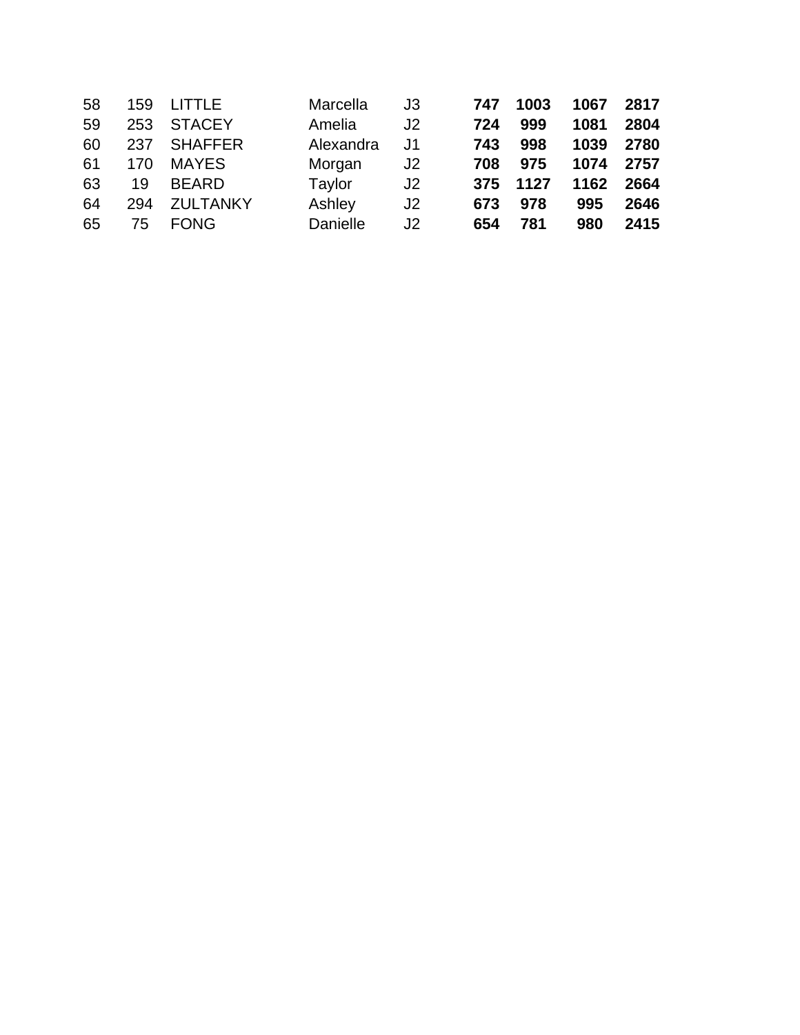| | | | | | | | | |
|---|---|---|---|---|---|---|---|---|
| 58 | 159 | LITTLE | Marcella | J3 | **747** | **1003** | **1067** | **2817** |
| 59 | 253 | STACEY | Amelia | J2 | **724** | **999** | **1081** | **2804** |
| 60 | 237 | SHAFFER | Alexandra | J1 | **743** | **998** | **1039** | **2780** |
| 61 | 170 | MAYES | Morgan | J2 | **708** | **975** | **1074** | **2757** |
| 63 | 19 | BEARD | Taylor | J2 | **375** | **1127** | **1162** | **2664** |
| 64 | 294 | ZULTANKY | Ashley | J2 | **673** | **978** | **995** | **2646** |
| 65 | 75 | FONG | Danielle | J2 | **654** | **781** | **980** | **2415** |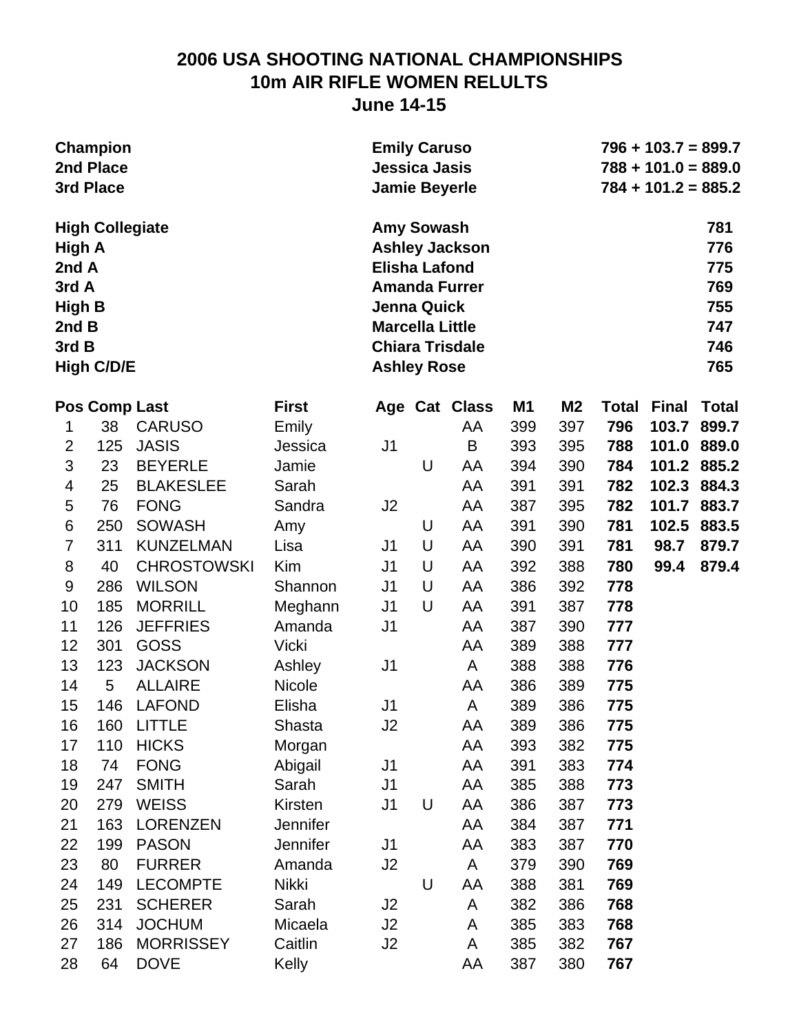# 2006 USA SHOOTING NATIONAL CHAMPIONSHIPS
## 10m AIR RIFLE WOMEN RELULTS
### June 14-15

| | | |
|---|---|---|
| **Champion** | **Emily Caruso** | **796 + 103.7 = 899.7** |
| **2nd Place** | **Jessica Jasis** | **788 + 101.0 = 889.0** |
| **3rd Place** | **Jamie Beyerle** | **784 + 101.2 = 885.2** |
| **High Collegiate** | **Amy Sowash** | **781** |
| **High A** | **Ashley Jackson** | **776** |
| **2nd A** | **Elisha Lafond** | **775** |
| **3rd A** | **Amanda Furrer** | **769** |
| **High B** | **Jenna Quick** | **755** |
| **2nd B** | **Marcella Little** | **747** |
| **3rd B** | **Chiara Trisdale** | **746** |
| **High C/D/E** | **Ashley Rose** | **765** |

| Pos | Comp | Last | First | Age | Cat | Class | M1 | M2 | Total | Final | Total |
|---|---|---|---|---|---|---|---|---|---|---|---|
| 1 | 38 | CARUSO | Emily | | | AA | 399 | 397 | **796** | **103.7** | **899.7** |
| 2 | 125 | JASIS | Jessica | J1 | | B | 393 | 395 | **788** | **101.0** | **889.0** |
| 3 | 23 | BEYERLE | Jamie | | U | AA | 394 | 390 | **784** | **101.2** | **885.2** |
| 4 | 25 | BLAKESLEE | Sarah | | | AA | 391 | 391 | **782** | **102.3** | **884.3** |
| 5 | 76 | FONG | Sandra | J2 | | AA | 387 | 395 | **782** | **101.7** | **883.7** |
| 6 | 250 | SOWASH | Amy | | U | AA | 391 | 390 | **781** | **102.5** | **883.5** |
| 7 | 311 | KUNZELMAN | Lisa | J1 | U | AA | 390 | 391 | **781** | **98.7** | **879.7** |
| 8 | 40 | CHROSTOWSKI | Kim | J1 | U | AA | 392 | 388 | **780** | **99.4** | **879.4** |
| 9 | 286 | WILSON | Shannon | J1 | U | AA | 386 | 392 | **778** | | |
| 10 | 185 | MORRILL | Meghann | J1 | U | AA | 391 | 387 | **778** | | |
| 11 | 126 | JEFFRIES | Amanda | J1 | | AA | 387 | 390 | **777** | | |
| 12 | 301 | GOSS | Vicki | | | AA | 389 | 388 | **777** | | |
| 13 | 123 | JACKSON | Ashley | J1 | | A | 388 | 388 | **776** | | |
| 14 | 5 | ALLAIRE | Nicole | | | AA | 386 | 389 | **775** | | |
| 15 | 146 | LAFOND | Elisha | J1 | | A | 389 | 386 | **775** | | |
| 16 | 160 | LITTLE | Shasta | J2 | | AA | 389 | 386 | **775** | | |
| 17 | 110 | HICKS | Morgan | | | AA | 393 | 382 | **775** | | |
| 18 | 74 | FONG | Abigail | J1 | | AA | 391 | 383 | **774** | | |
| 19 | 247 | SMITH | Sarah | J1 | | AA | 385 | 388 | **773** | | |
| 20 | 279 | WEISS | Kirsten | J1 | U | AA | 386 | 387 | **773** | | |
| 21 | 163 | LORENZEN | Jennifer | | | AA | 384 | 387 | **771** | | |
| 22 | 199 | PASON | Jennifer | J1 | | AA | 383 | 387 | **770** | | |
| 23 | 80 | FURRER | Amanda | J2 | | A | 379 | 390 | **769** | | |
| 24 | 149 | LECOMPTE | Nikki | | U | AA | 388 | 381 | **769** | | |
| 25 | 231 | SCHERER | Sarah | J2 | | A | 382 | 386 | **768** | | |
| 26 | 314 | JOCHUM | Micaela | J2 | | A | 385 | 383 | **768** | | |
| 27 | 186 | MORRISSEY | Caitlin | J2 | | A | 385 | 382 | **767** | | |
| 28 | 64 | DOVE | Kelly | | | AA | 387 | 380 | **767** | | |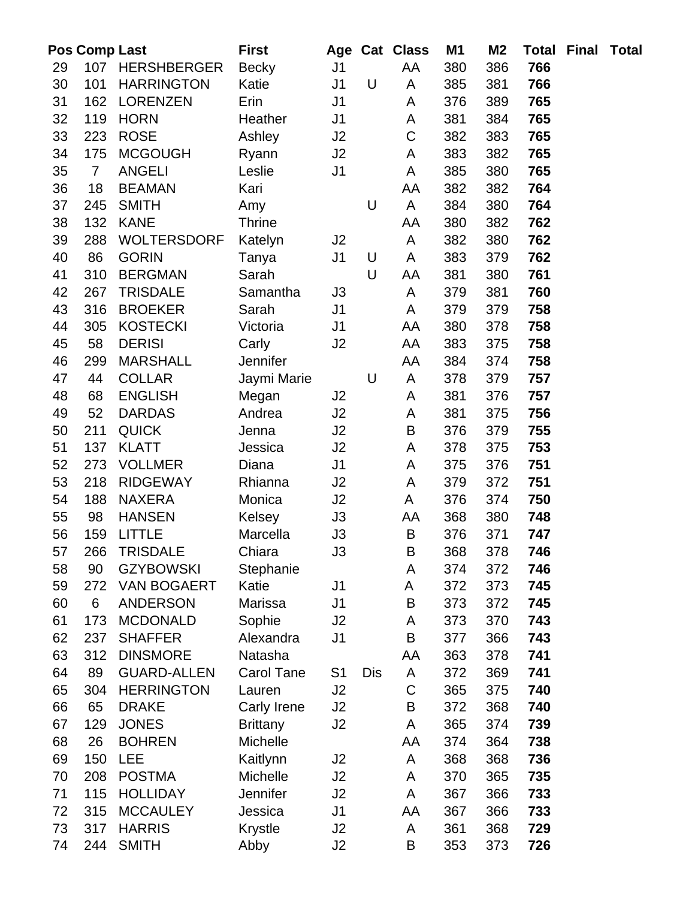| Pos | Comp | Last | First | Age | Cat | Class | M1 | M2 | Total | Final | Total |
|---|---|---|---|---|---|---|---|---|---|---|---|
| 29 | 107 | HERSHBERGER | Becky | J1 | | AA | 380 | 386 | **766** | | |
| 30 | 101 | HARRINGTON | Katie | J1 | U | A | 385 | 381 | **766** | | |
| 31 | 162 | LORENZEN | Erin | J1 | | A | 376 | 389 | **765** | | |
| 32 | 119 | HORN | Heather | J1 | | A | 381 | 384 | **765** | | |
| 33 | 223 | ROSE | Ashley | J2 | | C | 382 | 383 | **765** | | |
| 34 | 175 | MCGOUGH | Ryann | J2 | | A | 383 | 382 | **765** | | |
| 35 | 7 | ANGELI | Leslie | J1 | | A | 385 | 380 | **765** | | |
| 36 | 18 | BEAMAN | Kari | | | AA | 382 | 382 | **764** | | |
| 37 | 245 | SMITH | Amy | | U | A | 384 | 380 | **764** | | |
| 38 | 132 | KANE | Thrine | | | AA | 380 | 382 | **762** | | |
| 39 | 288 | WOLTERSDORF | Katelyn | J2 | | A | 382 | 380 | **762** | | |
| 40 | 86 | GORIN | Tanya | J1 | U | A | 383 | 379 | **762** | | |
| 41 | 310 | BERGMAN | Sarah | | U | AA | 381 | 380 | **761** | | |
| 42 | 267 | TRISDALE | Samantha | J3 | | A | 379 | 381 | **760** | | |
| 43 | 316 | BROEKER | Sarah | J1 | | A | 379 | 379 | **758** | | |
| 44 | 305 | KOSTECKI | Victoria | J1 | | AA | 380 | 378 | **758** | | |
| 45 | 58 | DERISI | Carly | J2 | | AA | 383 | 375 | **758** | | |
| 46 | 299 | MARSHALL | Jennifer | | | AA | 384 | 374 | **758** | | |
| 47 | 44 | COLLAR | Jaymi Marie | | U | A | 378 | 379 | **757** | | |
| 48 | 68 | ENGLISH | Megan | J2 | | A | 381 | 376 | **757** | | |
| 49 | 52 | DARDAS | Andrea | J2 | | A | 381 | 375 | **756** | | |
| 50 | 211 | QUICK | Jenna | J2 | | B | 376 | 379 | **755** | | |
| 51 | 137 | KLATT | Jessica | J2 | | A | 378 | 375 | **753** | | |
| 52 | 273 | VOLLMER | Diana | J1 | | A | 375 | 376 | **751** | | |
| 53 | 218 | RIDGEWAY | Rhianna | J2 | | A | 379 | 372 | **751** | | |
| 54 | 188 | NAXERA | Monica | J2 | | A | 376 | 374 | **750** | | |
| 55 | 98 | HANSEN | Kelsey | J3 | | AA | 368 | 380 | **748** | | |
| 56 | 159 | LITTLE | Marcella | J3 | | B | 376 | 371 | **747** | | |
| 57 | 266 | TRISDALE | Chiara | J3 | | B | 368 | 378 | **746** | | |
| 58 | 90 | GZYBOWSKI | Stephanie | | | A | 374 | 372 | **746** | | |
| 59 | 272 | VAN BOGAERT | Katie | J1 | | A | 372 | 373 | **745** | | |
| 60 | 6 | ANDERSON | Marissa | J1 | | B | 373 | 372 | **745** | | |
| 61 | 173 | MCDONALD | Sophie | J2 | | A | 373 | 370 | **743** | | |
| 62 | 237 | SHAFFER | Alexandra | J1 | | B | 377 | 366 | **743** | | |
| 63 | 312 | DINSMORE | Natasha | | | AA | 363 | 378 | **741** | | |
| 64 | 89 | GUARD-ALLEN | Carol Tane | S1 | Dis | A | 372 | 369 | **741** | | |
| 65 | 304 | HERRINGTON | Lauren | J2 | | C | 365 | 375 | **740** | | |
| 66 | 65 | DRAKE | Carly Irene | J2 | | B | 372 | 368 | **740** | | |
| 67 | 129 | JONES | Brittany | J2 | | A | 365 | 374 | **739** | | |
| 68 | 26 | BOHREN | Michelle | | | AA | 374 | 364 | **738** | | |
| 69 | 150 | LEE | Kaitlynn | J2 | | A | 368 | 368 | **736** | | |
| 70 | 208 | POSTMA | Michelle | J2 | | A | 370 | 365 | **735** | | |
| 71 | 115 | HOLLIDAY | Jennifer | J2 | | A | 367 | 366 | **733** | | |
| 72 | 315 | MCCAULEY | Jessica | J1 | | AA | 367 | 366 | **733** | | |
| 73 | 317 | HARRIS | Krystle | J2 | | A | 361 | 368 | **729** | | |
| 74 | 244 | SMITH | Abby | J2 | | B | 353 | 373 | **726** | | |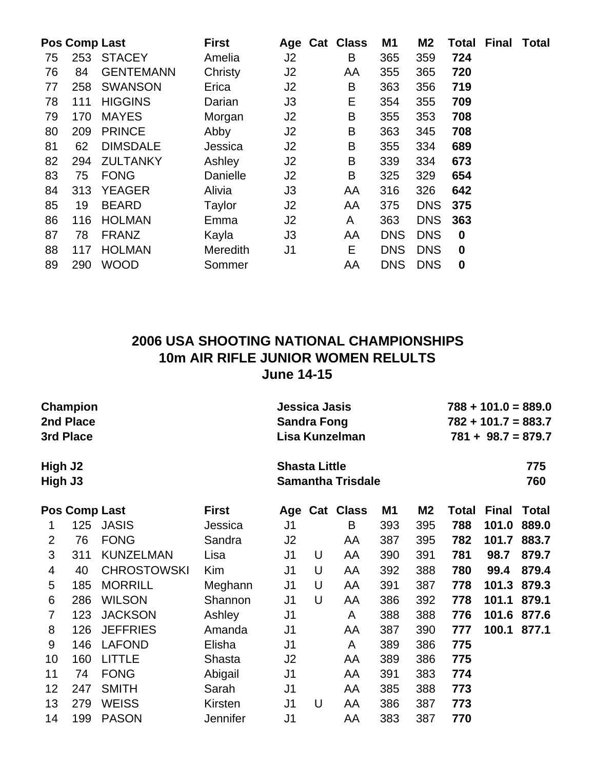| Pos | Comp | Last | First | Age | Cat | Class | M1 | M2 | Total | Final | Total |
|---|---|---|---|---|---|---|---|---|---|---|---|
| 75 | 253 | STACEY | Amelia | J2 | | B | 365 | 359 | **724** | | |
| 76 | 84 | GENTEMANN | Christy | J2 | | AA | 355 | 365 | **720** | | |
| 77 | 258 | SWANSON | Erica | J2 | | B | 363 | 356 | **719** | | |
| 78 | 111 | HIGGINS | Darian | J3 | | E | 354 | 355 | **709** | | |
| 79 | 170 | MAYES | Morgan | J2 | | B | 355 | 353 | **708** | | |
| 80 | 209 | PRINCE | Abby | J2 | | B | 363 | 345 | **708** | | |
| 81 | 62 | DIMSDALE | Jessica | J2 | | B | 355 | 334 | **689** | | |
| 82 | 294 | ZULTANKY | Ashley | J2 | | B | 339 | 334 | **673** | | |
| 83 | 75 | FONG | Danielle | J2 | | B | 325 | 329 | **654** | | |
| 84 | 313 | YEAGER | Alivia | J3 | | AA | 316 | 326 | **642** | | |
| 85 | 19 | BEARD | Taylor | J2 | | AA | 375 | DNS | **375** | | |
| 86 | 116 | HOLMAN | Emma | J2 | | A | 363 | DNS | **363** | | |
| 87 | 78 | FRANZ | Kayla | J3 | | AA | DNS | DNS | **0** | | |
| 88 | 117 | HOLMAN | Meredith | J1 | | E | DNS | DNS | **0** | | |
| 89 | 290 | WOOD | Sommer | | | AA | DNS | DNS | **0** | | |

## 2006 USA SHOOTING NATIONAL CHAMPIONSHIPS
## 10m AIR RIFLE JUNIOR WOMEN RELULTS
## June 14-15

| | | |
|---|---|---|
| **Champion** | **Jessica Jasis** | **788 + 101.0 = 889.0** |
| **2nd Place** | **Sandra Fong** | **782 + 101.7 = 883.7** |
| **3rd Place** | **Lisa Kunzelman** | **781 + 98.7 = 879.7** |
| **High J2** | **Shasta Little** | **775** |
| **High J3** | **Samantha Trisdale** | **760** |

| Pos | Comp | Last | First | Age | Cat | Class | M1 | M2 | Total | Final | Total |
|---|---|---|---|---|---|---|---|---|---|---|---|
| 1 | 125 | JASIS | Jessica | J1 | | B | 393 | 395 | **788** | **101.0** | **889.0** |
| 2 | 76 | FONG | Sandra | J2 | | AA | 387 | 395 | **782** | **101.7** | **883.7** |
| 3 | 311 | KUNZELMAN | Lisa | J1 | U | AA | 390 | 391 | **781** | **98.7** | **879.7** |
| 4 | 40 | CHROSTOWSKI | Kim | J1 | U | AA | 392 | 388 | **780** | **99.4** | **879.4** |
| 5 | 185 | MORRILL | Meghann | J1 | U | AA | 391 | 387 | **778** | **101.3** | **879.3** |
| 6 | 286 | WILSON | Shannon | J1 | U | AA | 386 | 392 | **778** | **101.1** | **879.1** |
| 7 | 123 | JACKSON | Ashley | J1 | | A | 388 | 388 | **776** | **101.6** | **877.6** |
| 8 | 126 | JEFFRIES | Amanda | J1 | | AA | 387 | 390 | **777** | **100.1** | **877.1** |
| 9 | 146 | LAFOND | Elisha | J1 | | A | 389 | 386 | **775** | | |
| 10 | 160 | LITTLE | Shasta | J2 | | AA | 389 | 386 | **775** | | |
| 11 | 74 | FONG | Abigail | J1 | | AA | 391 | 383 | **774** | | |
| 12 | 247 | SMITH | Sarah | J1 | | AA | 385 | 388 | **773** | | |
| 13 | 279 | WEISS | Kirsten | J1 | U | AA | 386 | 387 | **773** | | |
| 14 | 199 | PASON | Jennifer | J1 | | AA | 383 | 387 | **770** | | |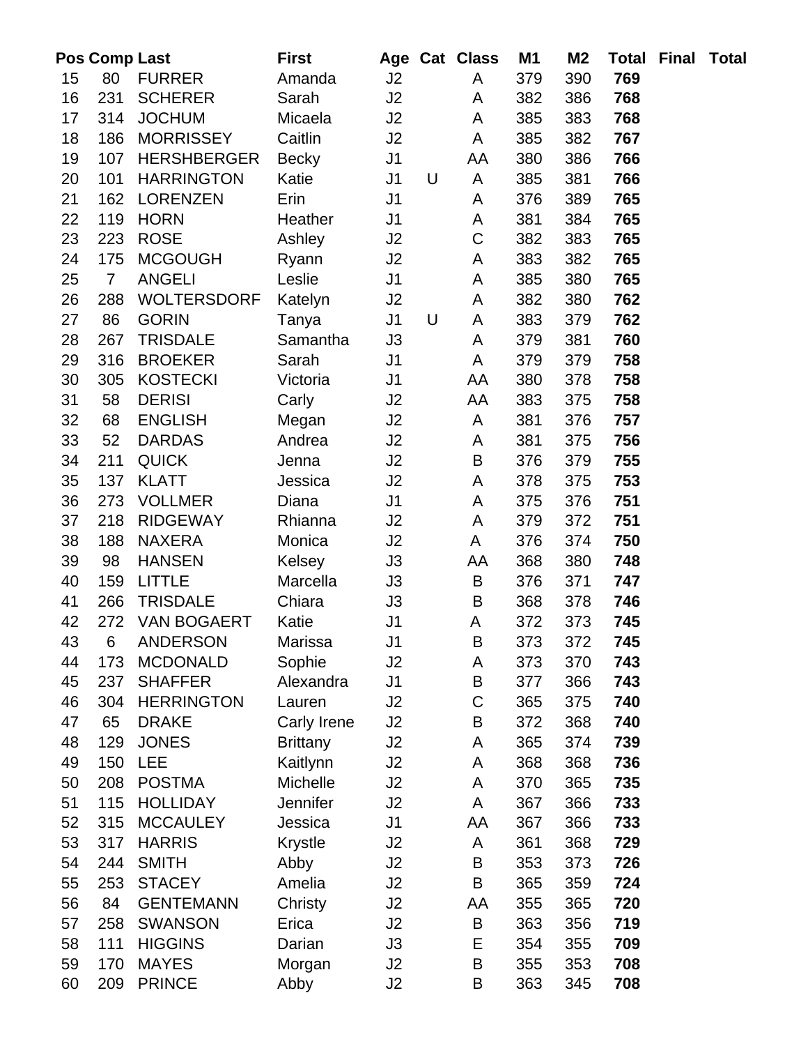| Pos | Comp | Last | First | Age | Cat | Class | M1 | M2 | Total | Final | Total |
|---|---|---|---|---|---|---|---|---|---|---|---|
| 15 | 80 | FURRER | Amanda | J2 | | A | 379 | 390 | **769** | | |
| 16 | 231 | SCHERER | Sarah | J2 | | A | 382 | 386 | **768** | | |
| 17 | 314 | JOCHUM | Micaela | J2 | | A | 385 | 383 | **768** | | |
| 18 | 186 | MORRISSEY | Caitlin | J2 | | A | 385 | 382 | **767** | | |
| 19 | 107 | HERSHBERGER | Becky | J1 | | AA | 380 | 386 | **766** | | |
| 20 | 101 | HARRINGTON | Katie | J1 | U | A | 385 | 381 | **766** | | |
| 21 | 162 | LORENZEN | Erin | J1 | | A | 376 | 389 | **765** | | |
| 22 | 119 | HORN | Heather | J1 | | A | 381 | 384 | **765** | | |
| 23 | 223 | ROSE | Ashley | J2 | | C | 382 | 383 | **765** | | |
| 24 | 175 | MCGOUGH | Ryann | J2 | | A | 383 | 382 | **765** | | |
| 25 | 7 | ANGELI | Leslie | J1 | | A | 385 | 380 | **765** | | |
| 26 | 288 | WOLTERSDORF | Katelyn | J2 | | A | 382 | 380 | **762** | | |
| 27 | 86 | GORIN | Tanya | J1 | U | A | 383 | 379 | **762** | | |
| 28 | 267 | TRISDALE | Samantha | J3 | | A | 379 | 381 | **760** | | |
| 29 | 316 | BROEKER | Sarah | J1 | | A | 379 | 379 | **758** | | |
| 30 | 305 | KOSTECKI | Victoria | J1 | | AA | 380 | 378 | **758** | | |
| 31 | 58 | DERISI | Carly | J2 | | AA | 383 | 375 | **758** | | |
| 32 | 68 | ENGLISH | Megan | J2 | | A | 381 | 376 | **757** | | |
| 33 | 52 | DARDAS | Andrea | J2 | | A | 381 | 375 | **756** | | |
| 34 | 211 | QUICK | Jenna | J2 | | B | 376 | 379 | **755** | | |
| 35 | 137 | KLATT | Jessica | J2 | | A | 378 | 375 | **753** | | |
| 36 | 273 | VOLLMER | Diana | J1 | | A | 375 | 376 | **751** | | |
| 37 | 218 | RIDGEWAY | Rhianna | J2 | | A | 379 | 372 | **751** | | |
| 38 | 188 | NAXERA | Monica | J2 | | A | 376 | 374 | **750** | | |
| 39 | 98 | HANSEN | Kelsey | J3 | | AA | 368 | 380 | **748** | | |
| 40 | 159 | LITTLE | Marcella | J3 | | B | 376 | 371 | **747** | | |
| 41 | 266 | TRISDALE | Chiara | J3 | | B | 368 | 378 | **746** | | |
| 42 | 272 | VAN BOGAERT | Katie | J1 | | A | 372 | 373 | **745** | | |
| 43 | 6 | ANDERSON | Marissa | J1 | | B | 373 | 372 | **745** | | |
| 44 | 173 | MCDONALD | Sophie | J2 | | A | 373 | 370 | **743** | | |
| 45 | 237 | SHAFFER | Alexandra | J1 | | B | 377 | 366 | **743** | | |
| 46 | 304 | HERRINGTON | Lauren | J2 | | C | 365 | 375 | **740** | | |
| 47 | 65 | DRAKE | Carly Irene | J2 | | B | 372 | 368 | **740** | | |
| 48 | 129 | JONES | Brittany | J2 | | A | 365 | 374 | **739** | | |
| 49 | 150 | LEE | Kaitlynn | J2 | | A | 368 | 368 | **736** | | |
| 50 | 208 | POSTMA | Michelle | J2 | | A | 370 | 365 | **735** | | |
| 51 | 115 | HOLLIDAY | Jennifer | J2 | | A | 367 | 366 | **733** | | |
| 52 | 315 | MCCAULEY | Jessica | J1 | | AA | 367 | 366 | **733** | | |
| 53 | 317 | HARRIS | Krystle | J2 | | A | 361 | 368 | **729** | | |
| 54 | 244 | SMITH | Abby | J2 | | B | 353 | 373 | **726** | | |
| 55 | 253 | STACEY | Amelia | J2 | | B | 365 | 359 | **724** | | |
| 56 | 84 | GENTEMANN | Christy | J2 | | AA | 355 | 365 | **720** | | |
| 57 | 258 | SWANSON | Erica | J2 | | B | 363 | 356 | **719** | | |
| 58 | 111 | HIGGINS | Darian | J3 | | E | 354 | 355 | **709** | | |
| 59 | 170 | MAYES | Morgan | J2 | | B | 355 | 353 | **708** | | |
| 60 | 209 | PRINCE | Abby | J2 | | B | 363 | 345 | **708** | | |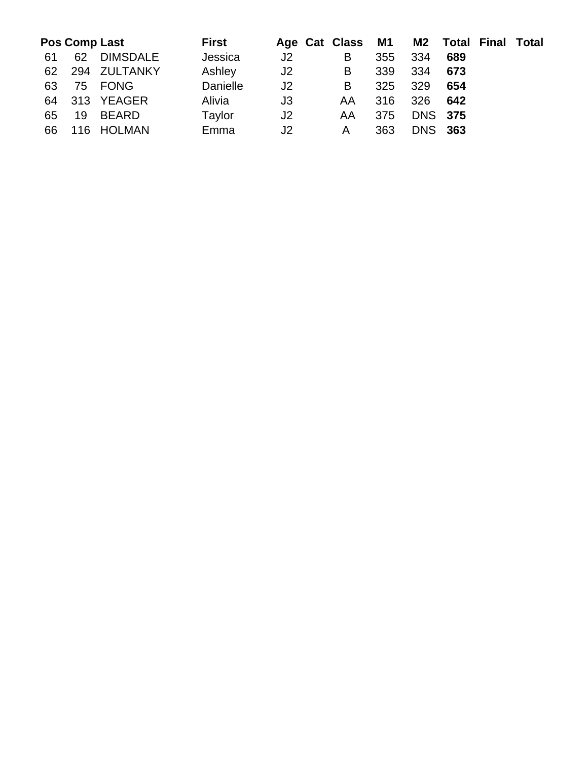| Pos | Comp | Last | First | Age | Cat | Class | M1 | M2 | Total | Final | Total |
|---|---|---|---|---|---|---|---|---|---|---|---|
| 61 | 62 | DIMSDALE | Jessica | J2 | | B | 355 | 334 | **689** | | |
| 62 | 294 | ZULTANKY | Ashley | J2 | | B | 339 | 334 | **673** | | |
| 63 | 75 | FONG | Danielle | J2 | | B | 325 | 329 | **654** | | |
| 64 | 313 | YEAGER | Alivia | J3 | | AA | 316 | 326 | **642** | | |
| 65 | 19 | BEARD | Taylor | J2 | | AA | 375 | DNS | **375** | | |
| 66 | 116 | HOLMAN | Emma | J2 | | A | 363 | DNS | **363** | | |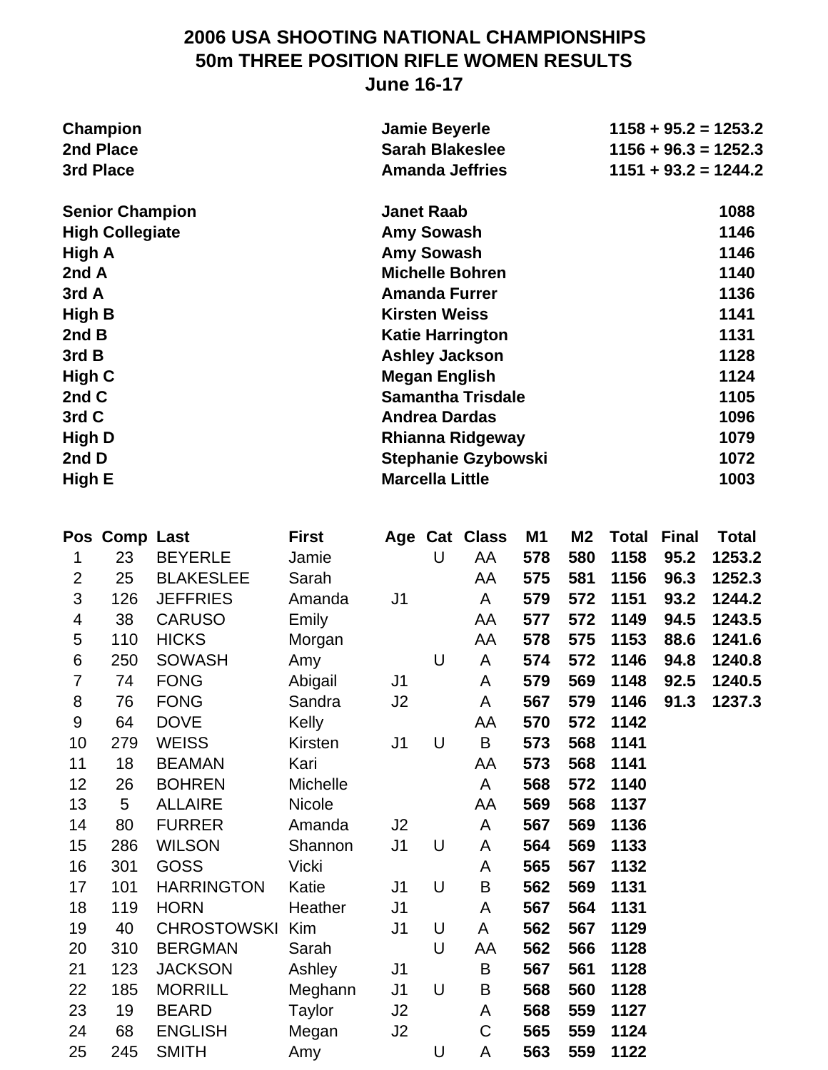# 2006 USA SHOOTING NATIONAL CHAMPIONSHIPS
## 50m THREE POSITION RIFLE WOMEN RESULTS
### June 16-17

| | | |
|---|---|---|
| **Champion** | **Jamie Beyerle** | **1158 + 95.2 = 1253.2** |
| **2nd Place** | **Sarah Blakeslee** | **1156 + 96.3 = 1252.3** |
| **3rd Place** | **Amanda Jeffries** | **1151 + 93.2 = 1244.2** |

| | | |
|---|---|---|
| **Senior Champion** | **Janet Raab** | **1088** |
| **High Collegiate** | **Amy Sowash** | **1146** |
| **High A** | **Amy Sowash** | **1146** |
| **2nd A** | **Michelle Bohren** | **1140** |
| **3rd A** | **Amanda Furrer** | **1136** |
| **High B** | **Kirsten Weiss** | **1141** |
| **2nd B** | **Katie Harrington** | **1131** |
| **3rd B** | **Ashley Jackson** | **1128** |
| **High C** | **Megan English** | **1124** |
| **2nd C** | **Samantha Trisdale** | **1105** |
| **3rd C** | **Andrea Dardas** | **1096** |
| **High D** | **Rhianna Ridgeway** | **1079** |
| **2nd D** | **Stephanie Gzybowski** | **1072** |
| **High E** | **Marcella Little** | **1003** |

| Pos | Comp | Last | First | Age | Cat | Class | M1 | M2 | Total | Final | Total |
|---|---|---|---|---|---|---|---|---|---|---|---|
| 1 | 23 | BEYERLE | Jamie | | U | AA | **578** | **580** | **1158** | **95.2** | **1253.2** |
| 2 | 25 | BLAKESLEE | Sarah | | | AA | **575** | **581** | **1156** | **96.3** | **1252.3** |
| 3 | 126 | JEFFRIES | Amanda | J1 | | A | **579** | **572** | **1151** | **93.2** | **1244.2** |
| 4 | 38 | CARUSO | Emily | | | AA | **577** | **572** | **1149** | **94.5** | **1243.5** |
| 5 | 110 | HICKS | Morgan | | | AA | **578** | **575** | **1153** | **88.6** | **1241.6** |
| 6 | 250 | SOWASH | Amy | | U | A | **574** | **572** | **1146** | **94.8** | **1240.8** |
| 7 | 74 | FONG | Abigail | J1 | | A | **579** | **569** | **1148** | **92.5** | **1240.5** |
| 8 | 76 | FONG | Sandra | J2 | | A | **567** | **579** | **1146** | **91.3** | **1237.3** |
| 9 | 64 | DOVE | Kelly | | | AA | **570** | **572** | **1142** | | |
| 10 | 279 | WEISS | Kirsten | J1 | U | B | **573** | **568** | **1141** | | |
| 11 | 18 | BEAMAN | Kari | | | AA | **573** | **568** | **1141** | | |
| 12 | 26 | BOHREN | Michelle | | | A | **568** | **572** | **1140** | | |
| 13 | 5 | ALLAIRE | Nicole | | | AA | **569** | **568** | **1137** | | |
| 14 | 80 | FURRER | Amanda | J2 | | A | **567** | **569** | **1136** | | |
| 15 | 286 | WILSON | Shannon | J1 | U | A | **564** | **569** | **1133** | | |
| 16 | 301 | GOSS | Vicki | | | A | **565** | **567** | **1132** | | |
| 17 | 101 | HARRINGTON | Katie | J1 | U | B | **562** | **569** | **1131** | | |
| 18 | 119 | HORN | Heather | J1 | | A | **567** | **564** | **1131** | | |
| 19 | 40 | CHROSTOWSKI | Kim | J1 | U | A | **562** | **567** | **1129** | | |
| 20 | 310 | BERGMAN | Sarah | | U | AA | **562** | **566** | **1128** | | |
| 21 | 123 | JACKSON | Ashley | J1 | | B | **567** | **561** | **1128** | | |
| 22 | 185 | MORRILL | Meghann | J1 | U | B | **568** | **560** | **1128** | | |
| 23 | 19 | BEARD | Taylor | J2 | | A | **568** | **559** | **1127** | | |
| 24 | 68 | ENGLISH | Megan | J2 | | C | **565** | **559** | **1124** | | |
| 25 | 245 | SMITH | Amy | | U | A | **563** | **559** | **1122** | | |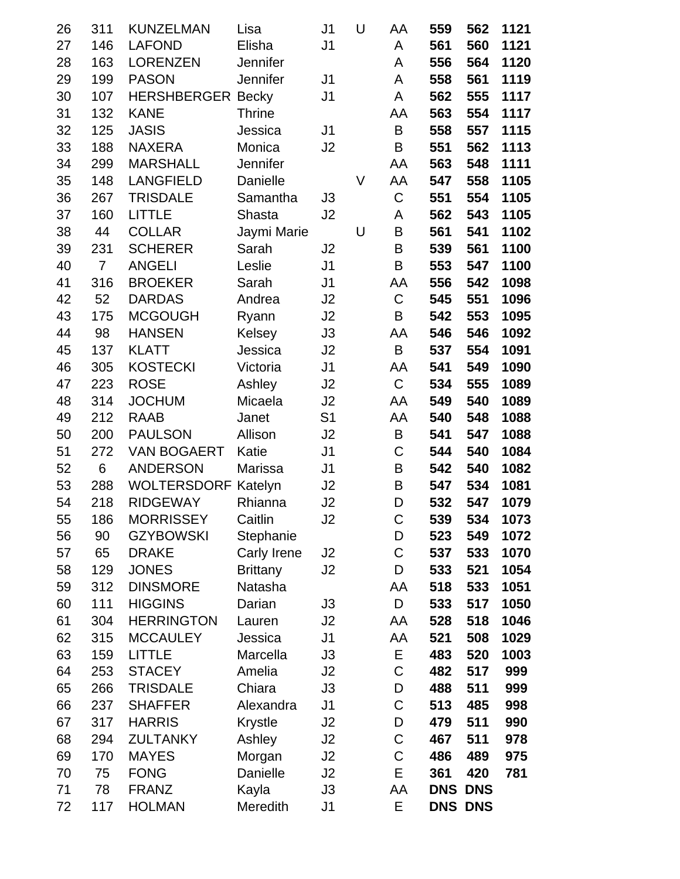| | | | | | | | | | |
|---|---|---|---|---|---|---|---|---|---|
| 26 | 311 | KUNZELMAN | Lisa | J1 | U | AA | **559** | **562** | **1121** |
| 27 | 146 | LAFOND | Elisha | J1 | | A | **561** | **560** | **1121** |
| 28 | 163 | LORENZEN | Jennifer | | | A | **556** | **564** | **1120** |
| 29 | 199 | PASON | Jennifer | J1 | | A | **558** | **561** | **1119** |
| 30 | 107 | HERSHBERGER | Becky | J1 | | A | **562** | **555** | **1117** |
| 31 | 132 | KANE | Thrine | | | AA | **563** | **554** | **1117** |
| 32 | 125 | JASIS | Jessica | J1 | | B | **558** | **557** | **1115** |
| 33 | 188 | NAXERA | Monica | J2 | | B | **551** | **562** | **1113** |
| 34 | 299 | MARSHALL | Jennifer | | | AA | **563** | **548** | **1111** |
| 35 | 148 | LANGFIELD | Danielle | | V | AA | **547** | **558** | **1105** |
| 36 | 267 | TRISDALE | Samantha | J3 | | C | **551** | **554** | **1105** |
| 37 | 160 | LITTLE | Shasta | J2 | | A | **562** | **543** | **1105** |
| 38 | 44 | COLLAR | Jaymi Marie | | U | B | **561** | **541** | **1102** |
| 39 | 231 | SCHERER | Sarah | J2 | | B | **539** | **561** | **1100** |
| 40 | 7 | ANGELI | Leslie | J1 | | B | **553** | **547** | **1100** |
| 41 | 316 | BROEKER | Sarah | J1 | | AA | **556** | **542** | **1098** |
| 42 | 52 | DARDAS | Andrea | J2 | | C | **545** | **551** | **1096** |
| 43 | 175 | MCGOUGH | Ryann | J2 | | B | **542** | **553** | **1095** |
| 44 | 98 | HANSEN | Kelsey | J3 | | AA | **546** | **546** | **1092** |
| 45 | 137 | KLATT | Jessica | J2 | | B | **537** | **554** | **1091** |
| 46 | 305 | KOSTECKI | Victoria | J1 | | AA | **541** | **549** | **1090** |
| 47 | 223 | ROSE | Ashley | J2 | | C | **534** | **555** | **1089** |
| 48 | 314 | JOCHUM | Micaela | J2 | | AA | **549** | **540** | **1089** |
| 49 | 212 | RAAB | Janet | S1 | | AA | **540** | **548** | **1088** |
| 50 | 200 | PAULSON | Allison | J2 | | B | **541** | **547** | **1088** |
| 51 | 272 | VAN BOGAERT | Katie | J1 | | C | **544** | **540** | **1084** |
| 52 | 6 | ANDERSON | Marissa | J1 | | B | **542** | **540** | **1082** |
| 53 | 288 | WOLTERSDORF | Katelyn | J2 | | B | **547** | **534** | **1081** |
| 54 | 218 | RIDGEWAY | Rhianna | J2 | | D | **532** | **547** | **1079** |
| 55 | 186 | MORRISSEY | Caitlin | J2 | | C | **539** | **534** | **1073** |
| 56 | 90 | GZYBOWSKI | Stephanie | | | D | **523** | **549** | **1072** |
| 57 | 65 | DRAKE | Carly Irene | J2 | | C | **537** | **533** | **1070** |
| 58 | 129 | JONES | Brittany | J2 | | D | **533** | **521** | **1054** |
| 59 | 312 | DINSMORE | Natasha | | | AA | **518** | **533** | **1051** |
| 60 | 111 | HIGGINS | Darian | J3 | | D | **533** | **517** | **1050** |
| 61 | 304 | HERRINGTON | Lauren | J2 | | AA | **528** | **518** | **1046** |
| 62 | 315 | MCCAULEY | Jessica | J1 | | AA | **521** | **508** | **1029** |
| 63 | 159 | LITTLE | Marcella | J3 | | E | **483** | **520** | **1003** |
| 64 | 253 | STACEY | Amelia | J2 | | C | **482** | **517** | **999** |
| 65 | 266 | TRISDALE | Chiara | J3 | | D | **488** | **511** | **999** |
| 66 | 237 | SHAFFER | Alexandra | J1 | | C | **513** | **485** | **998** |
| 67 | 317 | HARRIS | Krystle | J2 | | D | **479** | **511** | **990** |
| 68 | 294 | ZULTANKY | Ashley | J2 | | C | **467** | **511** | **978** |
| 69 | 170 | MAYES | Morgan | J2 | | C | **486** | **489** | **975** |
| 70 | 75 | FONG | Danielle | J2 | | E | **361** | **420** | **781** |
| 71 | 78 | FRANZ | Kayla | J3 | | AA | **DNS** | **DNS** | |
| 72 | 117 | HOLMAN | Meredith | J1 | | E | **DNS** | **DNS** | |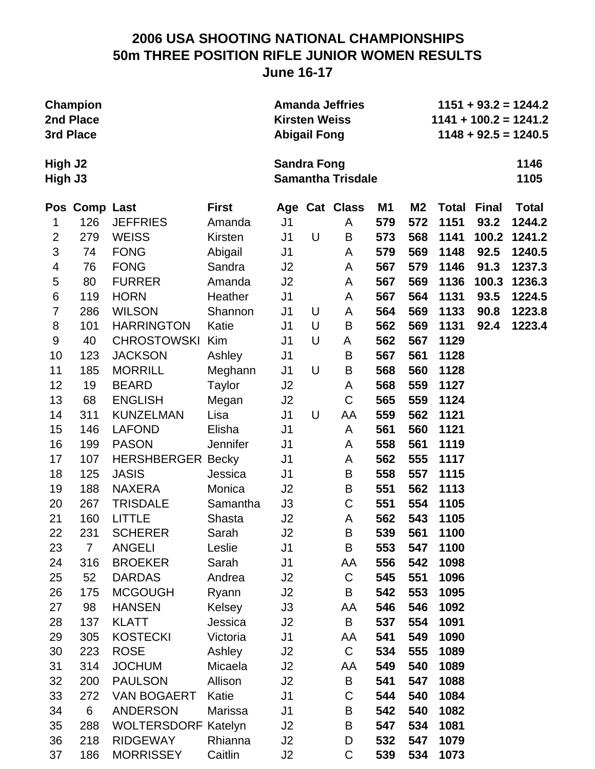# 2006 USA SHOOTING NATIONAL CHAMPIONSHIPS
## 50m THREE POSITION RIFLE JUNIOR WOMEN RESULTS
### June 16-17

| | | |
|---|---|---|
| **Champion** | **Amanda Jeffries** | **1151 + 93.2 = 1244.2** |
| **2nd Place** | **Kirsten Weiss** | **1141 + 100.2 = 1241.2** |
| **3rd Place** | **Abigail Fong** | **1148 + 92.5 = 1240.5** |
| **High J2** | **Sandra Fong** | **1146** |
| **High J3** | **Samantha Trisdale** | **1105** |

| Pos | Comp | Last | First | Age | Cat | Class | M1 | M2 | Total | Final | Total |
|---|---|---|---|---|---|---|---|---|---|---|---|
| 1 | 126 | JEFFRIES | Amanda | J1 | | A | **579** | **572** | **1151** | **93.2** | **1244.2** |
| 2 | 279 | WEISS | Kirsten | J1 | U | B | **573** | **568** | **1141** | **100.2** | **1241.2** |
| 3 | 74 | FONG | Abigail | J1 | | A | **579** | **569** | **1148** | **92.5** | **1240.5** |
| 4 | 76 | FONG | Sandra | J2 | | A | **567** | **579** | **1146** | **91.3** | **1237.3** |
| 5 | 80 | FURRER | Amanda | J2 | | A | **567** | **569** | **1136** | **100.3** | **1236.3** |
| 6 | 119 | HORN | Heather | J1 | | A | **567** | **564** | **1131** | **93.5** | **1224.5** |
| 7 | 286 | WILSON | Shannon | J1 | U | A | **564** | **569** | **1133** | **90.8** | **1223.8** |
| 8 | 101 | HARRINGTON | Katie | J1 | U | B | **562** | **569** | **1131** | **92.4** | **1223.4** |
| 9 | 40 | CHROSTOWSKI | Kim | J1 | U | A | **562** | **567** | **1129** | | |
| 10 | 123 | JACKSON | Ashley | J1 | | B | **567** | **561** | **1128** | | |
| 11 | 185 | MORRILL | Meghann | J1 | U | B | **568** | **560** | **1128** | | |
| 12 | 19 | BEARD | Taylor | J2 | | A | **568** | **559** | **1127** | | |
| 13 | 68 | ENGLISH | Megan | J2 | | C | **565** | **559** | **1124** | | |
| 14 | 311 | KUNZELMAN | Lisa | J1 | U | AA | **559** | **562** | **1121** | | |
| 15 | 146 | LAFOND | Elisha | J1 | | A | **561** | **560** | **1121** | | |
| 16 | 199 | PASON | Jennifer | J1 | | A | **558** | **561** | **1119** | | |
| 17 | 107 | HERSHBERGER | Becky | J1 | | A | **562** | **555** | **1117** | | |
| 18 | 125 | JASIS | Jessica | J1 | | B | **558** | **557** | **1115** | | |
| 19 | 188 | NAXERA | Monica | J2 | | B | **551** | **562** | **1113** | | |
| 20 | 267 | TRISDALE | Samantha | J3 | | C | **551** | **554** | **1105** | | |
| 21 | 160 | LITTLE | Shasta | J2 | | A | **562** | **543** | **1105** | | |
| 22 | 231 | SCHERER | Sarah | J2 | | B | **539** | **561** | **1100** | | |
| 23 | 7 | ANGELI | Leslie | J1 | | B | **553** | **547** | **1100** | | |
| 24 | 316 | BROEKER | Sarah | J1 | | AA | **556** | **542** | **1098** | | |
| 25 | 52 | DARDAS | Andrea | J2 | | C | **545** | **551** | **1096** | | |
| 26 | 175 | MCGOUGH | Ryann | J2 | | B | **542** | **553** | **1095** | | |
| 27 | 98 | HANSEN | Kelsey | J3 | | AA | **546** | **546** | **1092** | | |
| 28 | 137 | KLATT | Jessica | J2 | | B | **537** | **554** | **1091** | | |
| 29 | 305 | KOSTECKI | Victoria | J1 | | AA | **541** | **549** | **1090** | | |
| 30 | 223 | ROSE | Ashley | J2 | | C | **534** | **555** | **1089** | | |
| 31 | 314 | JOCHUM | Micaela | J2 | | AA | **549** | **540** | **1089** | | |
| 32 | 200 | PAULSON | Allison | J2 | | B | **541** | **547** | **1088** | | |
| 33 | 272 | VAN BOGAERT | Katie | J1 | | C | **544** | **540** | **1084** | | |
| 34 | 6 | ANDERSON | Marissa | J1 | | B | **542** | **540** | **1082** | | |
| 35 | 288 | WOLTERSDORF | Katelyn | J2 | | B | **547** | **534** | **1081** | | |
| 36 | 218 | RIDGEWAY | Rhianna | J2 | | D | **532** | **547** | **1079** | | |
| 37 | 186 | MORRISSEY | Caitlin | J2 | | C | **539** | **534** | **1073** | | |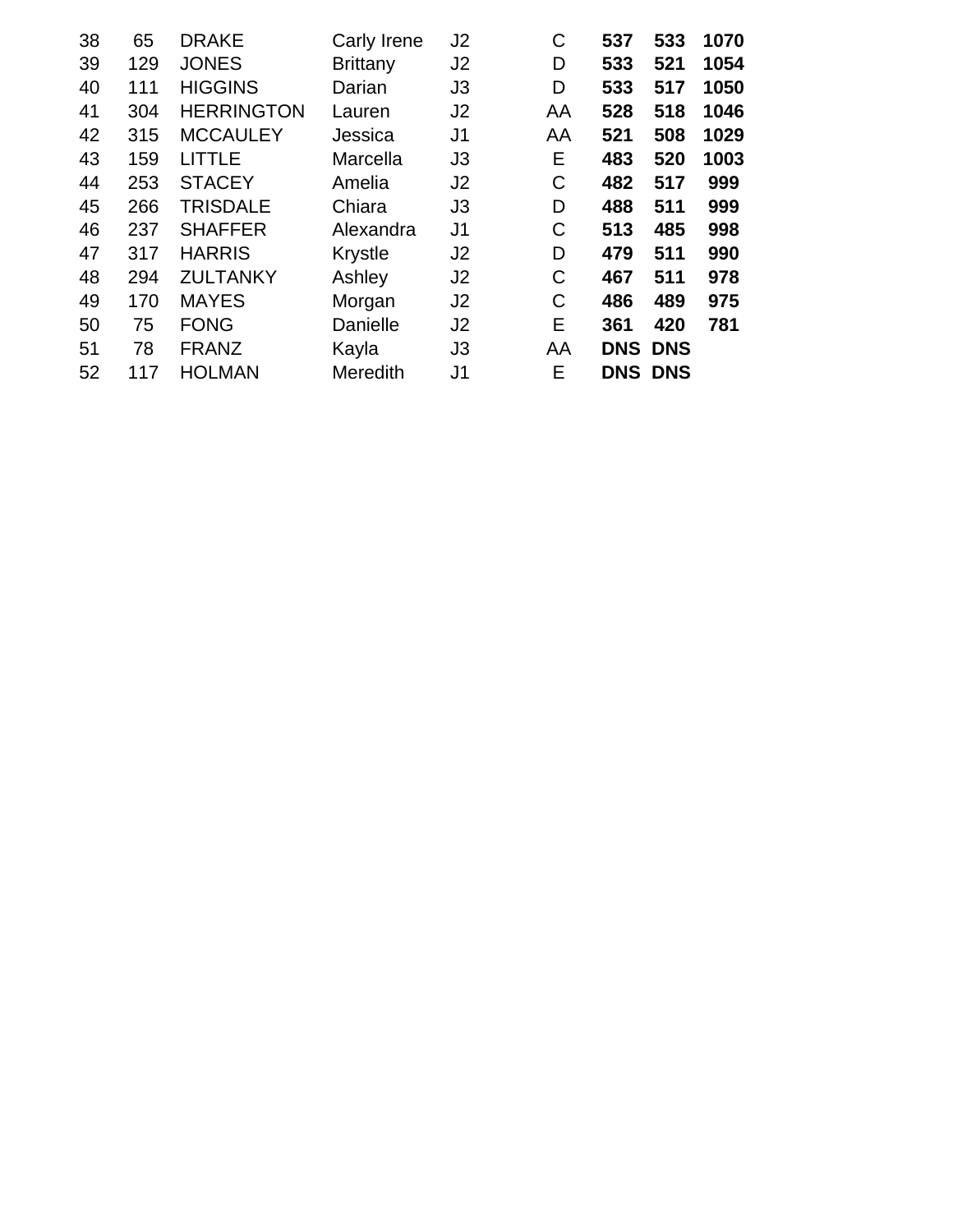| | | | | | | | | |
|---|---|---|---|---|---|---|---|---|
| 38 | 65 | DRAKE | Carly Irene | J2 | C | **537** | **533** | **1070** |
| 39 | 129 | JONES | Brittany | J2 | D | **533** | **521** | **1054** |
| 40 | 111 | HIGGINS | Darian | J3 | D | **533** | **517** | **1050** |
| 41 | 304 | HERRINGTON | Lauren | J2 | AA | **528** | **518** | **1046** |
| 42 | 315 | MCCAULEY | Jessica | J1 | AA | **521** | **508** | **1029** |
| 43 | 159 | LITTLE | Marcella | J3 | E | **483** | **520** | **1003** |
| 44 | 253 | STACEY | Amelia | J2 | C | **482** | **517** | **999** |
| 45 | 266 | TRISDALE | Chiara | J3 | D | **488** | **511** | **999** |
| 46 | 237 | SHAFFER | Alexandra | J1 | C | **513** | **485** | **998** |
| 47 | 317 | HARRIS | Krystle | J2 | D | **479** | **511** | **990** |
| 48 | 294 | ZULTANKY | Ashley | J2 | C | **467** | **511** | **978** |
| 49 | 170 | MAYES | Morgan | J2 | C | **486** | **489** | **975** |
| 50 | 75 | FONG | Danielle | J2 | E | **361** | **420** | **781** |
| 51 | 78 | FRANZ | Kayla | J3 | AA | **DNS** | **DNS** | |
| 52 | 117 | HOLMAN | Meredith | J1 | E | **DNS** | **DNS** | |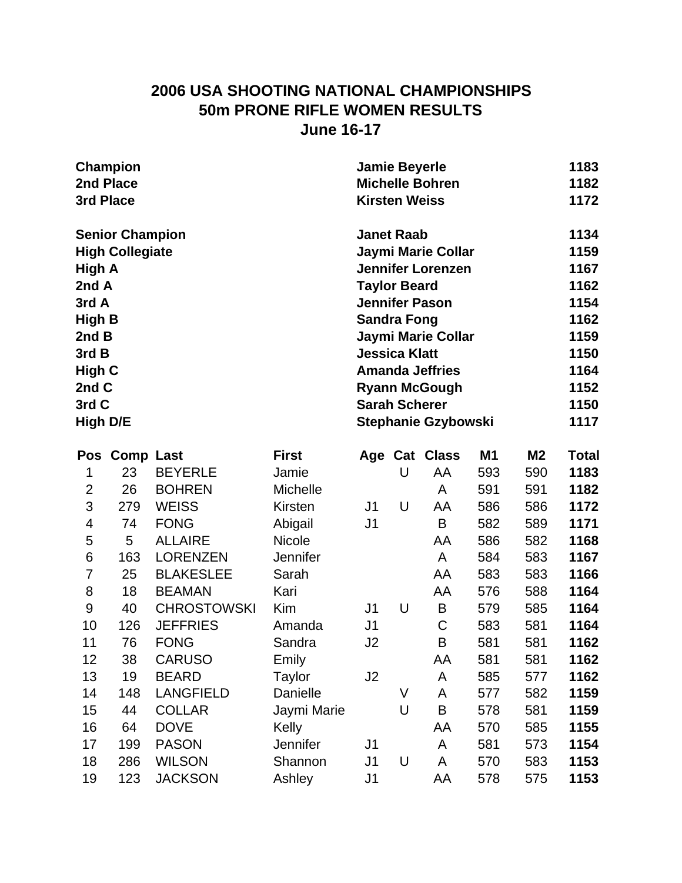# 2006 USA SHOOTING NATIONAL CHAMPIONSHIPS
## 50m PRONE RIFLE WOMEN RESULTS
### June 16-17

| | | |
|---|---|---|
| **Champion** | **Jamie Beyerle** | **1183** |
| **2nd Place** | **Michelle Bohren** | **1182** |
| **3rd Place** | **Kirsten Weiss** | **1172** |
| | | |
| **Senior Champion** | **Janet Raab** | **1134** |
| **High Collegiate** | **Jaymi Marie Collar** | **1159** |
| **High A** | **Jennifer Lorenzen** | **1167** |
| **2nd A** | **Taylor Beard** | **1162** |
| **3rd A** | **Jennifer Pason** | **1154** |
| **High B** | **Sandra Fong** | **1162** |
| **2nd B** | **Jaymi Marie Collar** | **1159** |
| **3rd B** | **Jessica Klatt** | **1150** |
| **High C** | **Amanda Jeffries** | **1164** |
| **2nd C** | **Ryann McGough** | **1152** |
| **3rd C** | **Sarah Scherer** | **1150** |
| **High D/E** | **Stephanie Gzybowski** | **1117** |

| Pos | Comp | Last | First | Age | Cat | Class | M1 | M2 | Total |
|---|---|---|---|---|---|---|---|---|---|
| 1 | 23 | BEYERLE | Jamie | | U | AA | 593 | 590 | **1183** |
| 2 | 26 | BOHREN | Michelle | | | A | 591 | 591 | **1182** |
| 3 | 279 | WEISS | Kirsten | J1 | U | AA | 586 | 586 | **1172** |
| 4 | 74 | FONG | Abigail | J1 | | B | 582 | 589 | **1171** |
| 5 | 5 | ALLAIRE | Nicole | | | AA | 586 | 582 | **1168** |
| 6 | 163 | LORENZEN | Jennifer | | | A | 584 | 583 | **1167** |
| 7 | 25 | BLAKESLEE | Sarah | | | AA | 583 | 583 | **1166** |
| 8 | 18 | BEAMAN | Kari | | | AA | 576 | 588 | **1164** |
| 9 | 40 | CHROSTOWSKI | Kim | J1 | U | B | 579 | 585 | **1164** |
| 10 | 126 | JEFFRIES | Amanda | J1 | | C | 583 | 581 | **1164** |
| 11 | 76 | FONG | Sandra | J2 | | B | 581 | 581 | **1162** |
| 12 | 38 | CARUSO | Emily | | | AA | 581 | 581 | **1162** |
| 13 | 19 | BEARD | Taylor | J2 | | A | 585 | 577 | **1162** |
| 14 | 148 | LANGFIELD | Danielle | | V | A | 577 | 582 | **1159** |
| 15 | 44 | COLLAR | Jaymi Marie | | U | B | 578 | 581 | **1159** |
| 16 | 64 | DOVE | Kelly | | | AA | 570 | 585 | **1155** |
| 17 | 199 | PASON | Jennifer | J1 | | A | 581 | 573 | **1154** |
| 18 | 286 | WILSON | Shannon | J1 | U | A | 570 | 583 | **1153** |
| 19 | 123 | JACKSON | Ashley | J1 | | AA | 578 | 575 | **1153** |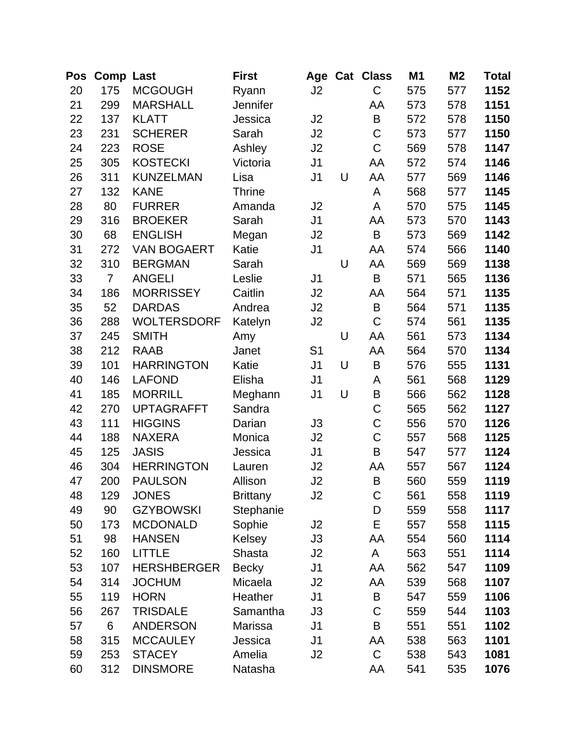| Pos | Comp | Last | First | Age | Cat | Class | M1 | M2 | Total |
|---|---|---|---|---|---|---|---|---|---|
| 20 | 175 | MCGOUGH | Ryann | J2 | | C | 575 | 577 | **1152** |
| 21 | 299 | MARSHALL | Jennifer | | | AA | 573 | 578 | **1151** |
| 22 | 137 | KLATT | Jessica | J2 | | B | 572 | 578 | **1150** |
| 23 | 231 | SCHERER | Sarah | J2 | | C | 573 | 577 | **1150** |
| 24 | 223 | ROSE | Ashley | J2 | | C | 569 | 578 | **1147** |
| 25 | 305 | KOSTECKI | Victoria | J1 | | AA | 572 | 574 | **1146** |
| 26 | 311 | KUNZELMAN | Lisa | J1 | U | AA | 577 | 569 | **1146** |
| 27 | 132 | KANE | Thrine | | | A | 568 | 577 | **1145** |
| 28 | 80 | FURRER | Amanda | J2 | | A | 570 | 575 | **1145** |
| 29 | 316 | BROEKER | Sarah | J1 | | AA | 573 | 570 | **1143** |
| 30 | 68 | ENGLISH | Megan | J2 | | B | 573 | 569 | **1142** |
| 31 | 272 | VAN BOGAERT | Katie | J1 | | AA | 574 | 566 | **1140** |
| 32 | 310 | BERGMAN | Sarah | | U | AA | 569 | 569 | **1138** |
| 33 | 7 | ANGELI | Leslie | J1 | | B | 571 | 565 | **1136** |
| 34 | 186 | MORRISSEY | Caitlin | J2 | | AA | 564 | 571 | **1135** |
| 35 | 52 | DARDAS | Andrea | J2 | | B | 564 | 571 | **1135** |
| 36 | 288 | WOLTERSDORF | Katelyn | J2 | | C | 574 | 561 | **1135** |
| 37 | 245 | SMITH | Amy | | U | AA | 561 | 573 | **1134** |
| 38 | 212 | RAAB | Janet | S1 | | AA | 564 | 570 | **1134** |
| 39 | 101 | HARRINGTON | Katie | J1 | U | B | 576 | 555 | **1131** |
| 40 | 146 | LAFOND | Elisha | J1 | | A | 561 | 568 | **1129** |
| 41 | 185 | MORRILL | Meghann | J1 | U | B | 566 | 562 | **1128** |
| 42 | 270 | UPTAGRAFFT | Sandra | | | C | 565 | 562 | **1127** |
| 43 | 111 | HIGGINS | Darian | J3 | | C | 556 | 570 | **1126** |
| 44 | 188 | NAXERA | Monica | J2 | | C | 557 | 568 | **1125** |
| 45 | 125 | JASIS | Jessica | J1 | | B | 547 | 577 | **1124** |
| 46 | 304 | HERRINGTON | Lauren | J2 | | AA | 557 | 567 | **1124** |
| 47 | 200 | PAULSON | Allison | J2 | | B | 560 | 559 | **1119** |
| 48 | 129 | JONES | Brittany | J2 | | C | 561 | 558 | **1119** |
| 49 | 90 | GZYBOWSKI | Stephanie | | | D | 559 | 558 | **1117** |
| 50 | 173 | MCDONALD | Sophie | J2 | | E | 557 | 558 | **1115** |
| 51 | 98 | HANSEN | Kelsey | J3 | | AA | 554 | 560 | **1114** |
| 52 | 160 | LITTLE | Shasta | J2 | | A | 563 | 551 | **1114** |
| 53 | 107 | HERSHBERGER | Becky | J1 | | AA | 562 | 547 | **1109** |
| 54 | 314 | JOCHUM | Micaela | J2 | | AA | 539 | 568 | **1107** |
| 55 | 119 | HORN | Heather | J1 | | B | 547 | 559 | **1106** |
| 56 | 267 | TRISDALE | Samantha | J3 | | C | 559 | 544 | **1103** |
| 57 | 6 | ANDERSON | Marissa | J1 | | B | 551 | 551 | **1102** |
| 58 | 315 | MCCAULEY | Jessica | J1 | | AA | 538 | 563 | **1101** |
| 59 | 253 | STACEY | Amelia | J2 | | C | 538 | 543 | **1081** |
| 60 | 312 | DINSMORE | Natasha | | | AA | 541 | 535 | **1076** |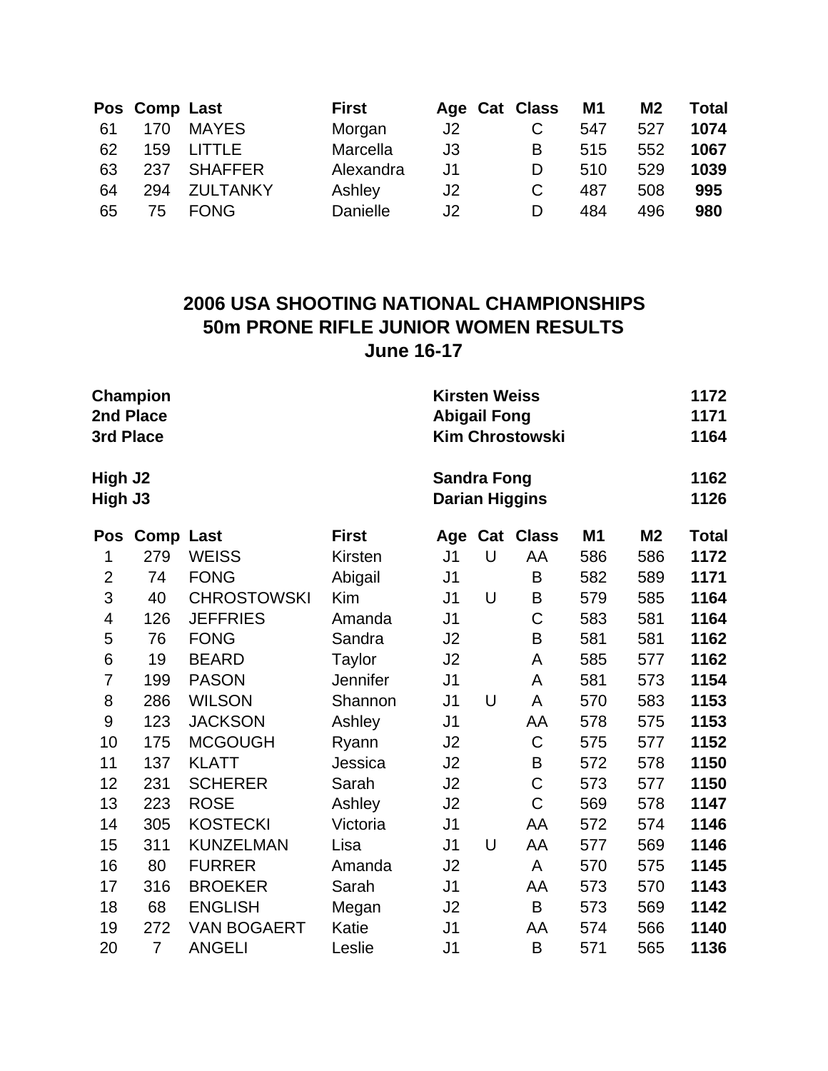| Pos | Comp | Last | First | Age | Cat | Class | M1 | M2 | Total |
|---|---|---|---|---|---|---|---|---|---|
| 61 | 170 | MAYES | Morgan | J2 | | C | 547 | 527 | **1074** |
| 62 | 159 | LITTLE | Marcella | J3 | | B | 515 | 552 | **1067** |
| 63 | 237 | SHAFFER | Alexandra | J1 | | D | 510 | 529 | **1039** |
| 64 | 294 | ZULTANKY | Ashley | J2 | | C | 487 | 508 | **995** |
| 65 | 75 | FONG | Danielle | J2 | | D | 484 | 496 | **980** |

## 2006 USA SHOOTING NATIONAL CHAMPIONSHIPS
## 50m PRONE RIFLE JUNIOR WOMEN RESULTS
## June 16-17

| | | |
|---|---|---|
| **Champion** | **Kirsten Weiss** | **1172** |
| **2nd Place** | **Abigail Fong** | **1171** |
| **3rd Place** | **Kim Chrostowski** | **1164** |
| **High J2** | **Sandra Fong** | **1162** |
| **High J3** | **Darian Higgins** | **1126** |

| Pos | Comp | Last | First | Age | Cat | Class | M1 | M2 | Total |
|---|---|---|---|---|---|---|---|---|---|
| 1 | 279 | WEISS | Kirsten | J1 | U | AA | 586 | 586 | **1172** |
| 2 | 74 | FONG | Abigail | J1 | | B | 582 | 589 | **1171** |
| 3 | 40 | CHROSTOWSKI | Kim | J1 | U | B | 579 | 585 | **1164** |
| 4 | 126 | JEFFRIES | Amanda | J1 | | C | 583 | 581 | **1164** |
| 5 | 76 | FONG | Sandra | J2 | | B | 581 | 581 | **1162** |
| 6 | 19 | BEARD | Taylor | J2 | | A | 585 | 577 | **1162** |
| 7 | 199 | PASON | Jennifer | J1 | | A | 581 | 573 | **1154** |
| 8 | 286 | WILSON | Shannon | J1 | U | A | 570 | 583 | **1153** |
| 9 | 123 | JACKSON | Ashley | J1 | | AA | 578 | 575 | **1153** |
| 10 | 175 | MCGOUGH | Ryann | J2 | | C | 575 | 577 | **1152** |
| 11 | 137 | KLATT | Jessica | J2 | | B | 572 | 578 | **1150** |
| 12 | 231 | SCHERER | Sarah | J2 | | C | 573 | 577 | **1150** |
| 13 | 223 | ROSE | Ashley | J2 | | C | 569 | 578 | **1147** |
| 14 | 305 | KOSTECKI | Victoria | J1 | | AA | 572 | 574 | **1146** |
| 15 | 311 | KUNZELMAN | Lisa | J1 | U | AA | 577 | 569 | **1146** |
| 16 | 80 | FURRER | Amanda | J2 | | A | 570 | 575 | **1145** |
| 17 | 316 | BROEKER | Sarah | J1 | | AA | 573 | 570 | **1143** |
| 18 | 68 | ENGLISH | Megan | J2 | | B | 573 | 569 | **1142** |
| 19 | 272 | VAN BOGAERT | Katie | J1 | | AA | 574 | 566 | **1140** |
| 20 | 7 | ANGELI | Leslie | J1 | | B | 571 | 565 | **1136** |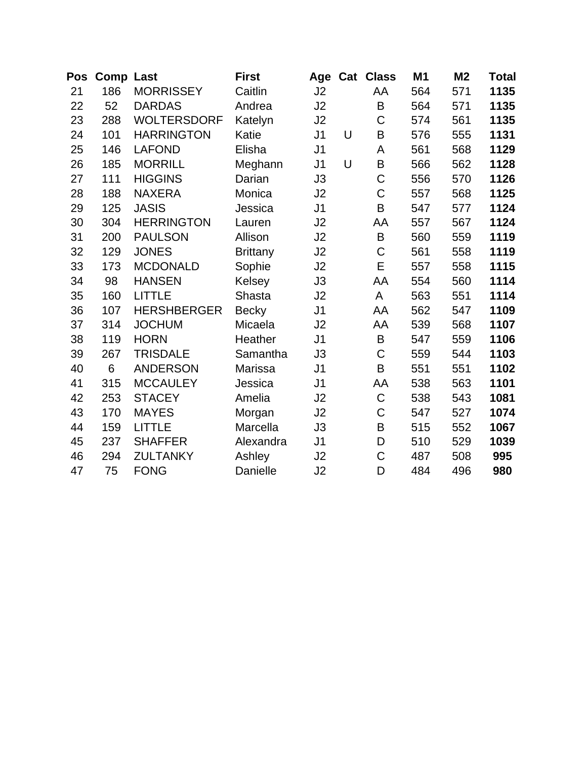| Pos | Comp | Last | First | Age | Cat | Class | M1 | M2 | Total |
|---|---|---|---|---|---|---|---|---|---|
| 21 | 186 | MORRISSEY | Caitlin | J2 | | AA | 564 | 571 | **1135** |
| 22 | 52 | DARDAS | Andrea | J2 | | B | 564 | 571 | **1135** |
| 23 | 288 | WOLTERSDORF | Katelyn | J2 | | C | 574 | 561 | **1135** |
| 24 | 101 | HARRINGTON | Katie | J1 | U | B | 576 | 555 | **1131** |
| 25 | 146 | LAFOND | Elisha | J1 | | A | 561 | 568 | **1129** |
| 26 | 185 | MORRILL | Meghann | J1 | U | B | 566 | 562 | **1128** |
| 27 | 111 | HIGGINS | Darian | J3 | | C | 556 | 570 | **1126** |
| 28 | 188 | NAXERA | Monica | J2 | | C | 557 | 568 | **1125** |
| 29 | 125 | JASIS | Jessica | J1 | | B | 547 | 577 | **1124** |
| 30 | 304 | HERRINGTON | Lauren | J2 | | AA | 557 | 567 | **1124** |
| 31 | 200 | PAULSON | Allison | J2 | | B | 560 | 559 | **1119** |
| 32 | 129 | JONES | Brittany | J2 | | C | 561 | 558 | **1119** |
| 33 | 173 | MCDONALD | Sophie | J2 | | E | 557 | 558 | **1115** |
| 34 | 98 | HANSEN | Kelsey | J3 | | AA | 554 | 560 | **1114** |
| 35 | 160 | LITTLE | Shasta | J2 | | A | 563 | 551 | **1114** |
| 36 | 107 | HERSHBERGER | Becky | J1 | | AA | 562 | 547 | **1109** |
| 37 | 314 | JOCHUM | Micaela | J2 | | AA | 539 | 568 | **1107** |
| 38 | 119 | HORN | Heather | J1 | | B | 547 | 559 | **1106** |
| 39 | 267 | TRISDALE | Samantha | J3 | | C | 559 | 544 | **1103** |
| 40 | 6 | ANDERSON | Marissa | J1 | | B | 551 | 551 | **1102** |
| 41 | 315 | MCCAULEY | Jessica | J1 | | AA | 538 | 563 | **1101** |
| 42 | 253 | STACEY | Amelia | J2 | | C | 538 | 543 | **1081** |
| 43 | 170 | MAYES | Morgan | J2 | | C | 547 | 527 | **1074** |
| 44 | 159 | LITTLE | Marcella | J3 | | B | 515 | 552 | **1067** |
| 45 | 237 | SHAFFER | Alexandra | J1 | | D | 510 | 529 | **1039** |
| 46 | 294 | ZULTANKY | Ashley | J2 | | C | 487 | 508 | **995** |
| 47 | 75 | FONG | Danielle | J2 | | D | 484 | 496 | **980** |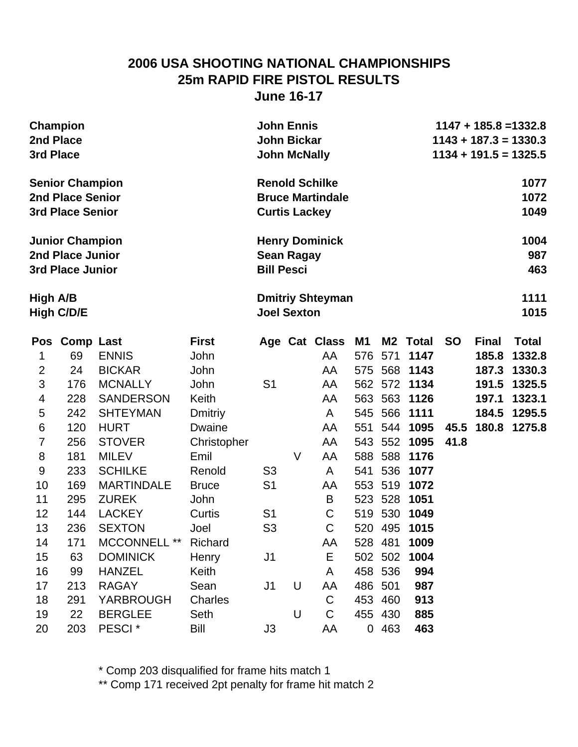# 2006 USA SHOOTING NATIONAL CHAMPIONSHIPS
## 25m RAPID FIRE PISTOL RESULTS
### June 16-17

| | | |
|---|---|---|
| **Champion** | **John Ennis** | **1147 + 185.8 =1332.8** |
| **2nd Place** | **John Bickar** | **1143 + 187.3 = 1330.3** |
| **3rd Place** | **John McNally** | **1134 + 191.5 = 1325.5** |
| **Senior Champion** | **Renold Schilke** | **1077** |
| **2nd Place Senior** | **Bruce Martindale** | **1072** |
| **3rd Place Senior** | **Curtis Lackey** | **1049** |
| **Junior Champion** | **Henry Dominick** | **1004** |
| **2nd Place Junior** | **Sean Ragay** | **987** |
| **3rd Place Junior** | **Bill Pesci** | **463** |
| **High A/B** | **Dmitriy Shteyman** | **1111** |
| **High C/D/E** | **Joel Sexton** | **1015** |

| Pos | Comp | Last | First | Age | Cat | Class | M1 | M2 | Total | SO | Final | Total |
|---|---|---|---|---|---|---|---|---|---|---|---|---|
| 1 | 69 | ENNIS | John | | | AA | 576 | 571 | **1147** | | **185.8** | **1332.8** |
| 2 | 24 | BICKAR | John | | | AA | 575 | 568 | **1143** | | **187.3** | **1330.3** |
| 3 | 176 | MCNALLY | John | S1 | | AA | 562 | 572 | **1134** | | **191.5** | **1325.5** |
| 4 | 228 | SANDERSON | Keith | | | AA | 563 | 563 | **1126** | | **197.1** | **1323.1** |
| 5 | 242 | SHTEYMAN | Dmitriy | | | A | 545 | 566 | **1111** | | **184.5** | **1295.5** |
| 6 | 120 | HURT | Dwaine | | | AA | 551 | 544 | **1095** | **45.5** | **180.8** | **1275.8** |
| 7 | 256 | STOVER | Christopher | | | AA | 543 | 552 | **1095** | **41.8** | | |
| 8 | 181 | MILEV | Emil | | V | AA | 588 | 588 | **1176** | | | |
| 9 | 233 | SCHILKE | Renold | S3 | | A | 541 | 536 | **1077** | | | |
| 10 | 169 | MARTINDALE | Bruce | S1 | | AA | 553 | 519 | **1072** | | | |
| 11 | 295 | ZUREK | John | | | B | 523 | 528 | **1051** | | | |
| 12 | 144 | LACKEY | Curtis | S1 | | C | 519 | 530 | **1049** | | | |
| 13 | 236 | SEXTON | Joel | S3 | | C | 520 | 495 | **1015** | | | |
| 14 | 171 | MCCONNELL ** | Richard | | | AA | 528 | 481 | **1009** | | | |
| 15 | 63 | DOMINICK | Henry | J1 | | E | 502 | 502 | **1004** | | | |
| 16 | 99 | HANZEL | Keith | | | A | 458 | 536 | **994** | | | |
| 17 | 213 | RAGAY | Sean | J1 | U | AA | 486 | 501 | **987** | | | |
| 18 | 291 | YARBROUGH | Charles | | | C | 453 | 460 | **913** | | | |
| 19 | 22 | BERGLEE | Seth | | U | C | 455 | 430 | **885** | | | |
| 20 | 203 | PESCI * | Bill | J3 | | AA | 0 | 463 | **463** | | | |

* Comp 203 disqualified for frame hits match 1

** Comp 171 received 2pt penalty for frame hit match 2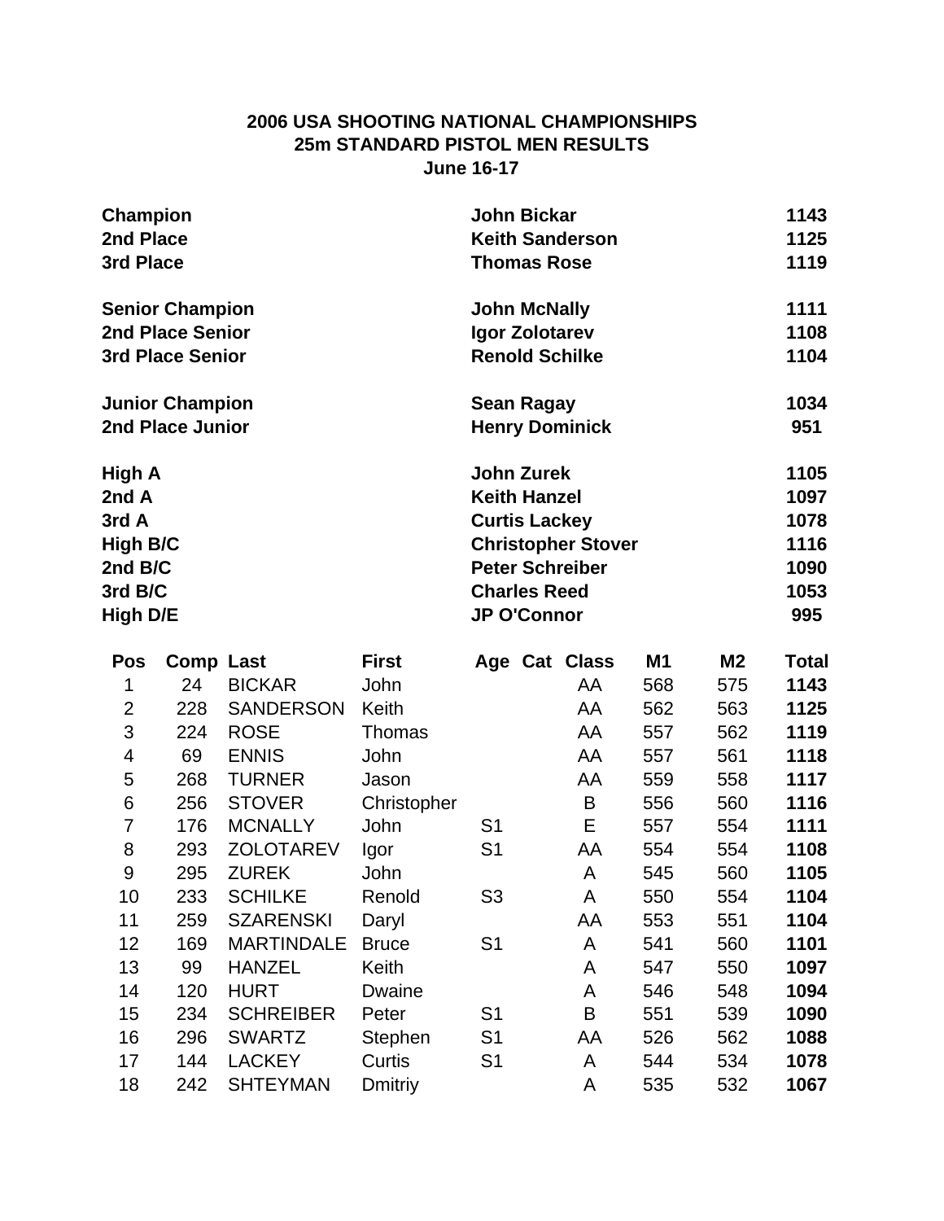# 2006 USA SHOOTING NATIONAL CHAMPIONSHIPS
## 25m STANDARD PISTOL MEN RESULTS
### June 16-17

| | | |
|---|---|---|
| **Champion** | **John Bickar** | **1143** |
| **2nd Place** | **Keith Sanderson** | **1125** |
| **3rd Place** | **Thomas Rose** | **1119** |
| | | |
| **Senior Champion** | **John McNally** | **1111** |
| **2nd Place Senior** | **Igor Zolotarev** | **1108** |
| **3rd Place Senior** | **Renold Schilke** | **1104** |
| | | |
| **Junior Champion** | **Sean Ragay** | **1034** |
| **2nd Place Junior** | **Henry Dominick** | **951** |
| | | |
| **High A** | **John Zurek** | **1105** |
| **2nd A** | **Keith Hanzel** | **1097** |
| **3rd A** | **Curtis Lackey** | **1078** |
| **High B/C** | **Christopher Stover** | **1116** |
| **2nd B/C** | **Peter Schreiber** | **1090** |
| **3rd B/C** | **Charles Reed** | **1053** |
| **High D/E** | **JP O'Connor** | **995** |

| Pos | Comp | Last | First | Age | Cat | Class | M1 | M2 | Total |
|---|---|---|---|---|---|---|---|---|---|
| 1 | 24 | BICKAR | John | | | AA | 568 | 575 | **1143** |
| 2 | 228 | SANDERSON | Keith | | | AA | 562 | 563 | **1125** |
| 3 | 224 | ROSE | Thomas | | | AA | 557 | 562 | **1119** |
| 4 | 69 | ENNIS | John | | | AA | 557 | 561 | **1118** |
| 5 | 268 | TURNER | Jason | | | AA | 559 | 558 | **1117** |
| 6 | 256 | STOVER | Christopher | | | B | 556 | 560 | **1116** |
| 7 | 176 | MCNALLY | John | S1 | | E | 557 | 554 | **1111** |
| 8 | 293 | ZOLOTAREV | Igor | S1 | | AA | 554 | 554 | **1108** |
| 9 | 295 | ZUREK | John | | | A | 545 | 560 | **1105** |
| 10 | 233 | SCHILKE | Renold | S3 | | A | 550 | 554 | **1104** |
| 11 | 259 | SZARENSKI | Daryl | | | AA | 553 | 551 | **1104** |
| 12 | 169 | MARTINDALE | Bruce | S1 | | A | 541 | 560 | **1101** |
| 13 | 99 | HANZEL | Keith | | | A | 547 | 550 | **1097** |
| 14 | 120 | HURT | Dwaine | | | A | 546 | 548 | **1094** |
| 15 | 234 | SCHREIBER | Peter | S1 | | B | 551 | 539 | **1090** |
| 16 | 296 | SWARTZ | Stephen | S1 | | AA | 526 | 562 | **1088** |
| 17 | 144 | LACKEY | Curtis | S1 | | A | 544 | 534 | **1078** |
| 18 | 242 | SHTEYMAN | Dmitriy | | | A | 535 | 532 | **1067** |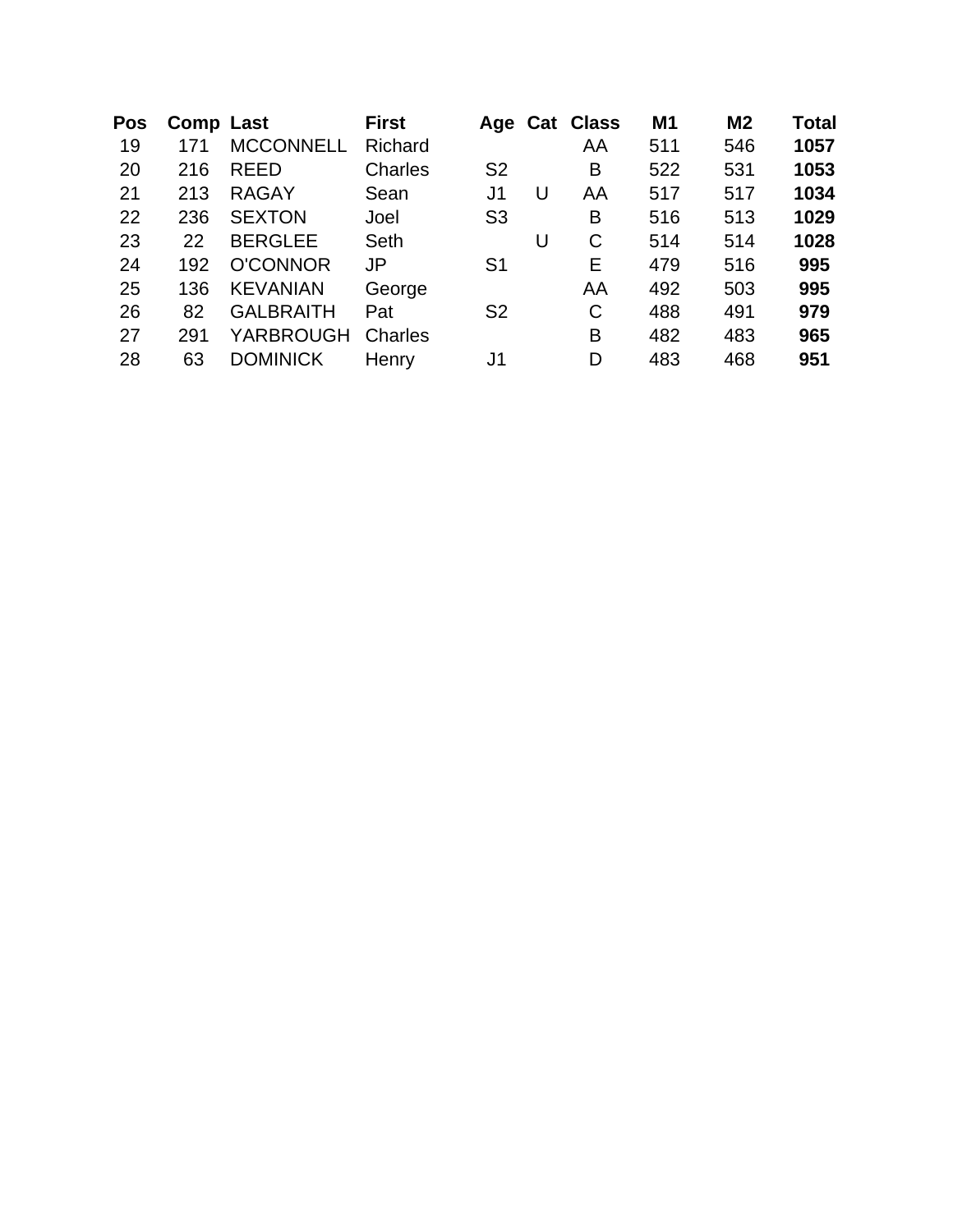| Pos | Comp | Last | First | Age | Cat | Class | M1 | M2 | Total |
|---|---|---|---|---|---|---|---|---|---|
| 19 | 171 | MCCONNELL | Richard | | | AA | 511 | 546 | **1057** |
| 20 | 216 | REED | Charles | S2 | | B | 522 | 531 | **1053** |
| 21 | 213 | RAGAY | Sean | J1 | U | AA | 517 | 517 | **1034** |
| 22 | 236 | SEXTON | Joel | S3 | | B | 516 | 513 | **1029** |
| 23 | 22 | BERGLEE | Seth | | U | C | 514 | 514 | **1028** |
| 24 | 192 | O'CONNOR | JP | S1 | | E | 479 | 516 | **995** |
| 25 | 136 | KEVANIAN | George | | | AA | 492 | 503 | **995** |
| 26 | 82 | GALBRAITH | Pat | S2 | | C | 488 | 491 | **979** |
| 27 | 291 | YARBROUGH | Charles | | | B | 482 | 483 | **965** |
| 28 | 63 | DOMINICK | Henry | J1 | | D | 483 | 468 | **951** |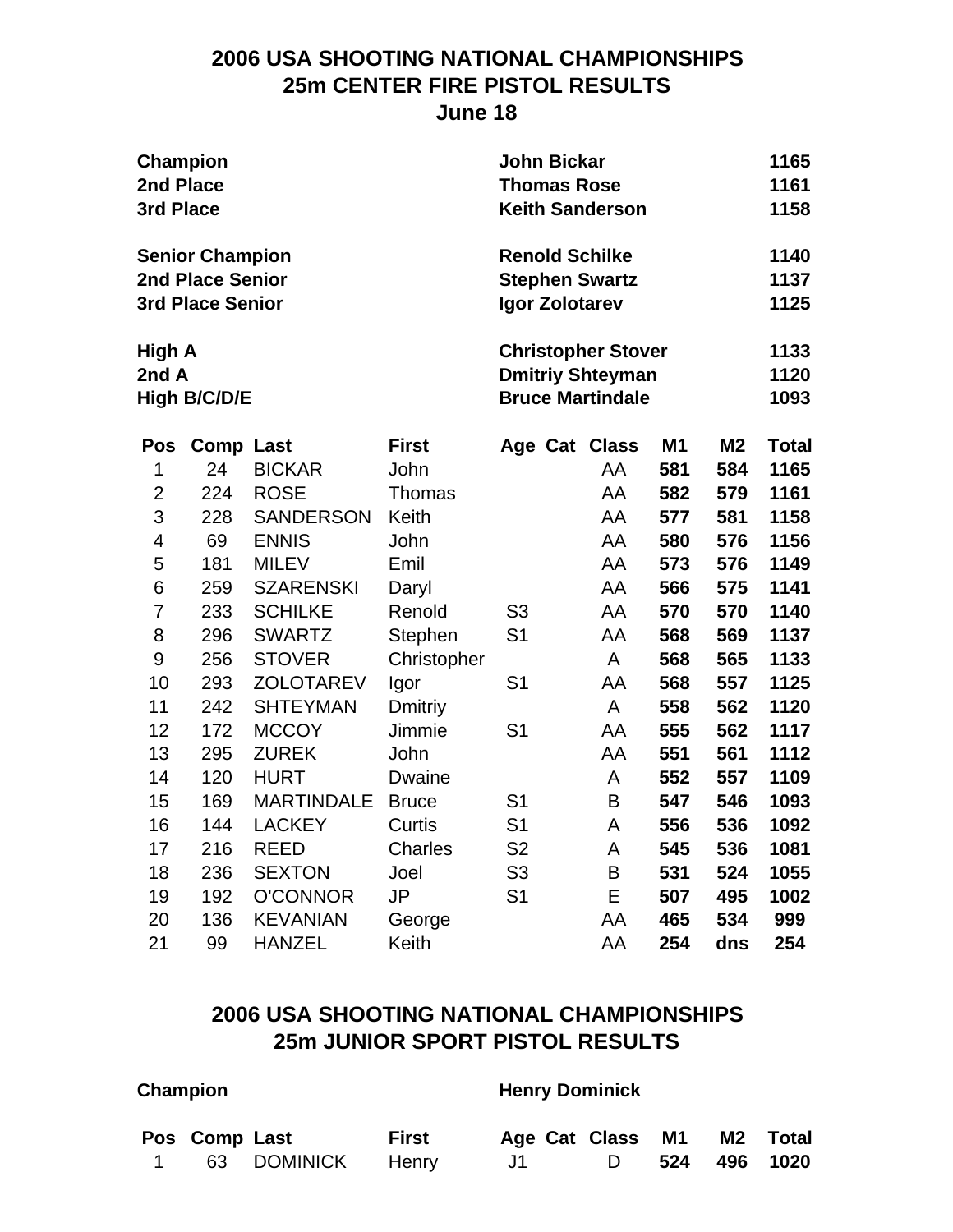# 2006 USA SHOOTING NATIONAL CHAMPIONSHIPS
## 25m CENTER FIRE PISTOL RESULTS
## June 18

| | | |
|---|---|---|
| **Champion** | **John Bickar** | **1165** |
| **2nd Place** | **Thomas Rose** | **1161** |
| **3rd Place** | **Keith Sanderson** | **1158** |
| **Senior Champion** | **Renold Schilke** | **1140** |
| **2nd Place Senior** | **Stephen Swartz** | **1137** |
| **3rd Place Senior** | **Igor Zolotarev** | **1125** |
| **High A** | **Christopher Stover** | **1133** |
| **2nd A** | **Dmitriy Shteyman** | **1120** |
| **High B/C/D/E** | **Bruce Martindale** | **1093** |

| Pos | Comp | Last | First | Age | Cat | Class | M1 | M2 | Total |
|---|---|---|---|---|---|---|---|---|---|
| 1 | 24 | BICKAR | John | | | AA | **581** | **584** | **1165** |
| 2 | 224 | ROSE | Thomas | | | AA | **582** | **579** | **1161** |
| 3 | 228 | SANDERSON | Keith | | | AA | **577** | **581** | **1158** |
| 4 | 69 | ENNIS | John | | | AA | **580** | **576** | **1156** |
| 5 | 181 | MILEV | Emil | | | AA | **573** | **576** | **1149** |
| 6 | 259 | SZARENSKI | Daryl | | | AA | **566** | **575** | **1141** |
| 7 | 233 | SCHILKE | Renold | S3 | | AA | **570** | **570** | **1140** |
| 8 | 296 | SWARTZ | Stephen | S1 | | AA | **568** | **569** | **1137** |
| 9 | 256 | STOVER | Christopher | | | A | **568** | **565** | **1133** |
| 10 | 293 | ZOLOTAREV | Igor | S1 | | AA | **568** | **557** | **1125** |
| 11 | 242 | SHTEYMAN | Dmitriy | | | A | **558** | **562** | **1120** |
| 12 | 172 | MCCOY | Jimmie | S1 | | AA | **555** | **562** | **1117** |
| 13 | 295 | ZUREK | John | | | AA | **551** | **561** | **1112** |
| 14 | 120 | HURT | Dwaine | | | A | **552** | **557** | **1109** |
| 15 | 169 | MARTINDALE | Bruce | S1 | | B | **547** | **546** | **1093** |
| 16 | 144 | LACKEY | Curtis | S1 | | A | **556** | **536** | **1092** |
| 17 | 216 | REED | Charles | S2 | | A | **545** | **536** | **1081** |
| 18 | 236 | SEXTON | Joel | S3 | | B | **531** | **524** | **1055** |
| 19 | 192 | O'CONNOR | JP | S1 | | E | **507** | **495** | **1002** |
| 20 | 136 | KEVANIAN | George | | | AA | **465** | **534** | **999** |
| 21 | 99 | HANZEL | Keith | | | AA | **254** | **dns** | **254** |

# 2006 USA SHOOTING NATIONAL CHAMPIONSHIPS
## 25m JUNIOR SPORT PISTOL RESULTS

**Champion** **Henry Dominick**

| Pos | Comp | Last | First | Age | Cat | Class | M1 | M2 | Total |
|---|---|---|---|---|---|---|---|---|---|
| 1 | 63 | DOMINICK | Henry | J1 | | D | **524** | **496** | **1020** |